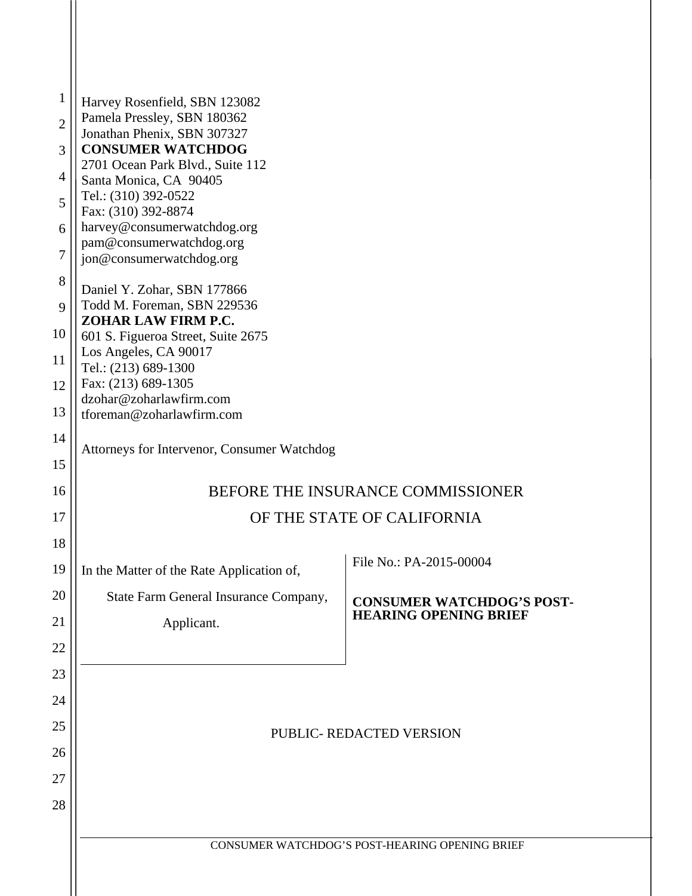Harvey Rosenfield, SBN 123082
Pamela Pressley, SBN 180362
Jonathan Phenix, SBN 307327
**CONSUMER WATCHDOG**
2701 Ocean Park Blvd., Suite 112
Santa Monica, CA 90405
Tel.: (310) 392-0522
Fax: (310) 392-8874
harvey@consumerwatchdog.org
pam@consumerwatchdog.org
jon@consumerwatchdog.org

Daniel Y. Zohar, SBN 177866
Todd M. Foreman, SBN 229536
**ZOHAR LAW FIRM P.C.**
601 S. Figueroa Street, Suite 2675
Los Angeles, CA 90017
Tel.: (213) 689-1300
Fax: (213) 689-1305
dzohar@zoharlawfirm.com
tforeman@zoharlawfirm.com

Attorneys for Intervenor, Consumer Watchdog

BEFORE THE INSURANCE COMMISSIONER

OF THE STATE OF CALIFORNIA

| | |
|---|---|
| In the Matter of the Rate Application of,<br><br>State Farm General Insurance Company,<br><br>Applicant. | File No.: PA-2015-00004<br><br>**CONSUMER WATCHDOG'S POST-HEARING OPENING BRIEF** |

PUBLIC- REDACTED VERSION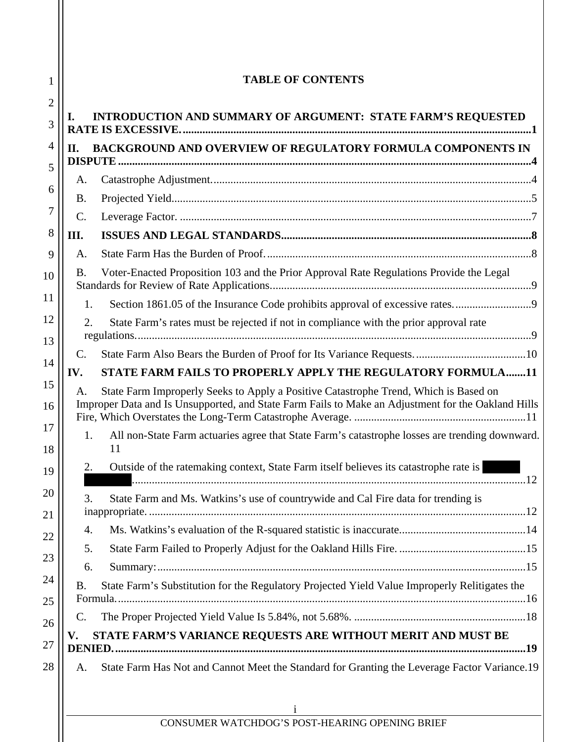# TABLE OF CONTENTS

I. INTRODUCTION AND SUMMARY OF ARGUMENT: STATE FARM'S REQUESTED RATE IS EXCESSIVE. ....................1

II. BACKGROUND AND OVERVIEW OF REGULATORY FORMULA COMPONENTS IN DISPUTE ....................4

- A. Catastrophe Adjustment. ....................4
- B. Projected Yield. ....................5
- C. Leverage Factor. ....................7

III. ISSUES AND LEGAL STANDARDS ....................8

- A. State Farm Has the Burden of Proof. ....................8
- B. Voter-Enacted Proposition 103 and the Prior Approval Rate Regulations Provide the Legal Standards for Review of Rate Applications. ....................9
  1. Section 1861.05 of the Insurance Code prohibits approval of excessive rates. ....................9
  2. State Farm's rates must be rejected if not in compliance with the prior approval rate regulations. ....................9
- C. State Farm Also Bears the Burden of Proof for Its Variance Requests. ....................10

IV. STATE FARM FAILS TO PROPERLY APPLY THE REGULATORY FORMULA ....................11

- A. State Farm Improperly Seeks to Apply a Positive Catastrophe Trend, Which is Based on Improper Data and Is Unsupported, and State Farm Fails to Make an Adjustment for the Oakland Hills Fire, Which Overstates the Long-Term Catastrophe Average. ....................11
  1. All non-State Farm actuaries agree that State Farm's catastrophe losses are trending downward. ....................11
  2. Outside of the ratemaking context, State Farm itself believes its catastrophe rate is [REDACTED] ....................12
  3. State Farm and Ms. Watkins's use of countrywide and Cal Fire data for trending is inappropriate. ....................12
  4. Ms. Watkins's evaluation of the R-squared statistic is inaccurate. ....................14
  5. State Farm Failed to Properly Adjust for the Oakland Hills Fire. ....................15
  6. Summary: ....................15
- B. State Farm's Substitution for the Regulatory Projected Yield Value Improperly Relitigates the Formula. ....................16
- C. The Proper Projected Yield Value Is 5.84%, not 5.68%. ....................18

V. STATE FARM'S VARIANCE REQUESTS ARE WITHOUT MERIT AND MUST BE DENIED. ....................19

- A. State Farm Has Not and Cannot Meet the Standard for Granting the Leverage Factor Variance. ....................19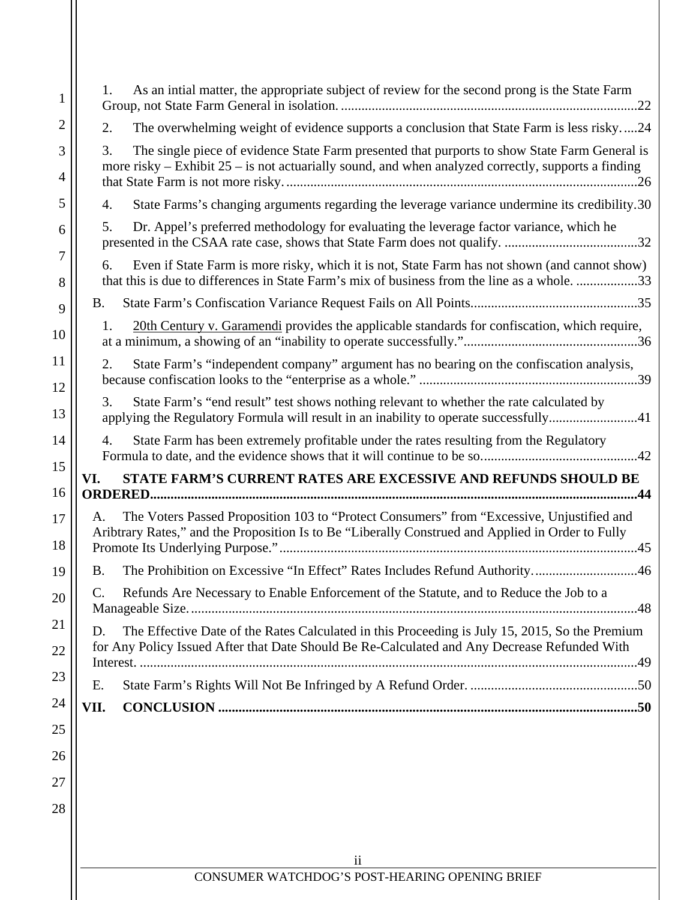1. As an intial matter, the appropriate subject of review for the second prong is the State Farm Group, not State Farm General in isolation. ....................................................................................... 22

2. The overwhelming weight of evidence supports a conclusion that State Farm is less risky. .... 24

3. The single piece of evidence State Farm presented that purports to show State Farm General is more risky – Exhibit 25 – is not actuarially sound, and when analyzed correctly, supports a finding that State Farm is not more risky. ....................................................................................... 26

4. State Farms's changing arguments regarding the leverage variance undermine its credibility. 30

5. Dr. Appel's preferred methodology for evaluating the leverage factor variance, which he presented in the CSAA rate case, shows that State Farm does not qualify. ....................................... 32

6. Even if State Farm is more risky, which it is not, State Farm has not shown (and cannot show) that this is due to differences in State Farm's mix of business from the line as a whole. .................. 33

B. State Farm's Confiscation Variance Request Fails on All Points ................................................ 35

1. 20th Century v. Garamendi provides the applicable standards for confiscation, which require, at a minimum, a showing of an "inability to operate successfully." .................................................. 36

2. State Farm's "independent company" argument has no bearing on the confiscation analysis, because confiscation looks to the "enterprise as a whole." ............................................................... 39

3. State Farm's "end result" test shows nothing relevant to whether the rate calculated by applying the Regulatory Formula will result in an inability to operate successfully .......................... 41

4. State Farm has been extremely profitable under the rates resulting from the Regulatory Formula to date, and the evidence shows that it will continue to be so ............................................. 42

**VI. STATE FARM'S CURRENT RATES ARE EXCESSIVE AND REFUNDS SHOULD BE ORDERED ........................................................................................................................................... 44**

A. The Voters Passed Proposition 103 to "Protect Consumers" from "Excessive, Unjustified and Aribtrary Rates," and the Proposition Is to Be "Liberally Construed and Applied in Order to Fully Promote Its Underlying Purpose." ......................................................................................... 45

B. The Prohibition on Excessive "In Effect" Rates Includes Refund Authority. .............................. 46

C. Refunds Are Necessary to Enable Enforcement of the Statute, and to Reduce the Job to a Manageable Size. ................................................................................................................................. 48

D. The Effective Date of the Rates Calculated in this Proceeding is July 15, 2015, So the Premium for Any Policy Issued After that Date Should Be Re-Calculated and Any Decrease Refunded With Interest. ............................................................................................................................................... 49

E. State Farm's Rights Will Not Be Infringed by A Refund Order. ................................................. 50

**VII. CONCLUSION ......................................................................................................................... 50**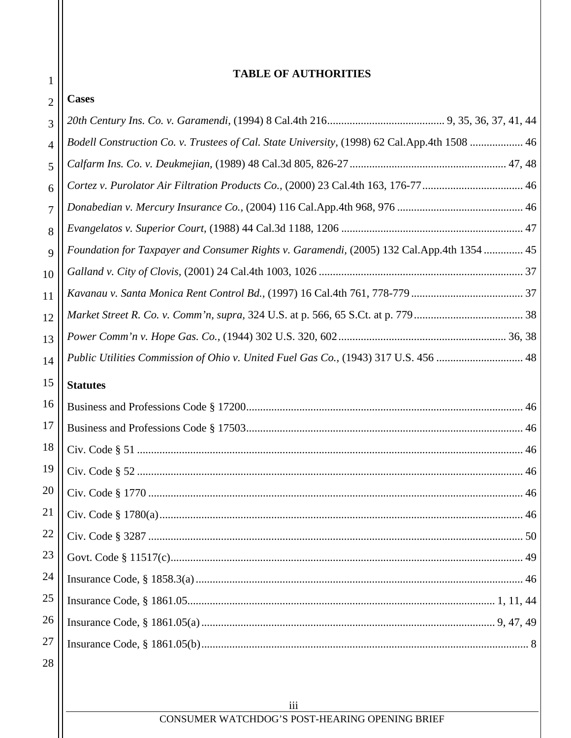## TABLE OF AUTHORITIES

### Cases

*20th Century Ins. Co. v. Garamendi*, (1994) 8 Cal.4th 216 .......... 9, 35, 36, 37, 41, 44

*Bodell Construction Co. v. Trustees of Cal. State University*, (1998) 62 Cal.App.4th 1508 .......... 46

*Calfarm Ins. Co. v. Deukmejian*, (1989) 48 Cal.3d 805, 826-27 .......... 47, 48

*Cortez v. Purolator Air Filtration Products Co.*, (2000) 23 Cal.4th 163, 176-77 .......... 46

*Donabedian v. Mercury Insurance Co.*, (2004) 116 Cal.App.4th 968, 976 .......... 46

*Evangelatos v. Superior Court*, (1988) 44 Cal.3d 1188, 1206 .......... 47

*Foundation for Taxpayer and Consumer Rights v. Garamendi*, (2005) 132 Cal.App.4th 1354 .......... 45

*Galland v. City of Clovis*, (2001) 24 Cal.4th 1003, 1026 .......... 37

*Kavanau v. Santa Monica Rent Control Bd.*, (1997) 16 Cal.4th 761, 778-779 .......... 37

*Market Street R. Co. v. Comm'n, supra*, 324 U.S. at p. 566, 65 S.Ct. at p. 779 .......... 38

*Power Comm'n v. Hope Gas. Co.*, (1944) 302 U.S. 320, 602 .......... 36, 38

*Public Utilities Commission of Ohio v. United Fuel Gas Co.*, (1943) 317 U.S. 456 .......... 48

### Statutes

Business and Professions Code § 17200 .......... 46

Business and Professions Code § 17503 .......... 46

Civ. Code § 51 .......... 46

Civ. Code § 52 .......... 46

Civ. Code § 1770 .......... 46

Civ. Code § 1780(a) .......... 46

Civ. Code § 3287 .......... 50

Govt. Code § 11517(c) .......... 49

Insurance Code, § 1858.3(a) .......... 46

Insurance Code, § 1861.05 .......... 1, 11, 44

Insurance Code, § 1861.05(a) .......... 9, 47, 49

Insurance Code, § 1861.05(b) .......... 8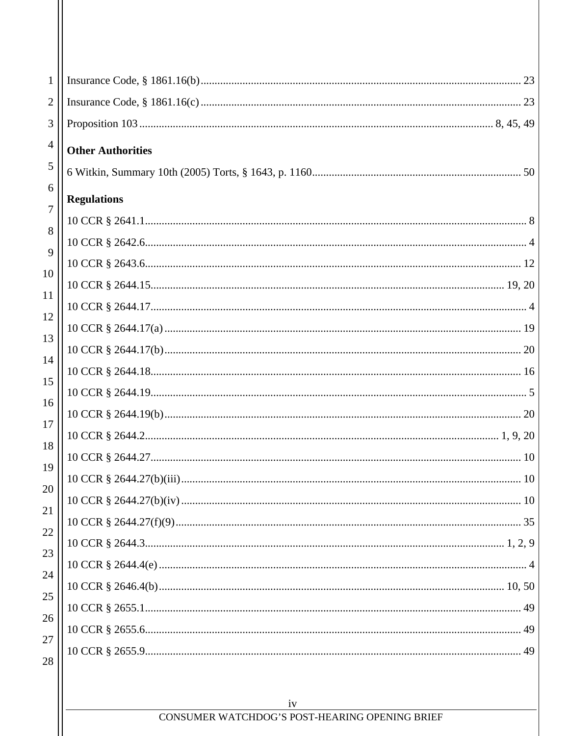Insurance Code, § 1861.16(b) ........................................................................................................ 23

Insurance Code, § 1861.16(c) ........................................................................................................ 23

Proposition 103 ........................................................................................................................ 8, 45, 49

**Other Authorities**

6 Witkin, Summary 10th (2005) Torts, § 1643, p. 1160 ............................................................... 50

**Regulations**

10 CCR § 2641.1 ............................................................................................................................. 8

10 CCR § 2642.6 ............................................................................................................................. 4

10 CCR § 2643.6 ........................................................................................................................... 12

10 CCR § 2644.15 .................................................................................................................... 19, 20

10 CCR § 2644.17 ........................................................................................................................... 4

10 CCR § 2644.17(a) ..................................................................................................................... 19

10 CCR § 2644.17(b) ..................................................................................................................... 20

10 CCR § 2644.18 ......................................................................................................................... 16

10 CCR § 2644.19 ........................................................................................................................... 5

10 CCR § 2644.19(b) ..................................................................................................................... 20

10 CCR § 2644.2 ..................................................................................................................... 1, 9, 20

10 CCR § 2644.27 ......................................................................................................................... 10

10 CCR § 2644.27(b)(iii) ............................................................................................................... 10

10 CCR § 2644.27(b)(iv) ............................................................................................................... 10

10 CCR § 2644.27(f)(9) ................................................................................................................. 35

10 CCR § 2644.3 ......................................................................................................................... 1, 2, 9

10 CCR § 2644.4(e) ......................................................................................................................... 4

10 CCR § 2646.4(b) ................................................................................................................. 10, 50

10 CCR § 2655.1 ........................................................................................................................... 49

10 CCR § 2655.6 ........................................................................................................................... 49

10 CCR § 2655.9 ........................................................................................................................... 49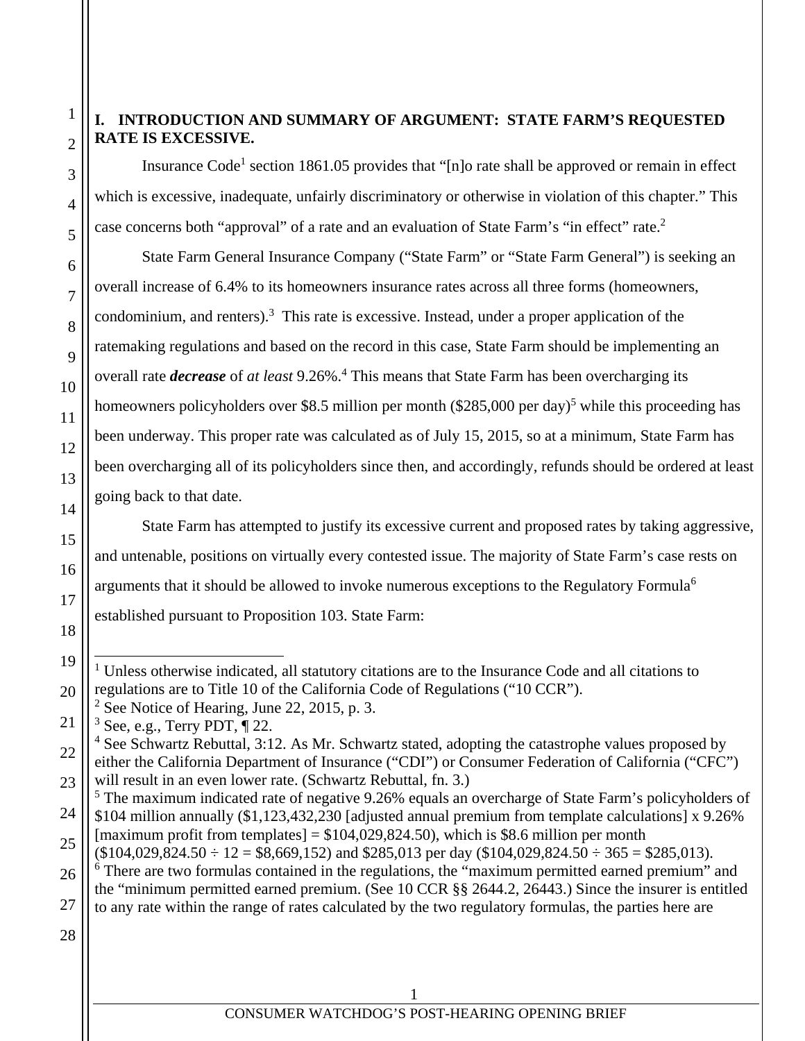# I. INTRODUCTION AND SUMMARY OF ARGUMENT: STATE FARM'S REQUESTED RATE IS EXCESSIVE.

Insurance Code[1] section 1861.05 provides that "[n]o rate shall be approved or remain in effect which is excessive, inadequate, unfairly discriminatory or otherwise in violation of this chapter." This case concerns both "approval" of a rate and an evaluation of State Farm's "in effect" rate.[2]

State Farm General Insurance Company ("State Farm" or "State Farm General") is seeking an overall increase of 6.4% to its homeowners insurance rates across all three forms (homeowners, condominium, and renters).[3] This rate is excessive. Instead, under a proper application of the ratemaking regulations and based on the record in this case, State Farm should be implementing an overall rate ***decrease*** of *at least* 9.26%.[4] This means that State Farm has been overcharging its homeowners policyholders over $8.5 million per month ($285,000 per day)[5] while this proceeding has been underway. This proper rate was calculated as of July 15, 2015, so at a minimum, State Farm has been overcharging all of its policyholders since then, and accordingly, refunds should be ordered at least going back to that date.

State Farm has attempted to justify its excessive current and proposed rates by taking aggressive, and untenable, positions on virtually every contested issue. The majority of State Farm's case rests on arguments that it should be allowed to invoke numerous exceptions to the Regulatory Formula[6] established pursuant to Proposition 103. State Farm:

---

[1] Unless otherwise indicated, all statutory citations are to the Insurance Code and all citations to regulations are to Title 10 of the California Code of Regulations ("10 CCR").

[2] See Notice of Hearing, June 22, 2015, p. 3.

[3] See, e.g., Terry PDT, ¶ 22.

[4] See Schwartz Rebuttal, 3:12. As Mr. Schwartz stated, adopting the catastrophe values proposed by either the California Department of Insurance ("CDI") or Consumer Federation of California ("CFC") will result in an even lower rate. (Schwartz Rebuttal, fn. 3.)

[5] The maximum indicated rate of negative 9.26% equals an overcharge of State Farm's policyholders of $104 million annually ($1,123,432,230 [adjusted annual premium from template calculations] x 9.26% [maximum profit from templates] = $104,029,824.50), which is $8.6 million per month ($104,029,824.50 ÷ 12 = $8,669,152) and $285,013 per day ($104,029,824.50 ÷ 365 = $285,013).

[6] There are two formulas contained in the regulations, the "maximum permitted earned premium" and the "minimum permitted earned premium. (See 10 CCR §§ 2644.2, 26443.) Since the insurer is entitled to any rate within the range of rates calculated by the two regulatory formulas, the parties here are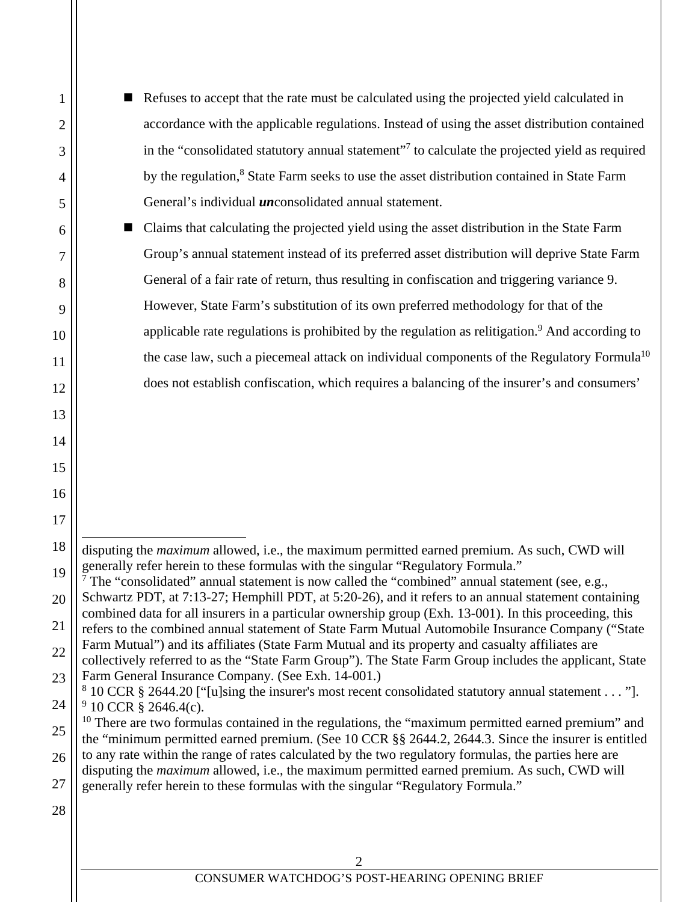- Refuses to accept that the rate must be calculated using the projected yield calculated in accordance with the applicable regulations. Instead of using the asset distribution contained in the "consolidated statutory annual statement"[7] to calculate the projected yield as required by the regulation,[8] State Farm seeks to use the asset distribution contained in State Farm General's individual ***un***consolidated annual statement.
- Claims that calculating the projected yield using the asset distribution in the State Farm Group's annual statement instead of its preferred asset distribution will deprive State Farm General of a fair rate of return, thus resulting in confiscation and triggering variance 9. However, State Farm's substitution of its own preferred methodology for that of the applicable rate regulations is prohibited by the regulation as relitigation.[9] And according to the case law, such a piecemeal attack on individual components of the Regulatory Formula[10] does not establish confiscation, which requires a balancing of the insurer's and consumers'

---

disputing the *maximum* allowed, i.e., the maximum permitted earned premium. As such, CWD will generally refer herein to these formulas with the singular "Regulatory Formula."

[7] The "consolidated" annual statement is now called the "combined" annual statement (see, e.g., Schwartz PDT, at 7:13-27; Hemphill PDT, at 5:20-26), and it refers to an annual statement containing combined data for all insurers in a particular ownership group (Exh. 13-001). In this proceeding, this refers to the combined annual statement of State Farm Mutual Automobile Insurance Company ("State Farm Mutual") and its affiliates (State Farm Mutual and its property and casualty affiliates are collectively referred to as the "State Farm Group"). The State Farm Group includes the applicant, State Farm General Insurance Company. (See Exh. 14-001.)

[8] 10 CCR § 2644.20 ["[u]sing the insurer's most recent consolidated statutory annual statement . . . "].

[9] 10 CCR § 2646.4(c).

[10] There are two formulas contained in the regulations, the "maximum permitted earned premium" and the "minimum permitted earned premium. (See 10 CCR §§ 2644.2, 2644.3. Since the insurer is entitled to any rate within the range of rates calculated by the two regulatory formulas, the parties here are disputing the *maximum* allowed, i.e., the maximum permitted earned premium. As such, CWD will generally refer herein to these formulas with the singular "Regulatory Formula."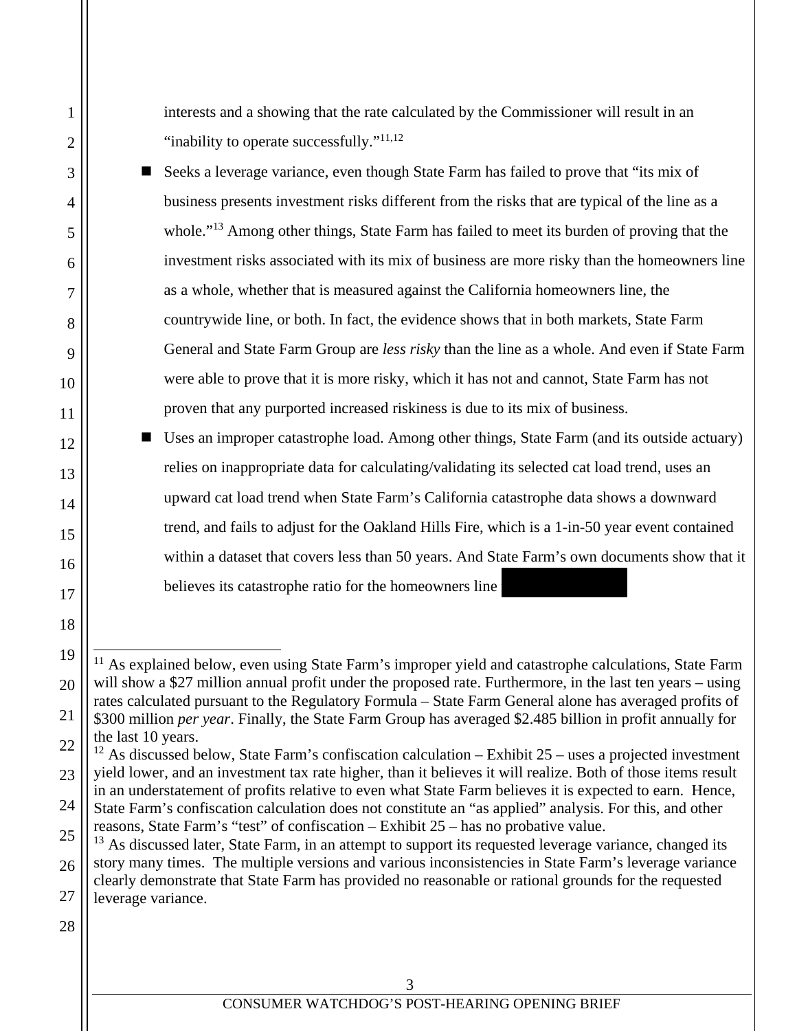interests and a showing that the rate calculated by the Commissioner will result in an "inability to operate successfully."[11,12]

- Seeks a leverage variance, even though State Farm has failed to prove that "its mix of business presents investment risks different from the risks that are typical of the line as a whole."[13] Among other things, State Farm has failed to meet its burden of proving that the investment risks associated with its mix of business are more risky than the homeowners line as a whole, whether that is measured against the California homeowners line, the countrywide line, or both. In fact, the evidence shows that in both markets, State Farm General and State Farm Group are *less risky* than the line as a whole. And even if State Farm were able to prove that it is more risky, which it has not and cannot, State Farm has not proven that any purported increased riskiness is due to its mix of business.
- Uses an improper catastrophe load. Among other things, State Farm (and its outside actuary) relies on inappropriate data for calculating/validating its selected cat load trend, uses an upward cat load trend when State Farm's California catastrophe data shows a downward trend, and fails to adjust for the Oakland Hills Fire, which is a 1-in-50 year event contained within a dataset that covers less than 50 years. And State Farm's own documents show that it believes its catastrophe ratio for the homeowners line [REDACTED]

---

[11] As explained below, even using State Farm's improper yield and catastrophe calculations, State Farm will show a $27 million annual profit under the proposed rate. Furthermore, in the last ten years – using rates calculated pursuant to the Regulatory Formula – State Farm General alone has averaged profits of $300 million *per year*. Finally, the State Farm Group has averaged $2.485 billion in profit annually for the last 10 years.

[12] As discussed below, State Farm's confiscation calculation – Exhibit 25 – uses a projected investment yield lower, and an investment tax rate higher, than it believes it will realize. Both of those items result in an understatement of profits relative to even what State Farm believes it is expected to earn. Hence, State Farm's confiscation calculation does not constitute an "as applied" analysis. For this, and other reasons, State Farm's "test" of confiscation – Exhibit 25 – has no probative value.

[13] As discussed later, State Farm, in an attempt to support its requested leverage variance, changed its story many times. The multiple versions and various inconsistencies in State Farm's leverage variance clearly demonstrate that State Farm has provided no reasonable or rational grounds for the requested leverage variance.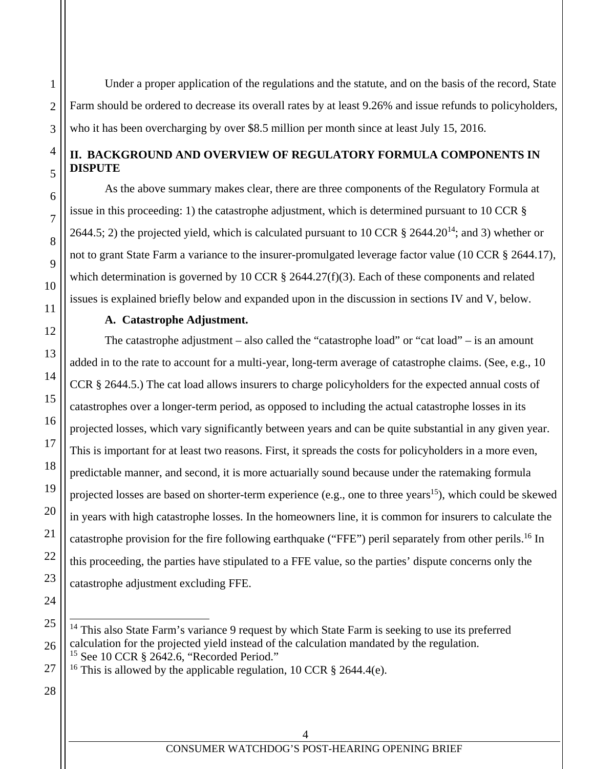Under a proper application of the regulations and the statute, and on the basis of the record, State Farm should be ordered to decrease its overall rates by at least 9.26% and issue refunds to policyholders, who it has been overcharging by over $8.5 million per month since at least July 15, 2016.

## II. BACKGROUND AND OVERVIEW OF REGULATORY FORMULA COMPONENTS IN DISPUTE

As the above summary makes clear, there are three components of the Regulatory Formula at issue in this proceeding: 1) the catastrophe adjustment, which is determined pursuant to 10 CCR § 2644.5; 2) the projected yield, which is calculated pursuant to 10 CCR § 2644.20[14]; and 3) whether or not to grant State Farm a variance to the insurer-promulgated leverage factor value (10 CCR § 2644.17), which determination is governed by 10 CCR § 2644.27(f)(3). Each of these components and related issues is explained briefly below and expanded upon in the discussion in sections IV and V, below.

### A. Catastrophe Adjustment.

The catastrophe adjustment – also called the "catastrophe load" or "cat load" – is an amount added in to the rate to account for a multi-year, long-term average of catastrophe claims. (See, e.g., 10 CCR § 2644.5.) The cat load allows insurers to charge policyholders for the expected annual costs of catastrophes over a longer-term period, as opposed to including the actual catastrophe losses in its projected losses, which vary significantly between years and can be quite substantial in any given year. This is important for at least two reasons. First, it spreads the costs for policyholders in a more even, predictable manner, and second, it is more actuarially sound because under the ratemaking formula projected losses are based on shorter-term experience (e.g., one to three years[15]), which could be skewed in years with high catastrophe losses. In the homeowners line, it is common for insurers to calculate the catastrophe provision for the fire following earthquake ("FFE") peril separately from other perils.[16] In this proceeding, the parties have stipulated to a FFE value, so the parties' dispute concerns only the catastrophe adjustment excluding FFE.

---

[14] This also State Farm's variance 9 request by which State Farm is seeking to use its preferred calculation for the projected yield instead of the calculation mandated by the regulation.

[15] See 10 CCR § 2642.6, "Recorded Period."

[16] This is allowed by the applicable regulation, 10 CCR § 2644.4(e).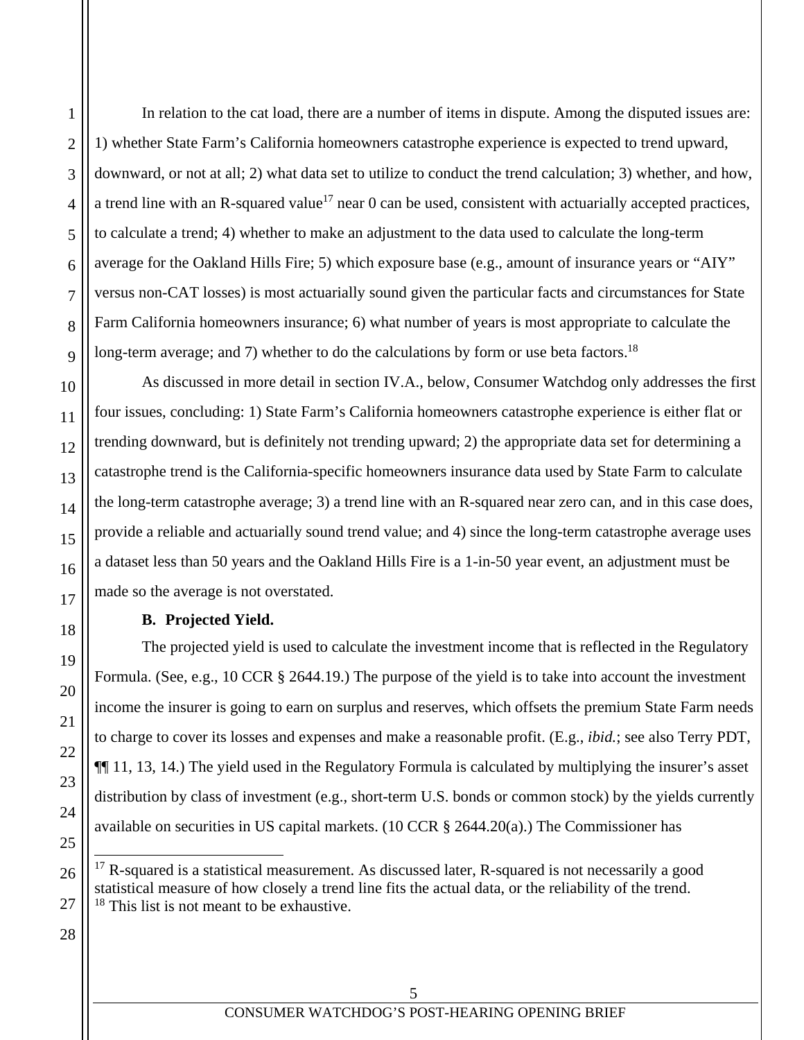In relation to the cat load, there are a number of items in dispute. Among the disputed issues are: 1) whether State Farm's California homeowners catastrophe experience is expected to trend upward, downward, or not at all; 2) what data set to utilize to conduct the trend calculation; 3) whether, and how, a trend line with an R-squared value[17] near 0 can be used, consistent with actuarially accepted practices, to calculate a trend; 4) whether to make an adjustment to the data used to calculate the long-term average for the Oakland Hills Fire; 5) which exposure base (e.g., amount of insurance years or "AIY" versus non-CAT losses) is most actuarially sound given the particular facts and circumstances for State Farm California homeowners insurance; 6) what number of years is most appropriate to calculate the long-term average; and 7) whether to do the calculations by form or use beta factors.[18]

As discussed in more detail in section IV.A., below, Consumer Watchdog only addresses the first four issues, concluding: 1) State Farm's California homeowners catastrophe experience is either flat or trending downward, but is definitely not trending upward; 2) the appropriate data set for determining a catastrophe trend is the California-specific homeowners insurance data used by State Farm to calculate the long-term catastrophe average; 3) a trend line with an R-squared near zero can, and in this case does, provide a reliable and actuarially sound trend value; and 4) since the long-term catastrophe average uses a dataset less than 50 years and the Oakland Hills Fire is a 1-in-50 year event, an adjustment must be made so the average is not overstated.

**B. Projected Yield.**

The projected yield is used to calculate the investment income that is reflected in the Regulatory Formula. (See, e.g., 10 CCR § 2644.19.) The purpose of the yield is to take into account the investment income the insurer is going to earn on surplus and reserves, which offsets the premium State Farm needs to charge to cover its losses and expenses and make a reasonable profit. (E.g., *ibid.*; see also Terry PDT, ¶¶ 11, 13, 14.) The yield used in the Regulatory Formula is calculated by multiplying the insurer's asset distribution by class of investment (e.g., short-term U.S. bonds or common stock) by the yields currently available on securities in US capital markets. (10 CCR § 2644.20(a).) The Commissioner has

---

[17] R-squared is a statistical measurement. As discussed later, R-squared is not necessarily a good statistical measure of how closely a trend line fits the actual data, or the reliability of the trend.

[18] This list is not meant to be exhaustive.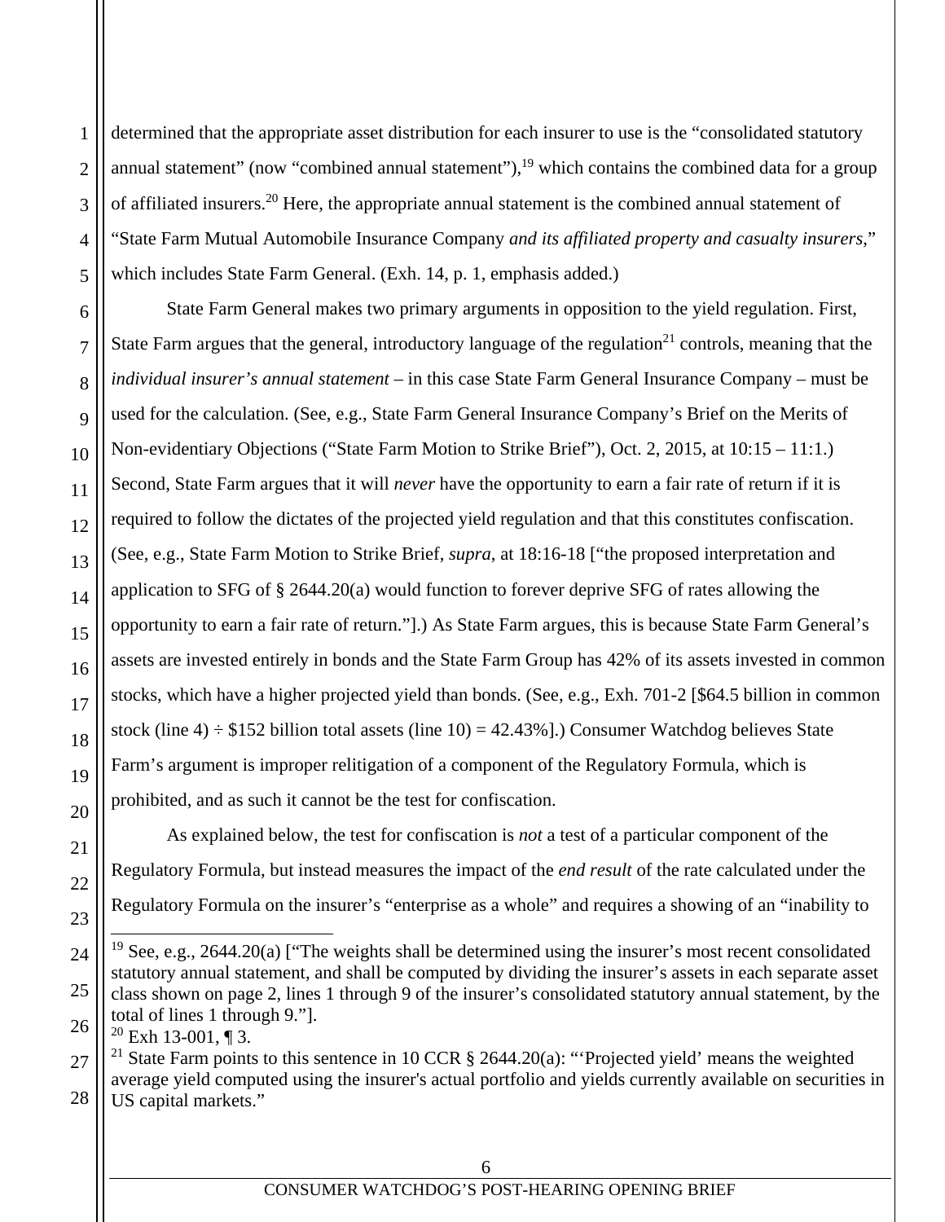determined that the appropriate asset distribution for each insurer to use is the "consolidated statutory annual statement" (now "combined annual statement"),[19] which contains the combined data for a group of affiliated insurers.[20] Here, the appropriate annual statement is the combined annual statement of "State Farm Mutual Automobile Insurance Company *and its affiliated property and casualty insurers*," which includes State Farm General. (Exh. 14, p. 1, emphasis added.)

State Farm General makes two primary arguments in opposition to the yield regulation. First, State Farm argues that the general, introductory language of the regulation[21] controls, meaning that the *individual insurer's annual statement* – in this case State Farm General Insurance Company – must be used for the calculation. (See, e.g., State Farm General Insurance Company's Brief on the Merits of Non-evidentiary Objections ("State Farm Motion to Strike Brief"), Oct. 2, 2015, at 10:15 – 11:1.) Second, State Farm argues that it will *never* have the opportunity to earn a fair rate of return if it is required to follow the dictates of the projected yield regulation and that this constitutes confiscation. (See, e.g., State Farm Motion to Strike Brief, *supra*, at 18:16-18 ["the proposed interpretation and application to SFG of § 2644.20(a) would function to forever deprive SFG of rates allowing the opportunity to earn a fair rate of return."].) As State Farm argues, this is because State Farm General's assets are invested entirely in bonds and the State Farm Group has 42% of its assets invested in common stocks, which have a higher projected yield than bonds. (See, e.g., Exh. 701-2 [$64.5 billion in common stock (line 4) ÷ $152 billion total assets (line 10) = 42.43%].) Consumer Watchdog believes State Farm's argument is improper relitigation of a component of the Regulatory Formula, which is prohibited, and as such it cannot be the test for confiscation.

As explained below, the test for confiscation is *not* a test of a particular component of the Regulatory Formula, but instead measures the impact of the *end result* of the rate calculated under the Regulatory Formula on the insurer's "enterprise as a whole" and requires a showing of an "inability to

---

[19] See, e.g., 2644.20(a) ["The weights shall be determined using the insurer's most recent consolidated statutory annual statement, and shall be computed by dividing the insurer's assets in each separate asset class shown on page 2, lines 1 through 9 of the insurer's consolidated statutory annual statement, by the total of lines 1 through 9."].

[20] Exh 13-001, ¶ 3.

[21] State Farm points to this sentence in 10 CCR § 2644.20(a): "'Projected yield' means the weighted average yield computed using the insurer's actual portfolio and yields currently available on securities in US capital markets."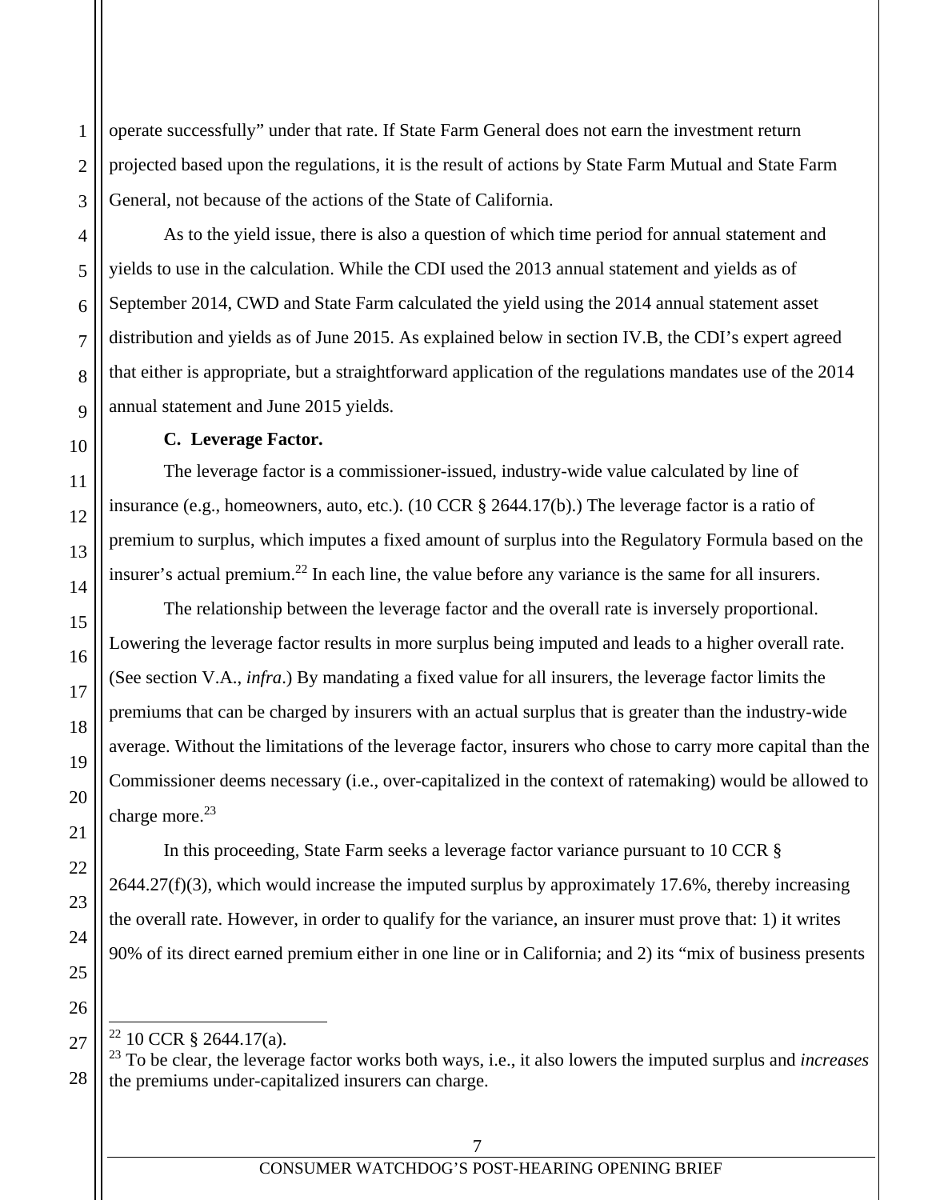operate successfully" under that rate. If State Farm General does not earn the investment return projected based upon the regulations, it is the result of actions by State Farm Mutual and State Farm General, not because of the actions of the State of California.

As to the yield issue, there is also a question of which time period for annual statement and yields to use in the calculation. While the CDI used the 2013 annual statement and yields as of September 2014, CWD and State Farm calculated the yield using the 2014 annual statement asset distribution and yields as of June 2015. As explained below in section IV.B, the CDI's expert agreed that either is appropriate, but a straightforward application of the regulations mandates use of the 2014 annual statement and June 2015 yields.

**C. Leverage Factor.**

The leverage factor is a commissioner-issued, industry-wide value calculated by line of insurance (e.g., homeowners, auto, etc.). (10 CCR § 2644.17(b).) The leverage factor is a ratio of premium to surplus, which imputes a fixed amount of surplus into the Regulatory Formula based on the insurer's actual premium.[22] In each line, the value before any variance is the same for all insurers.

The relationship between the leverage factor and the overall rate is inversely proportional. Lowering the leverage factor results in more surplus being imputed and leads to a higher overall rate. (See section V.A., *infra*.) By mandating a fixed value for all insurers, the leverage factor limits the premiums that can be charged by insurers with an actual surplus that is greater than the industry-wide average. Without the limitations of the leverage factor, insurers who chose to carry more capital than the Commissioner deems necessary (i.e., over-capitalized in the context of ratemaking) would be allowed to charge more.[23]

In this proceeding, State Farm seeks a leverage factor variance pursuant to 10 CCR § 2644.27(f)(3), which would increase the imputed surplus by approximately 17.6%, thereby increasing the overall rate. However, in order to qualify for the variance, an insurer must prove that: 1) it writes 90% of its direct earned premium either in one line or in California; and 2) its "mix of business presents

---

[22] 10 CCR § 2644.17(a).

[23] To be clear, the leverage factor works both ways, i.e., it also lowers the imputed surplus and *increases* the premiums under-capitalized insurers can charge.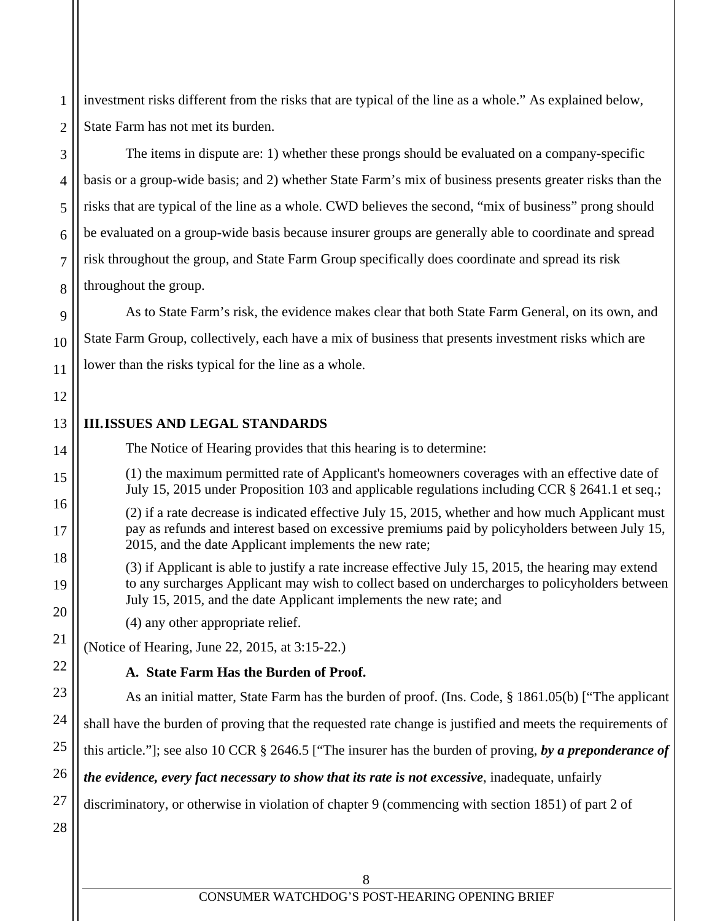investment risks different from the risks that are typical of the line as a whole." As explained below, State Farm has not met its burden.

The items in dispute are: 1) whether these prongs should be evaluated on a company-specific basis or a group-wide basis; and 2) whether State Farm's mix of business presents greater risks than the risks that are typical of the line as a whole. CWD believes the second, "mix of business" prong should be evaluated on a group-wide basis because insurer groups are generally able to coordinate and spread risk throughout the group, and State Farm Group specifically does coordinate and spread its risk throughout the group.

As to State Farm's risk, the evidence makes clear that both State Farm General, on its own, and State Farm Group, collectively, each have a mix of business that presents investment risks which are lower than the risks typical for the line as a whole.

## III. ISSUES AND LEGAL STANDARDS

The Notice of Hearing provides that this hearing is to determine:

> (1) the maximum permitted rate of Applicant's homeowners coverages with an effective date of July 15, 2015 under Proposition 103 and applicable regulations including CCR § 2641.1 et seq.;
>
> (2) if a rate decrease is indicated effective July 15, 2015, whether and how much Applicant must pay as refunds and interest based on excessive premiums paid by policyholders between July 15, 2015, and the date Applicant implements the new rate;
>
> (3) if Applicant is able to justify a rate increase effective July 15, 2015, the hearing may extend to any surcharges Applicant may wish to collect based on undercharges to policyholders between July 15, 2015, and the date Applicant implements the new rate; and
>
> (4) any other appropriate relief.

(Notice of Hearing, June 22, 2015, at 3:15-22.)

### A. State Farm Has the Burden of Proof.

As an initial matter, State Farm has the burden of proof. (Ins. Code, § 1861.05(b) ["The applicant shall have the burden of proving that the requested rate change is justified and meets the requirements of this article."]; see also 10 CCR § 2646.5 ["The insurer has the burden of proving, ***by a preponderance of the evidence, every fact necessary to show that its rate is not excessive***, inadequate, unfairly discriminatory, or otherwise in violation of chapter 9 (commencing with section 1851) of part 2 of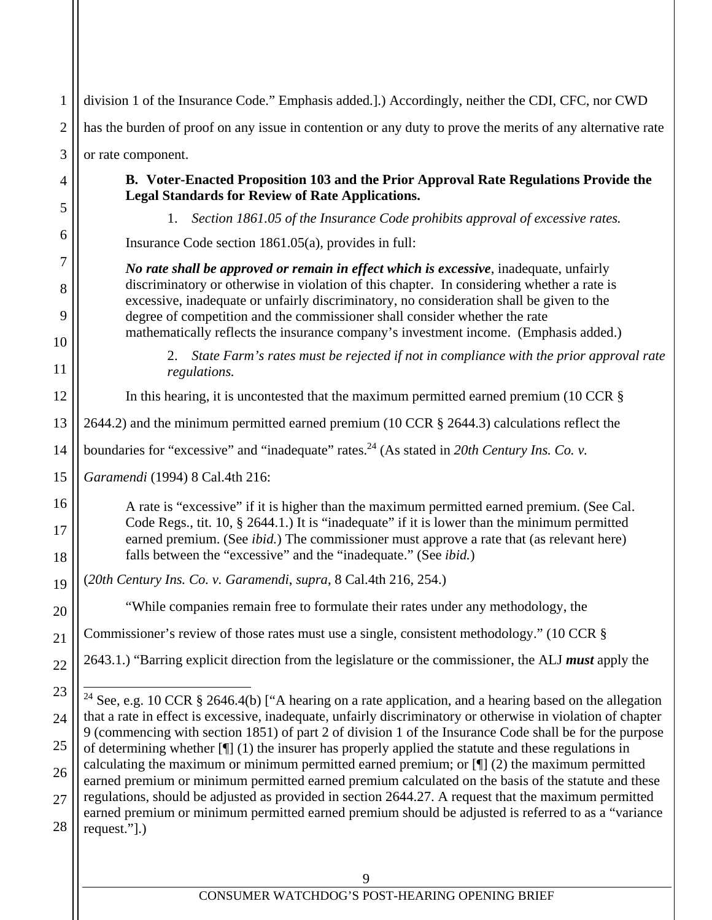division 1 of the Insurance Code." Emphasis added.].) Accordingly, neither the CDI, CFC, nor CWD has the burden of proof on any issue in contention or any duty to prove the merits of any alternative rate or rate component.

### B. Voter-Enacted Proposition 103 and the Prior Approval Rate Regulations Provide the Legal Standards for Review of Rate Applications.

1. *Section 1861.05 of the Insurance Code prohibits approval of excessive rates.*

Insurance Code section 1861.05(a), provides in full:

> ***No rate shall be approved or remain in effect which is excessive***, inadequate, unfairly discriminatory or otherwise in violation of this chapter. In considering whether a rate is excessive, inadequate or unfairly discriminatory, no consideration shall be given to the degree of competition and the commissioner shall consider whether the rate mathematically reflects the insurance company's investment income. (Emphasis added.)

2. *State Farm's rates must be rejected if not in compliance with the prior approval rate regulations.*

In this hearing, it is uncontested that the maximum permitted earned premium (10 CCR § 2644.2) and the minimum permitted earned premium (10 CCR § 2644.3) calculations reflect the boundaries for "excessive" and "inadequate" rates.[24] (As stated in *20th Century Ins. Co. v. Garamendi* (1994) 8 Cal.4th 216:

> A rate is "excessive" if it is higher than the maximum permitted earned premium. (See Cal. Code Regs., tit. 10, § 2644.1.) It is "inadequate" if it is lower than the minimum permitted earned premium. (See *ibid.*) The commissioner must approve a rate that (as relevant here) falls between the "excessive" and the "inadequate." (See *ibid.*)

(*20th Century Ins. Co. v. Garamendi*, *supra*, 8 Cal.4th 216, 254.)

"While companies remain free to formulate their rates under any methodology, the Commissioner's review of those rates must use a single, consistent methodology." (10 CCR § 2643.1.) "Barring explicit direction from the legislature or the commissioner, the ALJ ***must*** apply the

---

[24] See, e.g. 10 CCR § 2646.4(b) ["A hearing on a rate application, and a hearing based on the allegation that a rate in effect is excessive, inadequate, unfairly discriminatory or otherwise in violation of chapter 9 (commencing with section 1851) of part 2 of division 1 of the Insurance Code shall be for the purpose of determining whether [¶] (1) the insurer has properly applied the statute and these regulations in calculating the maximum or minimum permitted earned premium; or [¶] (2) the maximum permitted earned premium or minimum permitted earned premium calculated on the basis of the statute and these regulations, should be adjusted as provided in section 2644.27. A request that the maximum permitted earned premium or minimum permitted earned premium should be adjusted is referred to as a "variance request."].)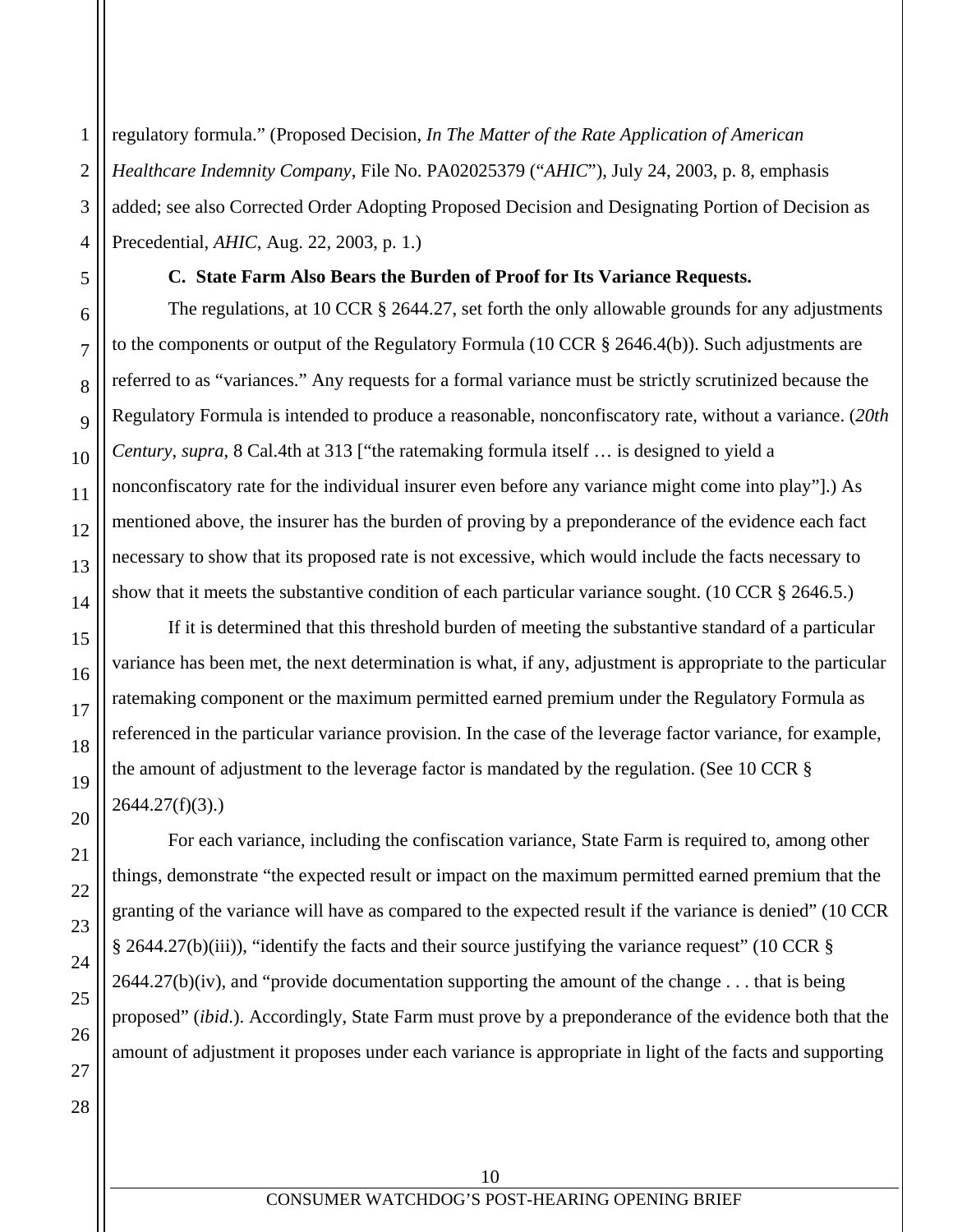regulatory formula." (Proposed Decision, *In The Matter of the Rate Application of American Healthcare Indemnity Company*, File No. PA02025379 ("*AHIC*"), July 24, 2003, p. 8, emphasis added; see also Corrected Order Adopting Proposed Decision and Designating Portion of Decision as Precedential, *AHIC*, Aug. 22, 2003, p. 1.)

**C. State Farm Also Bears the Burden of Proof for Its Variance Requests.**

The regulations, at 10 CCR § 2644.27, set forth the only allowable grounds for any adjustments to the components or output of the Regulatory Formula (10 CCR § 2646.4(b)). Such adjustments are referred to as "variances." Any requests for a formal variance must be strictly scrutinized because the Regulatory Formula is intended to produce a reasonable, nonconfiscatory rate, without a variance. (*20th Century*, *supra*, 8 Cal.4th at 313 ["the ratemaking formula itself … is designed to yield a nonconfiscatory rate for the individual insurer even before any variance might come into play"].) As mentioned above, the insurer has the burden of proving by a preponderance of the evidence each fact necessary to show that its proposed rate is not excessive, which would include the facts necessary to show that it meets the substantive condition of each particular variance sought. (10 CCR § 2646.5.)

If it is determined that this threshold burden of meeting the substantive standard of a particular variance has been met, the next determination is what, if any, adjustment is appropriate to the particular ratemaking component or the maximum permitted earned premium under the Regulatory Formula as referenced in the particular variance provision. In the case of the leverage factor variance, for example, the amount of adjustment to the leverage factor is mandated by the regulation. (See 10 CCR § 2644.27(f)(3).)

For each variance, including the confiscation variance, State Farm is required to, among other things, demonstrate "the expected result or impact on the maximum permitted earned premium that the granting of the variance will have as compared to the expected result if the variance is denied" (10 CCR § 2644.27(b)(iii)), "identify the facts and their source justifying the variance request" (10 CCR § 2644.27(b)(iv), and "provide documentation supporting the amount of the change . . . that is being proposed" (*ibid*.). Accordingly, State Farm must prove by a preponderance of the evidence both that the amount of adjustment it proposes under each variance is appropriate in light of the facts and supporting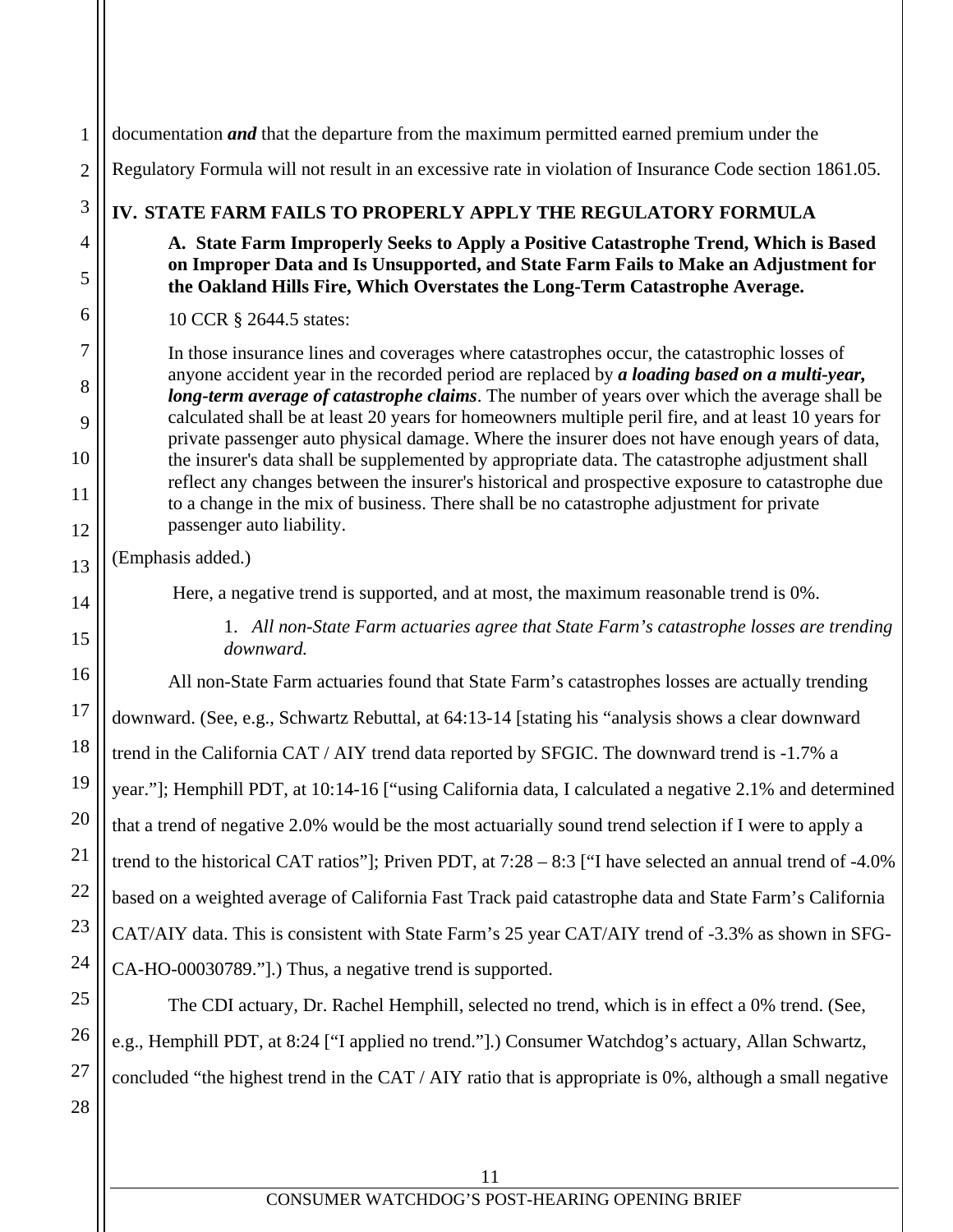documentation ***and*** that the departure from the maximum permitted earned premium under the Regulatory Formula will not result in an excessive rate in violation of Insurance Code section 1861.05.

## IV. STATE FARM FAILS TO PROPERLY APPLY THE REGULATORY FORMULA

### A. State Farm Improperly Seeks to Apply a Positive Catastrophe Trend, Which is Based on Improper Data and Is Unsupported, and State Farm Fails to Make an Adjustment for the Oakland Hills Fire, Which Overstates the Long-Term Catastrophe Average.

10 CCR § 2644.5 states:

> In those insurance lines and coverages where catastrophes occur, the catastrophic losses of anyone accident year in the recorded period are replaced by ***a loading based on a multi-year, long-term average of catastrophe claims***. The number of years over which the average shall be calculated shall be at least 20 years for homeowners multiple peril fire, and at least 10 years for private passenger auto physical damage. Where the insurer does not have enough years of data, the insurer's data shall be supplemented by appropriate data. The catastrophe adjustment shall reflect any changes between the insurer's historical and prospective exposure to catastrophe due to a change in the mix of business. There shall be no catastrophe adjustment for private passenger auto liability.

(Emphasis added.)

Here, a negative trend is supported, and at most, the maximum reasonable trend is 0%.

#### 1. *All non-State Farm actuaries agree that State Farm's catastrophe losses are trending downward.*

All non-State Farm actuaries found that State Farm's catastrophes losses are actually trending downward. (See, e.g., Schwartz Rebuttal, at 64:13-14 [stating his "analysis shows a clear downward trend in the California CAT / AIY trend data reported by SFGIC. The downward trend is -1.7% a year."]; Hemphill PDT, at 10:14-16 ["using California data, I calculated a negative 2.1% and determined that a trend of negative 2.0% would be the most actuarially sound trend selection if I were to apply a trend to the historical CAT ratios"]; Priven PDT, at 7:28 – 8:3 ["I have selected an annual trend of -4.0% based on a weighted average of California Fast Track paid catastrophe data and State Farm's California CAT/AIY data. This is consistent with State Farm's 25 year CAT/AIY trend of -3.3% as shown in SFG-CA-HO-00030789."].) Thus, a negative trend is supported.

The CDI actuary, Dr. Rachel Hemphill, selected no trend, which is in effect a 0% trend. (See, e.g., Hemphill PDT, at 8:24 ["I applied no trend."].) Consumer Watchdog's actuary, Allan Schwartz, concluded "the highest trend in the CAT / AIY ratio that is appropriate is 0%, although a small negative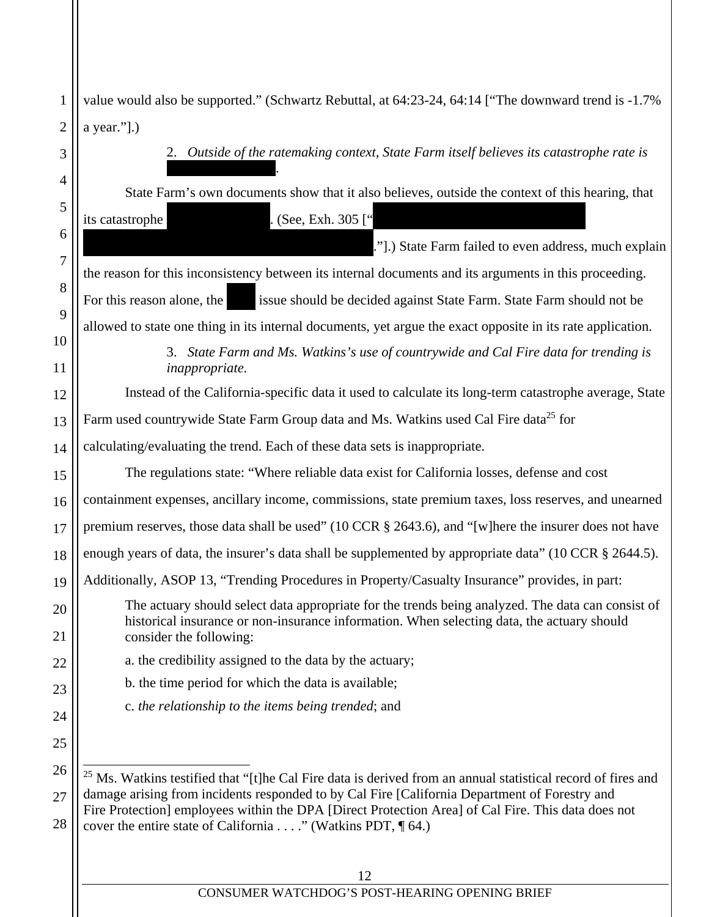value would also be supported." (Schwartz Rebuttal, at 64:23-24, 64:14 ["The downward trend is -1.7% a year."].)

2. *Outside of the ratemaking context, State Farm itself believes its catastrophe rate is [REDACTED].*

State Farm's own documents show that it also believes, outside the context of this hearing, that its catastrophe [REDACTED]. (See, Exh. 305 ["[REDACTED]."].) State Farm failed to even address, much explain the reason for this inconsistency between its internal documents and its arguments in this proceeding. For this reason alone, the [REDACTED] issue should be decided against State Farm. State Farm should not be allowed to state one thing in its internal documents, yet argue the exact opposite in its rate application.

3. *State Farm and Ms. Watkins's use of countrywide and Cal Fire data for trending is inappropriate.*

Instead of the California-specific data it used to calculate its long-term catastrophe average, State Farm used countrywide State Farm Group data and Ms. Watkins used Cal Fire data[25] for calculating/evaluating the trend. Each of these data sets is inappropriate.

The regulations state: "Where reliable data exist for California losses, defense and cost containment expenses, ancillary income, commissions, state premium taxes, loss reserves, and unearned premium reserves, those data shall be used" (10 CCR § 2643.6), and "[w]here the insurer does not have enough years of data, the insurer's data shall be supplemented by appropriate data" (10 CCR § 2644.5). Additionally, ASOP 13, "Trending Procedures in Property/Casualty Insurance" provides, in part:

> The actuary should select data appropriate for the trends being analyzed. The data can consist of historical insurance or non-insurance information. When selecting data, the actuary should consider the following:
>
> a. the credibility assigned to the data by the actuary;
>
> b. the time period for which the data is available;
>
> c. *the relationship to the items being trended*; and

---

[25] Ms. Watkins testified that "[t]he Cal Fire data is derived from an annual statistical record of fires and damage arising from incidents responded to by Cal Fire [California Department of Forestry and Fire Protection] employees within the DPA [Direct Protection Area] of Cal Fire. This data does not cover the entire state of California . . . ." (Watkins PDT, ¶ 64.)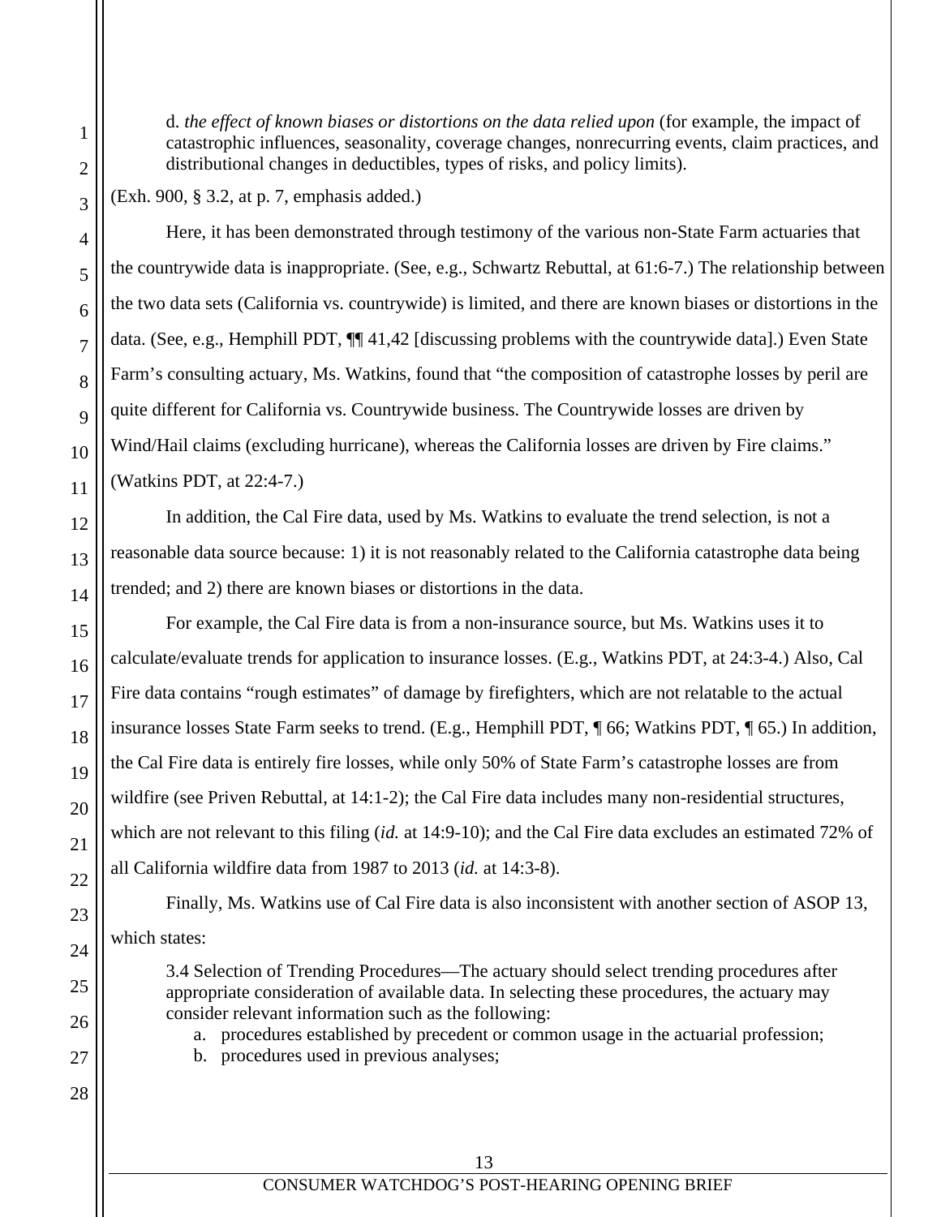> d. *the effect of known biases or distortions on the data relied upon* (for example, the impact of catastrophic influences, seasonality, coverage changes, nonrecurring events, claim practices, and distributional changes in deductibles, types of risks, and policy limits).

(Exh. 900, § 3.2, at p. 7, emphasis added.)

Here, it has been demonstrated through testimony of the various non-State Farm actuaries that the countrywide data is inappropriate. (See, e.g., Schwartz Rebuttal, at 61:6-7.) The relationship between the two data sets (California vs. countrywide) is limited, and there are known biases or distortions in the data. (See, e.g., Hemphill PDT, ¶¶ 41,42 [discussing problems with the countrywide data].) Even State Farm's consulting actuary, Ms. Watkins, found that "the composition of catastrophe losses by peril are quite different for California vs. Countrywide business. The Countrywide losses are driven by Wind/Hail claims (excluding hurricane), whereas the California losses are driven by Fire claims." (Watkins PDT, at 22:4-7.)

In addition, the Cal Fire data, used by Ms. Watkins to evaluate the trend selection, is not a reasonable data source because: 1) it is not reasonably related to the California catastrophe data being trended; and 2) there are known biases or distortions in the data.

For example, the Cal Fire data is from a non-insurance source, but Ms. Watkins uses it to calculate/evaluate trends for application to insurance losses. (E.g., Watkins PDT, at 24:3-4.) Also, Cal Fire data contains "rough estimates" of damage by firefighters, which are not relatable to the actual insurance losses State Farm seeks to trend. (E.g., Hemphill PDT, ¶ 66; Watkins PDT, ¶ 65.) In addition, the Cal Fire data is entirely fire losses, while only 50% of State Farm's catastrophe losses are from wildfire (see Priven Rebuttal, at 14:1-2); the Cal Fire data includes many non-residential structures, which are not relevant to this filing (*id.* at 14:9-10); and the Cal Fire data excludes an estimated 72% of all California wildfire data from 1987 to 2013 (*id.* at 14:3-8).

Finally, Ms. Watkins use of Cal Fire data is also inconsistent with another section of ASOP 13, which states:

> 3.4 Selection of Trending Procedures—The actuary should select trending procedures after appropriate consideration of available data. In selecting these procedures, the actuary may consider relevant information such as the following:
>
> a. procedures established by precedent or common usage in the actuarial profession;
> b. procedures used in previous analyses;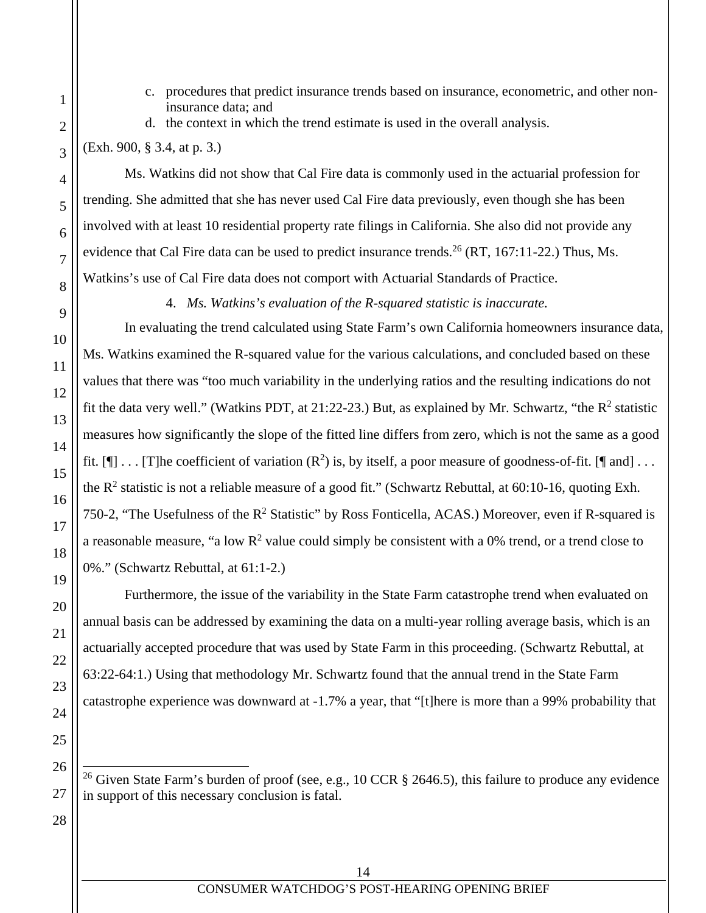c. procedures that predict insurance trends based on insurance, econometric, and other non-insurance data; and
d. the context in which the trend estimate is used in the overall analysis.

(Exh. 900, § 3.4, at p. 3.)

Ms. Watkins did not show that Cal Fire data is commonly used in the actuarial profession for trending. She admitted that she has never used Cal Fire data previously, even though she has been involved with at least 10 residential property rate filings in California. She also did not provide any evidence that Cal Fire data can be used to predict insurance trends.[26] (RT, 167:11-22.) Thus, Ms. Watkins's use of Cal Fire data does not comport with Actuarial Standards of Practice.

4. *Ms. Watkins's evaluation of the R-squared statistic is inaccurate.*

In evaluating the trend calculated using State Farm's own California homeowners insurance data, Ms. Watkins examined the R-squared value for the various calculations, and concluded based on these values that there was "too much variability in the underlying ratios and the resulting indications do not fit the data very well." (Watkins PDT, at 21:22-23.) But, as explained by Mr. Schwartz, "the $R^2$ statistic measures how significantly the slope of the fitted line differs from zero, which is not the same as a good fit. [¶] . . . [T]he coefficient of variation ($R^2$) is, by itself, a poor measure of goodness-of-fit. [¶ and] . . . the $R^2$ statistic is not a reliable measure of a good fit." (Schwartz Rebuttal, at 60:10-16, quoting Exh. 750-2, "The Usefulness of the $R^2$ Statistic" by Ross Fonticella, ACAS.) Moreover, even if R-squared is a reasonable measure, "a low $R^2$ value could simply be consistent with a 0% trend, or a trend close to 0%." (Schwartz Rebuttal, at 61:1-2.)

Furthermore, the issue of the variability in the State Farm catastrophe trend when evaluated on annual basis can be addressed by examining the data on a multi-year rolling average basis, which is an actuarially accepted procedure that was used by State Farm in this proceeding. (Schwartz Rebuttal, at 63:22-64:1.) Using that methodology Mr. Schwartz found that the annual trend in the State Farm catastrophe experience was downward at -1.7% a year, that "[t]here is more than a 99% probability that

---

[26] Given State Farm's burden of proof (see, e.g., 10 CCR § 2646.5), this failure to produce any evidence in support of this necessary conclusion is fatal.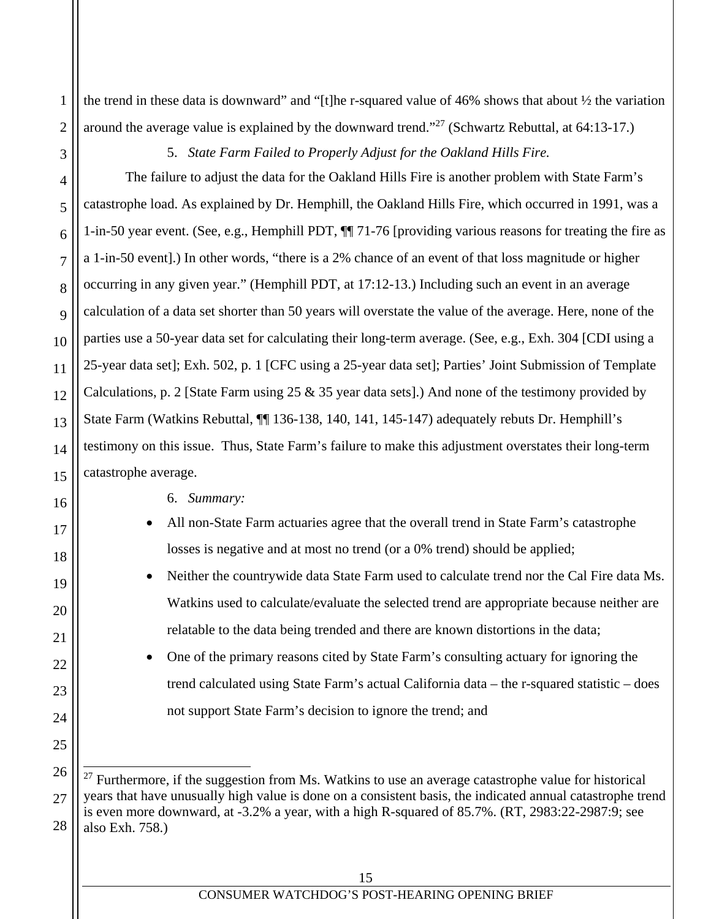the trend in these data is downward" and "[t]he r-squared value of 46% shows that about ½ the variation around the average value is explained by the downward trend."[27] (Schwartz Rebuttal, at 64:13-17.)

5. *State Farm Failed to Properly Adjust for the Oakland Hills Fire.*

The failure to adjust the data for the Oakland Hills Fire is another problem with State Farm's catastrophe load. As explained by Dr. Hemphill, the Oakland Hills Fire, which occurred in 1991, was a 1-in-50 year event. (See, e.g., Hemphill PDT, ¶¶ 71-76 [providing various reasons for treating the fire as a 1-in-50 event].) In other words, "there is a 2% chance of an event of that loss magnitude or higher occurring in any given year." (Hemphill PDT, at 17:12-13.) Including such an event in an average calculation of a data set shorter than 50 years will overstate the value of the average. Here, none of the parties use a 50-year data set for calculating their long-term average. (See, e.g., Exh. 304 [CDI using a 25-year data set]; Exh. 502, p. 1 [CFC using a 25-year data set]; Parties' Joint Submission of Template Calculations, p. 2 [State Farm using 25 & 35 year data sets].) And none of the testimony provided by State Farm (Watkins Rebuttal, ¶¶ 136-138, 140, 141, 145-147) adequately rebuts Dr. Hemphill's testimony on this issue. Thus, State Farm's failure to make this adjustment overstates their long-term catastrophe average.

6. *Summary:*

- All non-State Farm actuaries agree that the overall trend in State Farm's catastrophe losses is negative and at most no trend (or a 0% trend) should be applied;
- Neither the countrywide data State Farm used to calculate trend nor the Cal Fire data Ms. Watkins used to calculate/evaluate the selected trend are appropriate because neither are relatable to the data being trended and there are known distortions in the data;
- One of the primary reasons cited by State Farm's consulting actuary for ignoring the trend calculated using State Farm's actual California data – the r-squared statistic – does not support State Farm's decision to ignore the trend; and

---

[27] Furthermore, if the suggestion from Ms. Watkins to use an average catastrophe value for historical years that have unusually high value is done on a consistent basis, the indicated annual catastrophe trend is even more downward, at -3.2% a year, with a high R-squared of 85.7%. (RT, 2983:22-2987:9; see also Exh. 758.)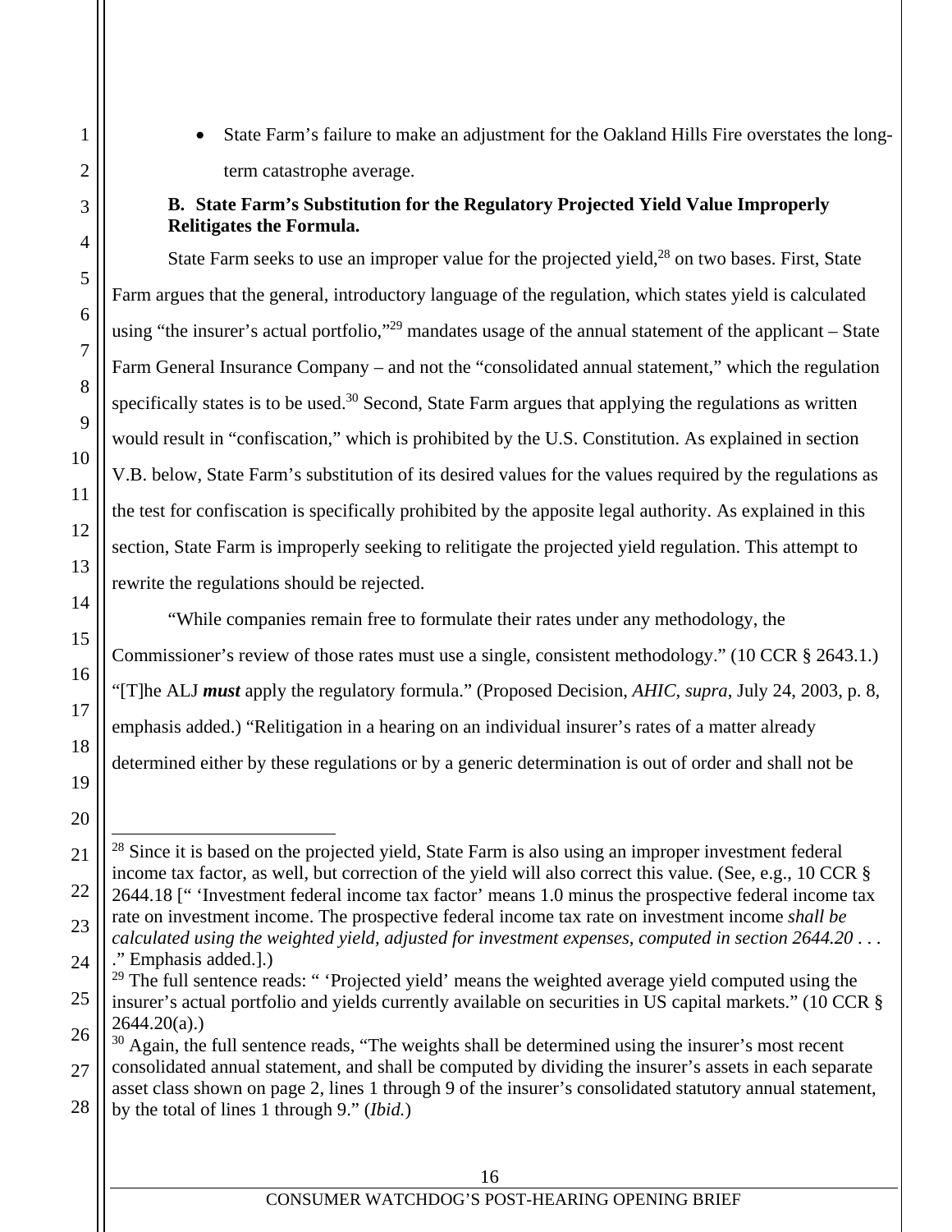- State Farm's failure to make an adjustment for the Oakland Hills Fire overstates the long-term catastrophe average.

**B. State Farm's Substitution for the Regulatory Projected Yield Value Improperly Relitigates the Formula.**

State Farm seeks to use an improper value for the projected yield,[28] on two bases. First, State Farm argues that the general, introductory language of the regulation, which states yield is calculated using "the insurer's actual portfolio,"[29] mandates usage of the annual statement of the applicant – State Farm General Insurance Company – and not the "consolidated annual statement," which the regulation specifically states is to be used.[30] Second, State Farm argues that applying the regulations as written would result in "confiscation," which is prohibited by the U.S. Constitution. As explained in section V.B. below, State Farm's substitution of its desired values for the values required by the regulations as the test for confiscation is specifically prohibited by the apposite legal authority. As explained in this section, State Farm is improperly seeking to relitigate the projected yield regulation. This attempt to rewrite the regulations should be rejected.

"While companies remain free to formulate their rates under any methodology, the Commissioner's review of those rates must use a single, consistent methodology." (10 CCR § 2643.1.) "[T]he ALJ ***must*** apply the regulatory formula." (Proposed Decision, *AHIC*, *supra*, July 24, 2003, p. 8, emphasis added.) "Relitigation in a hearing on an individual insurer's rates of a matter already determined either by these regulations or by a generic determination is out of order and shall not be

---

[28] Since it is based on the projected yield, State Farm is also using an improper investment federal income tax factor, as well, but correction of the yield will also correct this value. (See, e.g., 10 CCR § 2644.18 [" 'Investment federal income tax factor' means 1.0 minus the prospective federal income tax rate on investment income. The prospective federal income tax rate on investment income *shall be calculated using the weighted yield, adjusted for investment expenses, computed in section 2644.20* . . . ." Emphasis added.].)

[29] The full sentence reads: " 'Projected yield' means the weighted average yield computed using the insurer's actual portfolio and yields currently available on securities in US capital markets." (10 CCR § 2644.20(a).)

[30] Again, the full sentence reads, "The weights shall be determined using the insurer's most recent consolidated annual statement, and shall be computed by dividing the insurer's assets in each separate asset class shown on page 2, lines 1 through 9 of the insurer's consolidated statutory annual statement, by the total of lines 1 through 9." (*Ibid.*)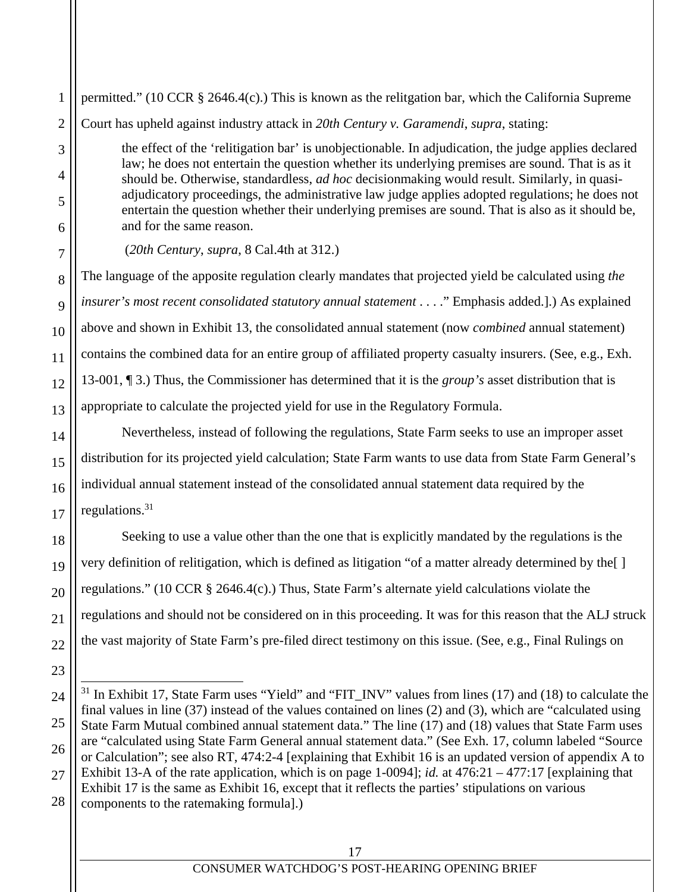permitted." (10 CCR § 2646.4(c).) This is known as the relitgation bar, which the California Supreme Court has upheld against industry attack in *20th Century v. Garamendi*, *supra*, stating:

> the effect of the 'relitigation bar' is unobjectionable. In adjudication, the judge applies declared law; he does not entertain the question whether its underlying premises are sound. That is as it should be. Otherwise, standardless, *ad hoc* decisionmaking would result. Similarly, in quasi-adjudicatory proceedings, the administrative law judge applies adopted regulations; he does not entertain the question whether their underlying premises are sound. That is also as it should be, and for the same reason.
>
> (*20th Century*, *supra*, 8 Cal.4th at 312.)

The language of the apposite regulation clearly mandates that projected yield be calculated using *the insurer's most recent consolidated statutory annual statement* . . . ." Emphasis added.].) As explained above and shown in Exhibit 13, the consolidated annual statement (now *combined* annual statement) contains the combined data for an entire group of affiliated property casualty insurers. (See, e.g., Exh. 13-001, ¶ 3.) Thus, the Commissioner has determined that it is the *group's* asset distribution that is appropriate to calculate the projected yield for use in the Regulatory Formula.

Nevertheless, instead of following the regulations, State Farm seeks to use an improper asset distribution for its projected yield calculation; State Farm wants to use data from State Farm General's individual annual statement instead of the consolidated annual statement data required by the regulations.[31]

Seeking to use a value other than the one that is explicitly mandated by the regulations is the very definition of relitigation, which is defined as litigation "of a matter already determined by the[ ] regulations." (10 CCR § 2646.4(c).) Thus, State Farm's alternate yield calculations violate the regulations and should not be considered on in this proceeding. It was for this reason that the ALJ struck the vast majority of State Farm's pre-filed direct testimony on this issue. (See, e.g., Final Rulings on

---

[31] In Exhibit 17, State Farm uses "Yield" and "FIT_INV" values from lines (17) and (18) to calculate the final values in line (37) instead of the values contained on lines (2) and (3), which are "calculated using State Farm Mutual combined annual statement data." The line (17) and (18) values that State Farm uses are "calculated using State Farm General annual statement data." (See Exh. 17, column labeled "Source or Calculation"; see also RT, 474:2-4 [explaining that Exhibit 16 is an updated version of appendix A to Exhibit 13-A of the rate application, which is on page 1-0094]; *id.* at 476:21 – 477:17 [explaining that Exhibit 17 is the same as Exhibit 16, except that it reflects the parties' stipulations on various components to the ratemaking formula].)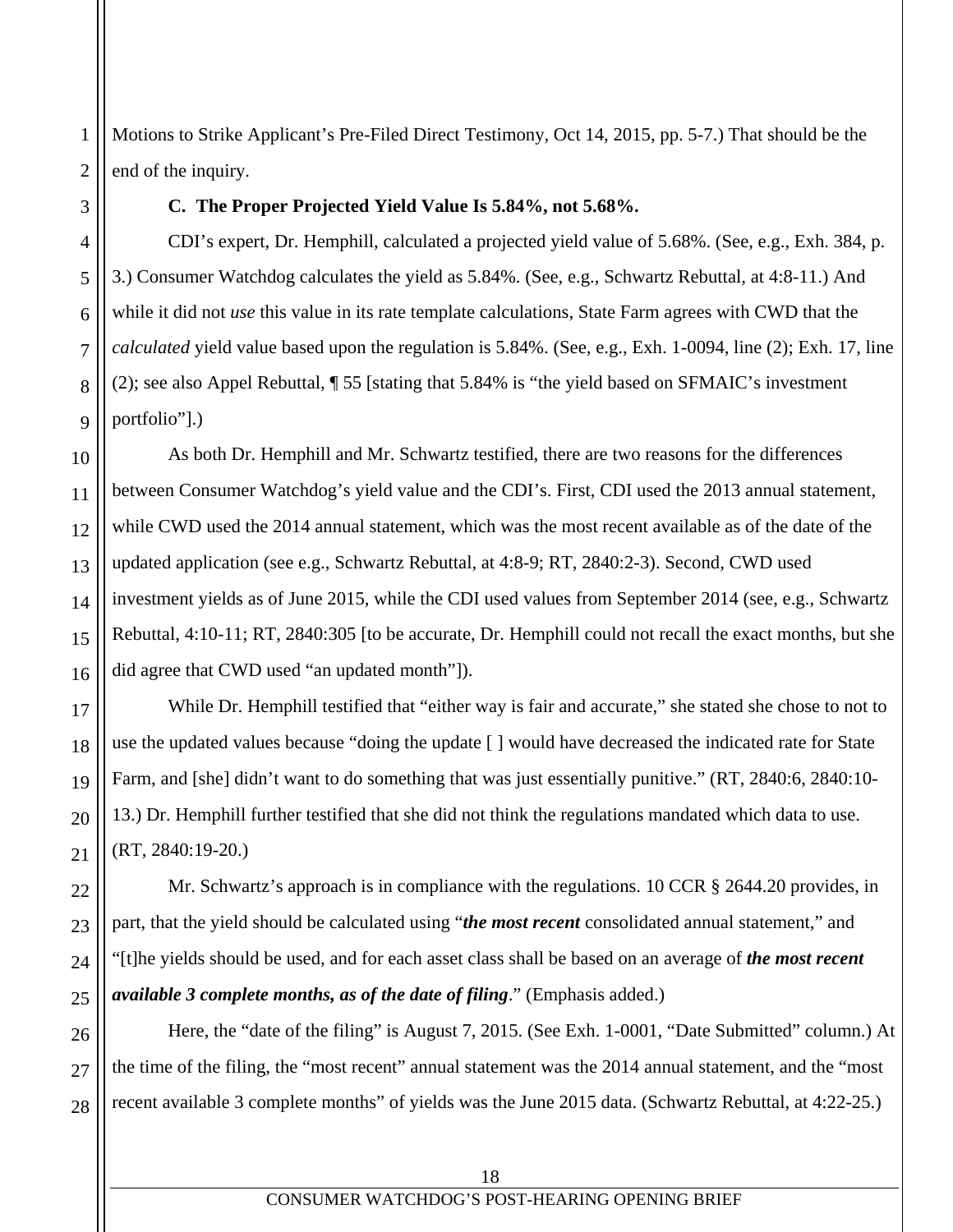Motions to Strike Applicant's Pre-Filed Direct Testimony, Oct 14, 2015, pp. 5-7.) That should be the end of the inquiry.

### C. The Proper Projected Yield Value Is 5.84%, not 5.68%.

CDI's expert, Dr. Hemphill, calculated a projected yield value of 5.68%. (See, e.g., Exh. 384, p. 3.) Consumer Watchdog calculates the yield as 5.84%. (See, e.g., Schwartz Rebuttal, at 4:8-11.) And while it did not *use* this value in its rate template calculations, State Farm agrees with CWD that the *calculated* yield value based upon the regulation is 5.84%. (See, e.g., Exh. 1-0094, line (2); Exh. 17, line (2); see also Appel Rebuttal, ¶ 55 [stating that 5.84% is "the yield based on SFMAIC's investment portfolio"].)

As both Dr. Hemphill and Mr. Schwartz testified, there are two reasons for the differences between Consumer Watchdog's yield value and the CDI's. First, CDI used the 2013 annual statement, while CWD used the 2014 annual statement, which was the most recent available as of the date of the updated application (see e.g., Schwartz Rebuttal, at 4:8-9; RT, 2840:2-3). Second, CWD used investment yields as of June 2015, while the CDI used values from September 2014 (see, e.g., Schwartz Rebuttal, 4:10-11; RT, 2840:305 [to be accurate, Dr. Hemphill could not recall the exact months, but she did agree that CWD used "an updated month"]).

While Dr. Hemphill testified that "either way is fair and accurate," she stated she chose to not to use the updated values because "doing the update [ ] would have decreased the indicated rate for State Farm, and [she] didn't want to do something that was just essentially punitive." (RT, 2840:6, 2840:10-13.) Dr. Hemphill further testified that she did not think the regulations mandated which data to use. (RT, 2840:19-20.)

Mr. Schwartz's approach is in compliance with the regulations. 10 CCR § 2644.20 provides, in part, that the yield should be calculated using "***the most recent*** consolidated annual statement," and "[t]he yields should be used, and for each asset class shall be based on an average of ***the most recent available 3 complete months, as of the date of filing***." (Emphasis added.)

Here, the "date of the filing" is August 7, 2015. (See Exh. 1-0001, "Date Submitted" column.) At the time of the filing, the "most recent" annual statement was the 2014 annual statement, and the "most recent available 3 complete months" of yields was the June 2015 data. (Schwartz Rebuttal, at 4:22-25.)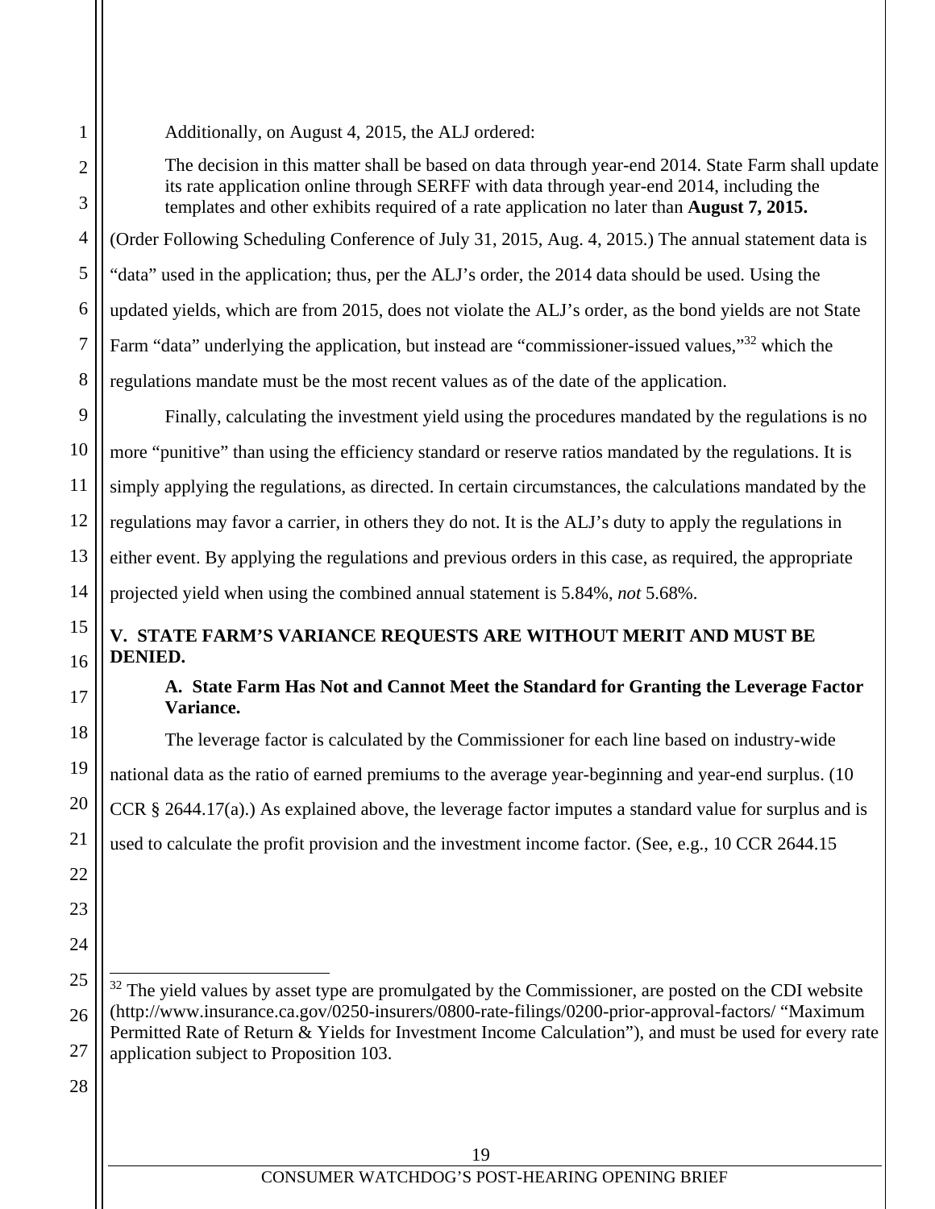Additionally, on August 4, 2015, the ALJ ordered:

> The decision in this matter shall be based on data through year-end 2014. State Farm shall update its rate application online through SERFF with data through year-end 2014, including the templates and other exhibits required of a rate application no later than **August 7, 2015.**

(Order Following Scheduling Conference of July 31, 2015, Aug. 4, 2015.) The annual statement data is "data" used in the application; thus, per the ALJ's order, the 2014 data should be used. Using the updated yields, which are from 2015, does not violate the ALJ's order, as the bond yields are not State Farm "data" underlying the application, but instead are "commissioner-issued values,"[32] which the regulations mandate must be the most recent values as of the date of the application.

Finally, calculating the investment yield using the procedures mandated by the regulations is no more "punitive" than using the efficiency standard or reserve ratios mandated by the regulations. It is simply applying the regulations, as directed. In certain circumstances, the calculations mandated by the regulations may favor a carrier, in others they do not. It is the ALJ's duty to apply the regulations in either event. By applying the regulations and previous orders in this case, as required, the appropriate projected yield when using the combined annual statement is 5.84%, *not* 5.68%.

## V. STATE FARM'S VARIANCE REQUESTS ARE WITHOUT MERIT AND MUST BE DENIED.

### A. State Farm Has Not and Cannot Meet the Standard for Granting the Leverage Factor Variance.

The leverage factor is calculated by the Commissioner for each line based on industry-wide national data as the ratio of earned premiums to the average year-beginning and year-end surplus. (10 CCR § 2644.17(a).) As explained above, the leverage factor imputes a standard value for surplus and is used to calculate the profit provision and the investment income factor. (See, e.g., 10 CCR 2644.15

---

[32] The yield values by asset type are promulgated by the Commissioner, are posted on the CDI website (http://www.insurance.ca.gov/0250-insurers/0800-rate-filings/0200-prior-approval-factors/ "Maximum Permitted Rate of Return & Yields for Investment Income Calculation"), and must be used for every rate application subject to Proposition 103.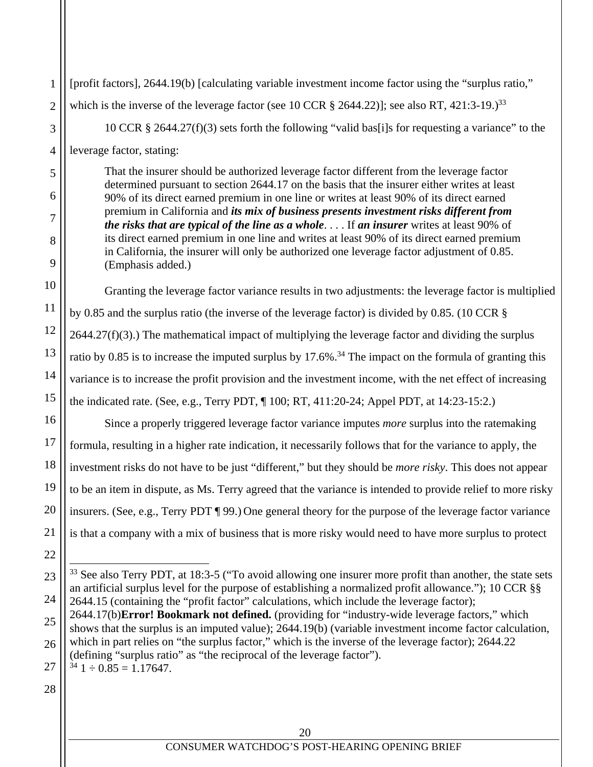[profit factors], 2644.19(b) [calculating variable investment income factor using the "surplus ratio," which is the inverse of the leverage factor (see 10 CCR § 2644.22)]; see also RT, 421:3-19.)[33]

10 CCR § 2644.27(f)(3) sets forth the following "valid bas[i]s for requesting a variance" to the leverage factor, stating:

> That the insurer should be authorized leverage factor different from the leverage factor determined pursuant to section 2644.17 on the basis that the insurer either writes at least 90% of its direct earned premium in one line or writes at least 90% of its direct earned premium in California and ***its mix of business presents investment risks different from the risks that are typical of the line as a whole***. . . . If ***an insurer*** writes at least 90% of its direct earned premium in one line and writes at least 90% of its direct earned premium in California, the insurer will only be authorized one leverage factor adjustment of 0.85. (Emphasis added.)

Granting the leverage factor variance results in two adjustments: the leverage factor is multiplied by 0.85 and the surplus ratio (the inverse of the leverage factor) is divided by 0.85. (10 CCR § 2644.27(f)(3).) The mathematical impact of multiplying the leverage factor and dividing the surplus ratio by 0.85 is to increase the imputed surplus by 17.6%.[34] The impact on the formula of granting this variance is to increase the profit provision and the investment income, with the net effect of increasing the indicated rate. (See, e.g., Terry PDT, ¶ 100; RT, 411:20-24; Appel PDT, at 14:23-15:2.)

Since a properly triggered leverage factor variance imputes *more* surplus into the ratemaking formula, resulting in a higher rate indication, it necessarily follows that for the variance to apply, the investment risks do not have to be just "different," but they should be *more risky*. This does not appear to be an item in dispute, as Ms. Terry agreed that the variance is intended to provide relief to more risky insurers. (See, e.g., Terry PDT ¶ 99.) One general theory for the purpose of the leverage factor variance is that a company with a mix of business that is more risky would need to have more surplus to protect

---

[33] See also Terry PDT, at 18:3-5 ("To avoid allowing one insurer more profit than another, the state sets an artificial surplus level for the purpose of establishing a normalized profit allowance."); 10 CCR §§ 2644.15 (containing the "profit factor" calculations, which include the leverage factor); 2644.17(b)**Error! Bookmark not defined.** (providing for "industry-wide leverage factors," which shows that the surplus is an imputed value); 2644.19(b) (variable investment income factor calculation, which in part relies on "the surplus factor," which is the inverse of the leverage factor); 2644.22 (defining "surplus ratio" as "the reciprocal of the leverage factor").

[34] $1 \div 0.85 = 1.17647$.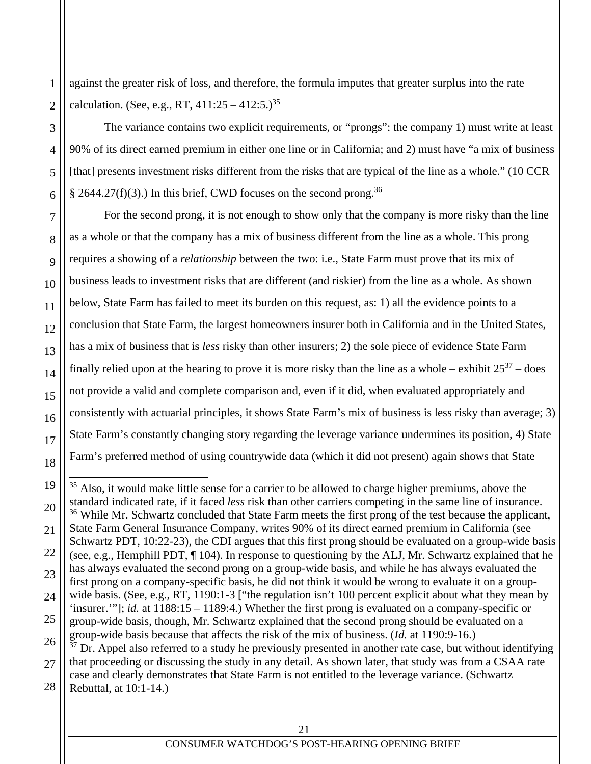against the greater risk of loss, and therefore, the formula imputes that greater surplus into the rate calculation. (See, e.g., RT, 411:25 – 412:5.)[35]

The variance contains two explicit requirements, or "prongs": the company 1) must write at least 90% of its direct earned premium in either one line or in California; and 2) must have "a mix of business [that] presents investment risks different from the risks that are typical of the line as a whole." (10 CCR § 2644.27(f)(3).) In this brief, CWD focuses on the second prong.[36]

For the second prong, it is not enough to show only that the company is more risky than the line as a whole or that the company has a mix of business different from the line as a whole. This prong requires a showing of a *relationship* between the two: i.e., State Farm must prove that its mix of business leads to investment risks that are different (and riskier) from the line as a whole. As shown below, State Farm has failed to meet its burden on this request, as: 1) all the evidence points to a conclusion that State Farm, the largest homeowners insurer both in California and in the United States, has a mix of business that is *less* risky than other insurers; 2) the sole piece of evidence State Farm finally relied upon at the hearing to prove it is more risky than the line as a whole – exhibit 25[37] – does not provide a valid and complete comparison and, even if it did, when evaluated appropriately and consistently with actuarial principles, it shows State Farm's mix of business is less risky than average; 3) State Farm's constantly changing story regarding the leverage variance undermines its position, 4) State Farm's preferred method of using countrywide data (which it did not present) again shows that State

---

[35] Also, it would make little sense for a carrier to be allowed to charge higher premiums, above the standard indicated rate, if it faced *less* risk than other carriers competing in the same line of insurance.

[36] While Mr. Schwartz concluded that State Farm meets the first prong of the test because the applicant, State Farm General Insurance Company, writes 90% of its direct earned premium in California (see Schwartz PDT, 10:22-23), the CDI argues that this first prong should be evaluated on a group-wide basis (see, e.g., Hemphill PDT, ¶ 104). In response to questioning by the ALJ, Mr. Schwartz explained that he has always evaluated the second prong on a group-wide basis, and while he has always evaluated the first prong on a company-specific basis, he did not think it would be wrong to evaluate it on a group-wide basis. (See, e.g., RT, 1190:1-3 ["the regulation isn't 100 percent explicit about what they mean by 'insurer.'"]; *id.* at 1188:15 – 1189:4.) Whether the first prong is evaluated on a company-specific or group-wide basis, though, Mr. Schwartz explained that the second prong should be evaluated on a group-wide basis because that affects the risk of the mix of business. (*Id.* at 1190:9-16.)

[37] Dr. Appel also referred to a study he previously presented in another rate case, but without identifying that proceeding or discussing the study in any detail. As shown later, that study was from a CSAA rate case and clearly demonstrates that State Farm is not entitled to the leverage variance. (Schwartz Rebuttal, at 10:1-14.)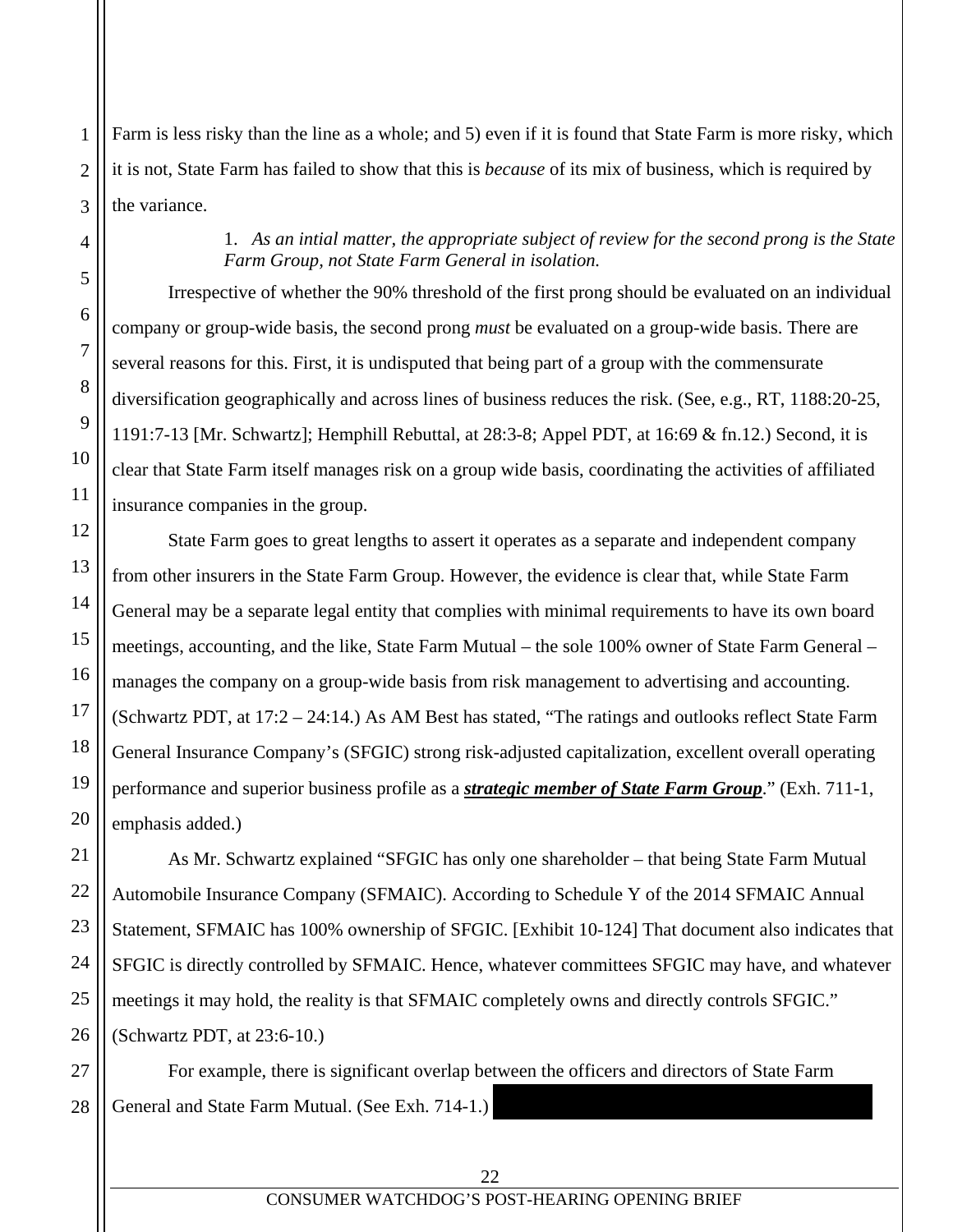Farm is less risky than the line as a whole; and 5) even if it is found that State Farm is more risky, which it is not, State Farm has failed to show that this is *because* of its mix of business, which is required by the variance.

1. *As an intial matter, the appropriate subject of review for the second prong is the State Farm Group, not State Farm General in isolation.*

Irrespective of whether the 90% threshold of the first prong should be evaluated on an individual company or group-wide basis, the second prong *must* be evaluated on a group-wide basis. There are several reasons for this. First, it is undisputed that being part of a group with the commensurate diversification geographically and across lines of business reduces the risk. (See, e.g., RT, 1188:20-25, 1191:7-13 [Mr. Schwartz]; Hemphill Rebuttal, at 28:3-8; Appel PDT, at 16:69 & fn.12.) Second, it is clear that State Farm itself manages risk on a group wide basis, coordinating the activities of affiliated insurance companies in the group.

State Farm goes to great lengths to assert it operates as a separate and independent company from other insurers in the State Farm Group. However, the evidence is clear that, while State Farm General may be a separate legal entity that complies with minimal requirements to have its own board meetings, accounting, and the like, State Farm Mutual – the sole 100% owner of State Farm General – manages the company on a group-wide basis from risk management to advertising and accounting. (Schwartz PDT, at 17:2 – 24:14.) As AM Best has stated, "The ratings and outlooks reflect State Farm General Insurance Company's (SFGIC) strong risk-adjusted capitalization, excellent overall operating performance and superior business profile as a ***strategic member of State Farm Group***." (Exh. 711-1, emphasis added.)

As Mr. Schwartz explained "SFGIC has only one shareholder – that being State Farm Mutual Automobile Insurance Company (SFMAIC). According to Schedule Y of the 2014 SFMAIC Annual Statement, SFMAIC has 100% ownership of SFGIC. [Exhibit 10-124] That document also indicates that SFGIC is directly controlled by SFMAIC. Hence, whatever committees SFGIC may have, and whatever meetings it may hold, the reality is that SFMAIC completely owns and directly controls SFGIC." (Schwartz PDT, at 23:6-10.)

For example, there is significant overlap between the officers and directors of State Farm General and State Farm Mutual. (See Exh. 714-1.)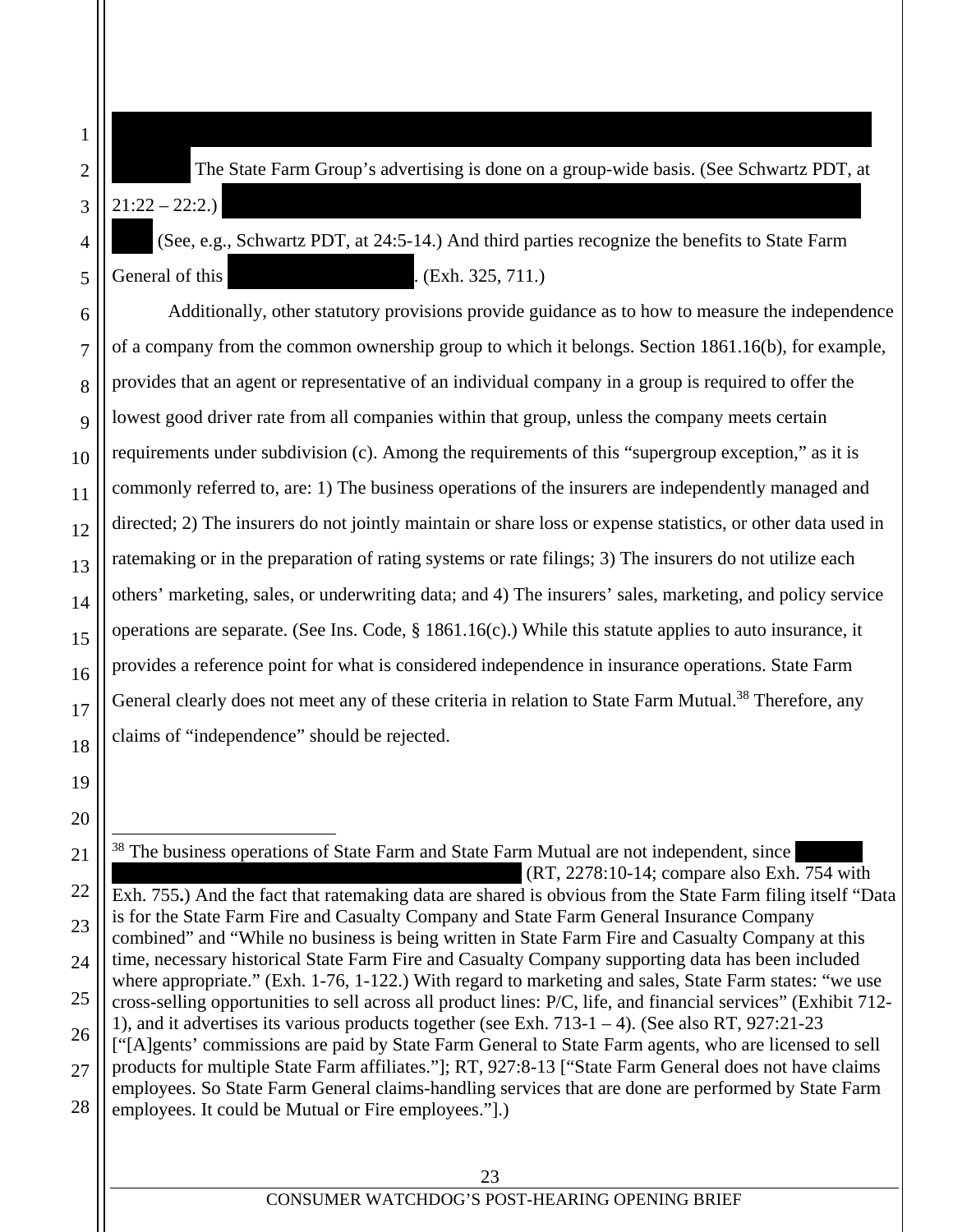The State Farm Group's advertising is done on a group-wide basis. (See Schwartz PDT, at 21:22 – 22:2.) (See, e.g., Schwartz PDT, at 24:5-14.) And third parties recognize the benefits to State Farm General of this . (Exh. 325, 711.)

Additionally, other statutory provisions provide guidance as to how to measure the independence of a company from the common ownership group to which it belongs. Section 1861.16(b), for example, provides that an agent or representative of an individual company in a group is required to offer the lowest good driver rate from all companies within that group, unless the company meets certain requirements under subdivision (c). Among the requirements of this "supergroup exception," as it is commonly referred to, are: 1) The business operations of the insurers are independently managed and directed; 2) The insurers do not jointly maintain or share loss or expense statistics, or other data used in ratemaking or in the preparation of rating systems or rate filings; 3) The insurers do not utilize each others' marketing, sales, or underwriting data; and 4) The insurers' sales, marketing, and policy service operations are separate. (See Ins. Code, § 1861.16(c).) While this statute applies to auto insurance, it provides a reference point for what is considered independence in insurance operations. State Farm General clearly does not meet any of these criteria in relation to State Farm Mutual.[38] Therefore, any claims of "independence" should be rejected.

---

[38] The business operations of State Farm and State Farm Mutual are not independent, since (RT, 2278:10-14; compare also Exh. 754 with Exh. 755**.**) And the fact that ratemaking data are shared is obvious from the State Farm filing itself "Data is for the State Farm Fire and Casualty Company and State Farm General Insurance Company combined" and "While no business is being written in State Farm Fire and Casualty Company at this time, necessary historical State Farm Fire and Casualty Company supporting data has been included where appropriate." (Exh. 1-76, 1-122.) With regard to marketing and sales, State Farm states: "we use cross-selling opportunities to sell across all product lines: P/C, life, and financial services" (Exhibit 712-1), and it advertises its various products together (see Exh. 713-1 – 4). (See also RT, 927:21-23 ["[A]gents' commissions are paid by State Farm General to State Farm agents, who are licensed to sell products for multiple State Farm affiliates."]; RT, 927:8-13 ["State Farm General does not have claims employees. So State Farm General claims-handling services that are done are performed by State Farm employees. It could be Mutual or Fire employees."].)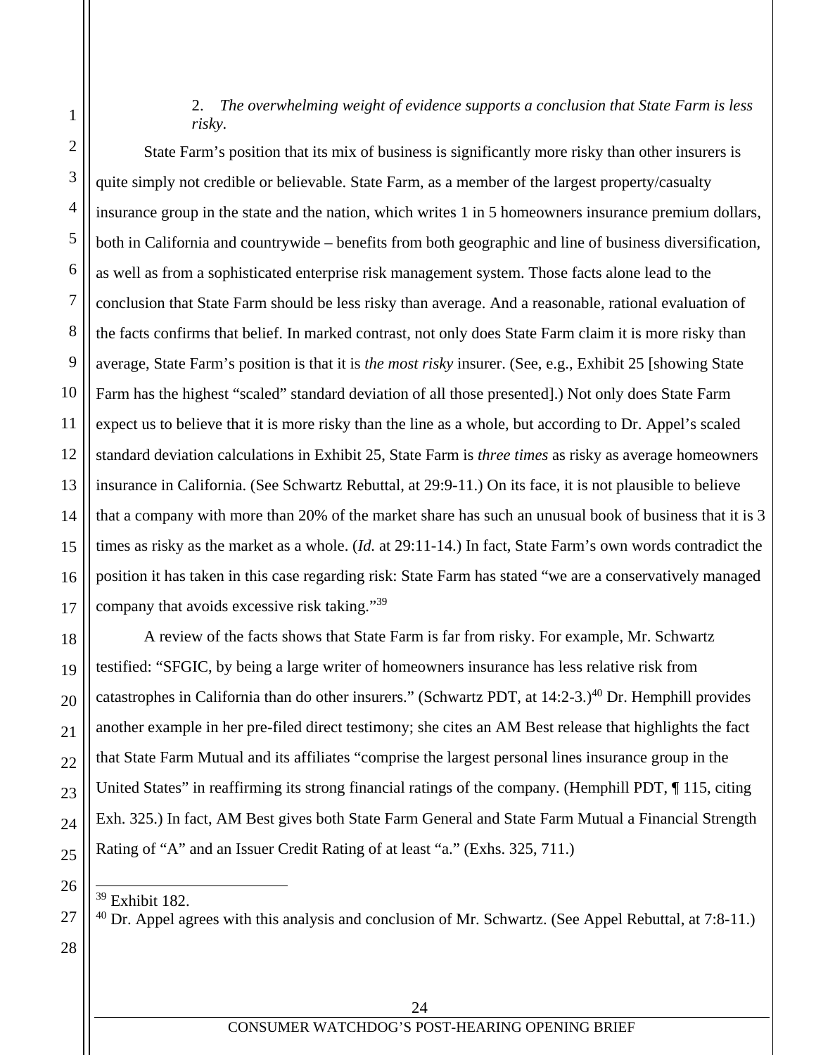2. *The overwhelming weight of evidence supports a conclusion that State Farm is less risky.*

State Farm's position that its mix of business is significantly more risky than other insurers is quite simply not credible or believable. State Farm, as a member of the largest property/casualty insurance group in the state and the nation, which writes 1 in 5 homeowners insurance premium dollars, both in California and countrywide – benefits from both geographic and line of business diversification, as well as from a sophisticated enterprise risk management system. Those facts alone lead to the conclusion that State Farm should be less risky than average. And a reasonable, rational evaluation of the facts confirms that belief. In marked contrast, not only does State Farm claim it is more risky than average, State Farm's position is that it is *the most risky* insurer. (See, e.g., Exhibit 25 [showing State Farm has the highest "scaled" standard deviation of all those presented].) Not only does State Farm expect us to believe that it is more risky than the line as a whole, but according to Dr. Appel's scaled standard deviation calculations in Exhibit 25, State Farm is *three times* as risky as average homeowners insurance in California. (See Schwartz Rebuttal, at 29:9-11.) On its face, it is not plausible to believe that a company with more than 20% of the market share has such an unusual book of business that it is 3 times as risky as the market as a whole. (*Id.* at 29:11-14.) In fact, State Farm's own words contradict the position it has taken in this case regarding risk: State Farm has stated "we are a conservatively managed company that avoids excessive risk taking."[39]

A review of the facts shows that State Farm is far from risky. For example, Mr. Schwartz testified: "SFGIC, by being a large writer of homeowners insurance has less relative risk from catastrophes in California than do other insurers." (Schwartz PDT, at 14:2-3.)[40] Dr. Hemphill provides another example in her pre-filed direct testimony; she cites an AM Best release that highlights the fact that State Farm Mutual and its affiliates "comprise the largest personal lines insurance group in the United States" in reaffirming its strong financial ratings of the company. (Hemphill PDT, ¶ 115, citing Exh. 325.) In fact, AM Best gives both State Farm General and State Farm Mutual a Financial Strength Rating of "A" and an Issuer Credit Rating of at least "a." (Exhs. 325, 711.)

---

[39] Exhibit 182.

[40] Dr. Appel agrees with this analysis and conclusion of Mr. Schwartz. (See Appel Rebuttal, at 7:8-11.)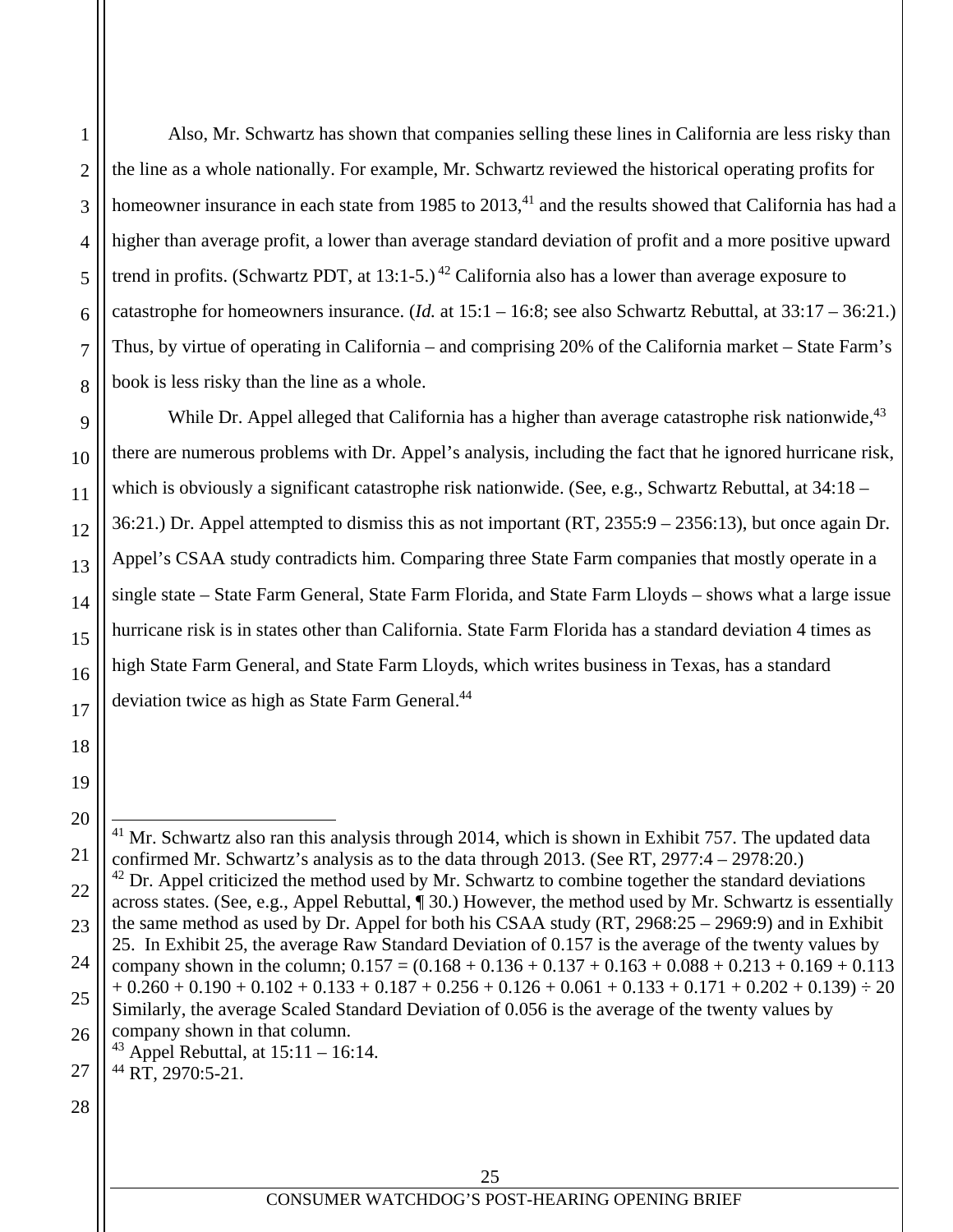Also, Mr. Schwartz has shown that companies selling these lines in California are less risky than the line as a whole nationally. For example, Mr. Schwartz reviewed the historical operating profits for homeowner insurance in each state from 1985 to 2013,[41] and the results showed that California has had a higher than average profit, a lower than average standard deviation of profit and a more positive upward trend in profits. (Schwartz PDT, at 13:1-5.)[42] California also has a lower than average exposure to catastrophe for homeowners insurance. (*Id.* at 15:1 – 16:8; see also Schwartz Rebuttal, at 33:17 – 36:21.) Thus, by virtue of operating in California – and comprising 20% of the California market – State Farm's book is less risky than the line as a whole.

While Dr. Appel alleged that California has a higher than average catastrophe risk nationwide,[43] there are numerous problems with Dr. Appel's analysis, including the fact that he ignored hurricane risk, which is obviously a significant catastrophe risk nationwide. (See, e.g., Schwartz Rebuttal, at 34:18 – 36:21.) Dr. Appel attempted to dismiss this as not important (RT, 2355:9 – 2356:13), but once again Dr. Appel's CSAA study contradicts him. Comparing three State Farm companies that mostly operate in a single state – State Farm General, State Farm Florida, and State Farm Lloyds – shows what a large issue hurricane risk is in states other than California. State Farm Florida has a standard deviation 4 times as high State Farm General, and State Farm Lloyds, which writes business in Texas, has a standard deviation twice as high as State Farm General.[44]

---

[41] Mr. Schwartz also ran this analysis through 2014, which is shown in Exhibit 757. The updated data confirmed Mr. Schwartz's analysis as to the data through 2013. (See RT, 2977:4 – 2978:20.)

[42] Dr. Appel criticized the method used by Mr. Schwartz to combine together the standard deviations across states. (See, e.g., Appel Rebuttal, ¶ 30.) However, the method used by Mr. Schwartz is essentially the same method as used by Dr. Appel for both his CSAA study (RT, 2968:25 – 2969:9) and in Exhibit 25. In Exhibit 25, the average Raw Standard Deviation of 0.157 is the average of the twenty values by company shown in the column; $0.157 = (0.168 + 0.136 + 0.137 + 0.163 + 0.088 + 0.213 + 0.169 + 0.113 + 0.260 + 0.190 + 0.102 + 0.133 + 0.187 + 0.256 + 0.126 + 0.061 + 0.133 + 0.171 + 0.202 + 0.139) \div 20$ Similarly, the average Scaled Standard Deviation of 0.056 is the average of the twenty values by company shown in that column.

[43] Appel Rebuttal, at 15:11 – 16:14.

[44] RT, 2970:5-21.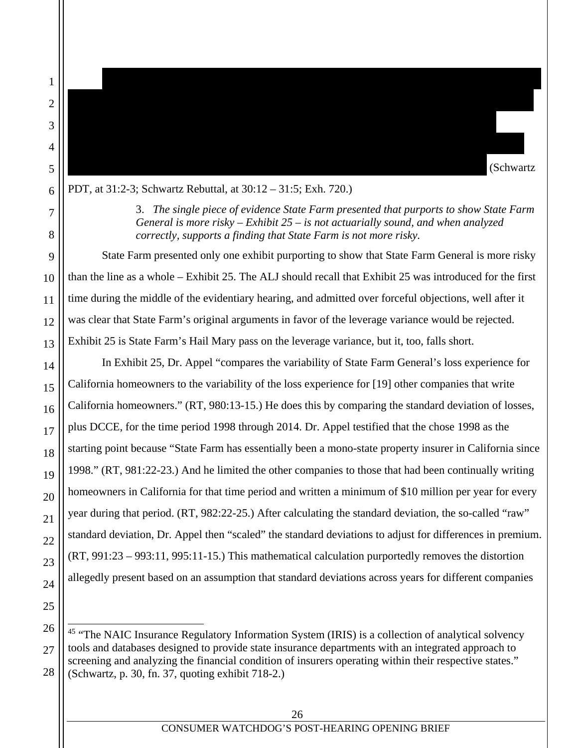(Schwartz PDT, at 31:2-3; Schwartz Rebuttal, at 30:12 – 31:5; Exh. 720.)

3. *The single piece of evidence State Farm presented that purports to show State Farm General is more risky – Exhibit 25 – is not actuarially sound, and when analyzed correctly, supports a finding that State Farm is not more risky.*

State Farm presented only one exhibit purporting to show that State Farm General is more risky than the line as a whole – Exhibit 25. The ALJ should recall that Exhibit 25 was introduced for the first time during the middle of the evidentiary hearing, and admitted over forceful objections, well after it was clear that State Farm's original arguments in favor of the leverage variance would be rejected. Exhibit 25 is State Farm's Hail Mary pass on the leverage variance, but it, too, falls short.

In Exhibit 25, Dr. Appel "compares the variability of State Farm General's loss experience for California homeowners to the variability of the loss experience for [19] other companies that write California homeowners." (RT, 980:13-15.) He does this by comparing the standard deviation of losses, plus DCCE, for the time period 1998 through 2014. Dr. Appel testified that the chose 1998 as the starting point because "State Farm has essentially been a mono-state property insurer in California since 1998." (RT, 981:22-23.) And he limited the other companies to those that had been continually writing homeowners in California for that time period and written a minimum of $10 million per year for every year during that period. (RT, 982:22-25.) After calculating the standard deviation, the so-called "raw" standard deviation, Dr. Appel then "scaled" the standard deviations to adjust for differences in premium. (RT, 991:23 – 993:11, 995:11-15.) This mathematical calculation purportedly removes the distortion allegedly present based on an assumption that standard deviations across years for different companies

---

[45] "The NAIC Insurance Regulatory Information System (IRIS) is a collection of analytical solvency tools and databases designed to provide state insurance departments with an integrated approach to screening and analyzing the financial condition of insurers operating within their respective states." (Schwartz, p. 30, fn. 37, quoting exhibit 718-2.)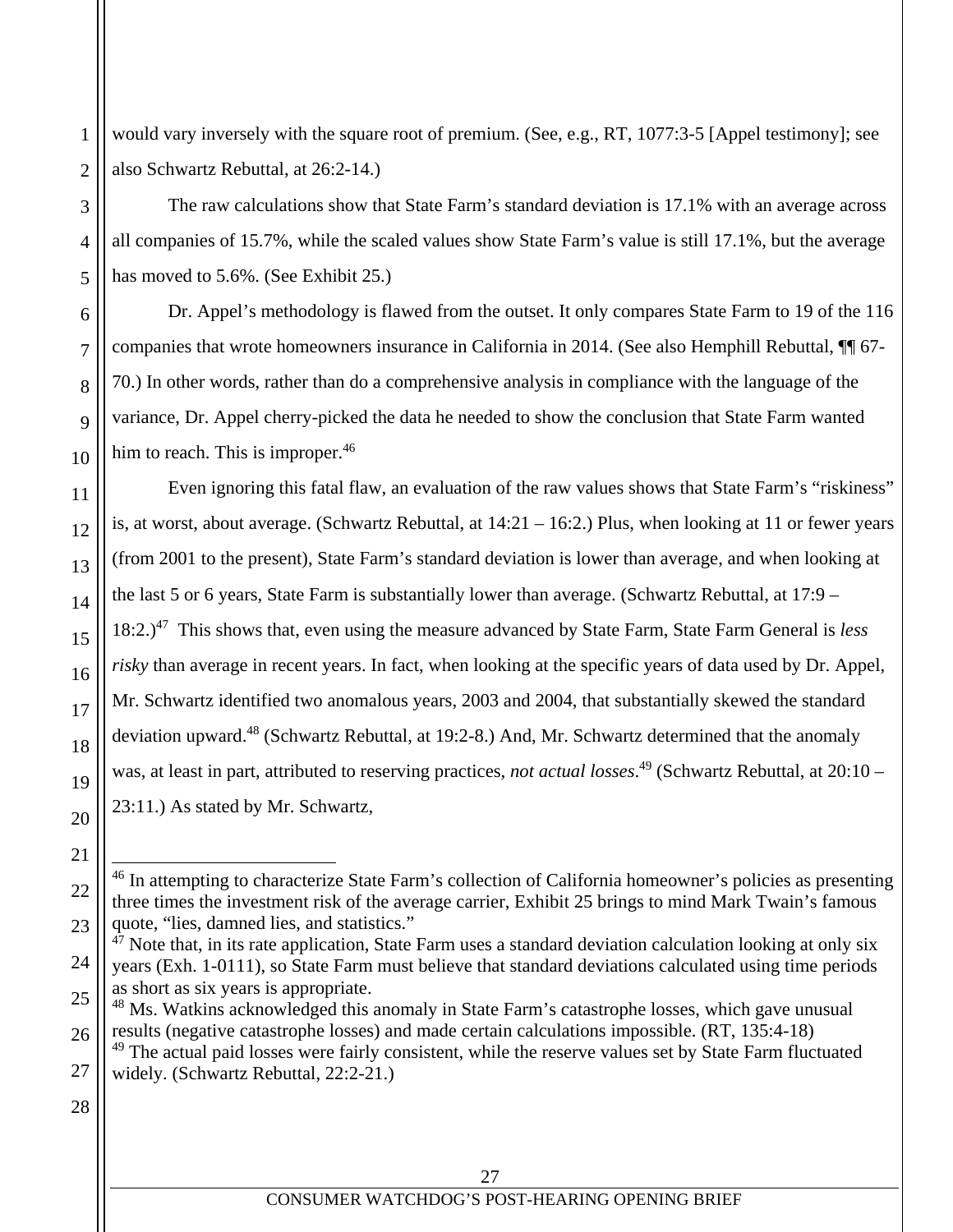would vary inversely with the square root of premium. (See, e.g., RT, 1077:3-5 [Appel testimony]; see also Schwartz Rebuttal, at 26:2-14.)

The raw calculations show that State Farm's standard deviation is 17.1% with an average across all companies of 15.7%, while the scaled values show State Farm's value is still 17.1%, but the average has moved to 5.6%. (See Exhibit 25.)

Dr. Appel's methodology is flawed from the outset. It only compares State Farm to 19 of the 116 companies that wrote homeowners insurance in California in 2014. (See also Hemphill Rebuttal, ¶¶ 67-70.) In other words, rather than do a comprehensive analysis in compliance with the language of the variance, Dr. Appel cherry-picked the data he needed to show the conclusion that State Farm wanted him to reach. This is improper.[46]

Even ignoring this fatal flaw, an evaluation of the raw values shows that State Farm's "riskiness" is, at worst, about average. (Schwartz Rebuttal, at 14:21 – 16:2.) Plus, when looking at 11 or fewer years (from 2001 to the present), State Farm's standard deviation is lower than average, and when looking at the last 5 or 6 years, State Farm is substantially lower than average. (Schwartz Rebuttal, at 17:9 – 18:2.)[47] This shows that, even using the measure advanced by State Farm, State Farm General is *less risky* than average in recent years. In fact, when looking at the specific years of data used by Dr. Appel, Mr. Schwartz identified two anomalous years, 2003 and 2004, that substantially skewed the standard deviation upward.[48] (Schwartz Rebuttal, at 19:2-8.) And, Mr. Schwartz determined that the anomaly was, at least in part, attributed to reserving practices, *not actual losses*.[49] (Schwartz Rebuttal, at 20:10 – 23:11.) As stated by Mr. Schwartz,

---

[46] In attempting to characterize State Farm's collection of California homeowner's policies as presenting three times the investment risk of the average carrier, Exhibit 25 brings to mind Mark Twain's famous quote, "lies, damned lies, and statistics."

[47] Note that, in its rate application, State Farm uses a standard deviation calculation looking at only six years (Exh. 1-0111), so State Farm must believe that standard deviations calculated using time periods as short as six years is appropriate.

[48] Ms. Watkins acknowledged this anomaly in State Farm's catastrophe losses, which gave unusual results (negative catastrophe losses) and made certain calculations impossible. (RT, 135:4-18)

[49] The actual paid losses were fairly consistent, while the reserve values set by State Farm fluctuated widely. (Schwartz Rebuttal, 22:2-21.)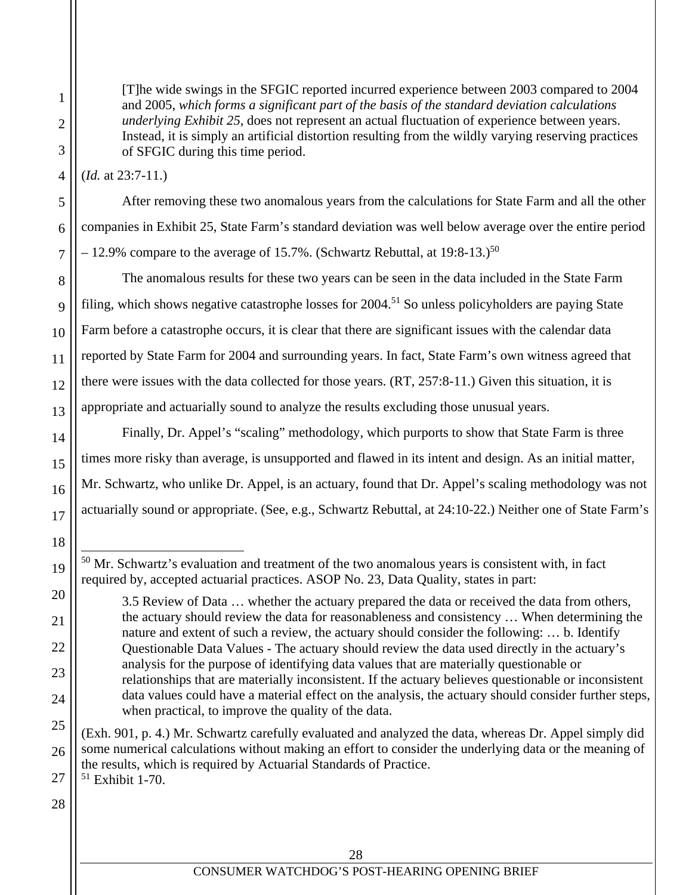> [T]he wide swings in the SFGIC reported incurred experience between 2003 compared to 2004 and 2005, *which forms a significant part of the basis of the standard deviation calculations underlying Exhibit 25*, does not represent an actual fluctuation of experience between years. Instead, it is simply an artificial distortion resulting from the wildly varying reserving practices of SFGIC during this time period.

(*Id.* at 23:7-11.)

After removing these two anomalous years from the calculations for State Farm and all the other companies in Exhibit 25, State Farm's standard deviation was well below average over the entire period – 12.9% compare to the average of 15.7%. (Schwartz Rebuttal, at 19:8-13.)[50]

The anomalous results for these two years can be seen in the data included in the State Farm filing, which shows negative catastrophe losses for 2004.[51] So unless policyholders are paying State Farm before a catastrophe occurs, it is clear that there are significant issues with the calendar data reported by State Farm for 2004 and surrounding years. In fact, State Farm's own witness agreed that there were issues with the data collected for those years. (RT, 257:8-11.) Given this situation, it is appropriate and actuarially sound to analyze the results excluding those unusual years.

Finally, Dr. Appel's "scaling" methodology, which purports to show that State Farm is three times more risky than average, is unsupported and flawed in its intent and design. As an initial matter, Mr. Schwartz, who unlike Dr. Appel, is an actuary, found that Dr. Appel's scaling methodology was not actuarially sound or appropriate. (See, e.g., Schwartz Rebuttal, at 24:10-22.) Neither one of State Farm's

---

[50] Mr. Schwartz's evaluation and treatment of the two anomalous years is consistent with, in fact required by, accepted actuarial practices. ASOP No. 23, Data Quality, states in part:

> 3.5 Review of Data … whether the actuary prepared the data or received the data from others, the actuary should review the data for reasonableness and consistency … When determining the nature and extent of such a review, the actuary should consider the following: … b. Identify Questionable Data Values - The actuary should review the data used directly in the actuary's analysis for the purpose of identifying data values that are materially questionable or relationships that are materially inconsistent. If the actuary believes questionable or inconsistent data values could have a material effect on the analysis, the actuary should consider further steps, when practical, to improve the quality of the data.

(Exh. 901, p. 4.) Mr. Schwartz carefully evaluated and analyzed the data, whereas Dr. Appel simply did some numerical calculations without making an effort to consider the underlying data or the meaning of the results, which is required by Actuarial Standards of Practice.

[51] Exhibit 1-70.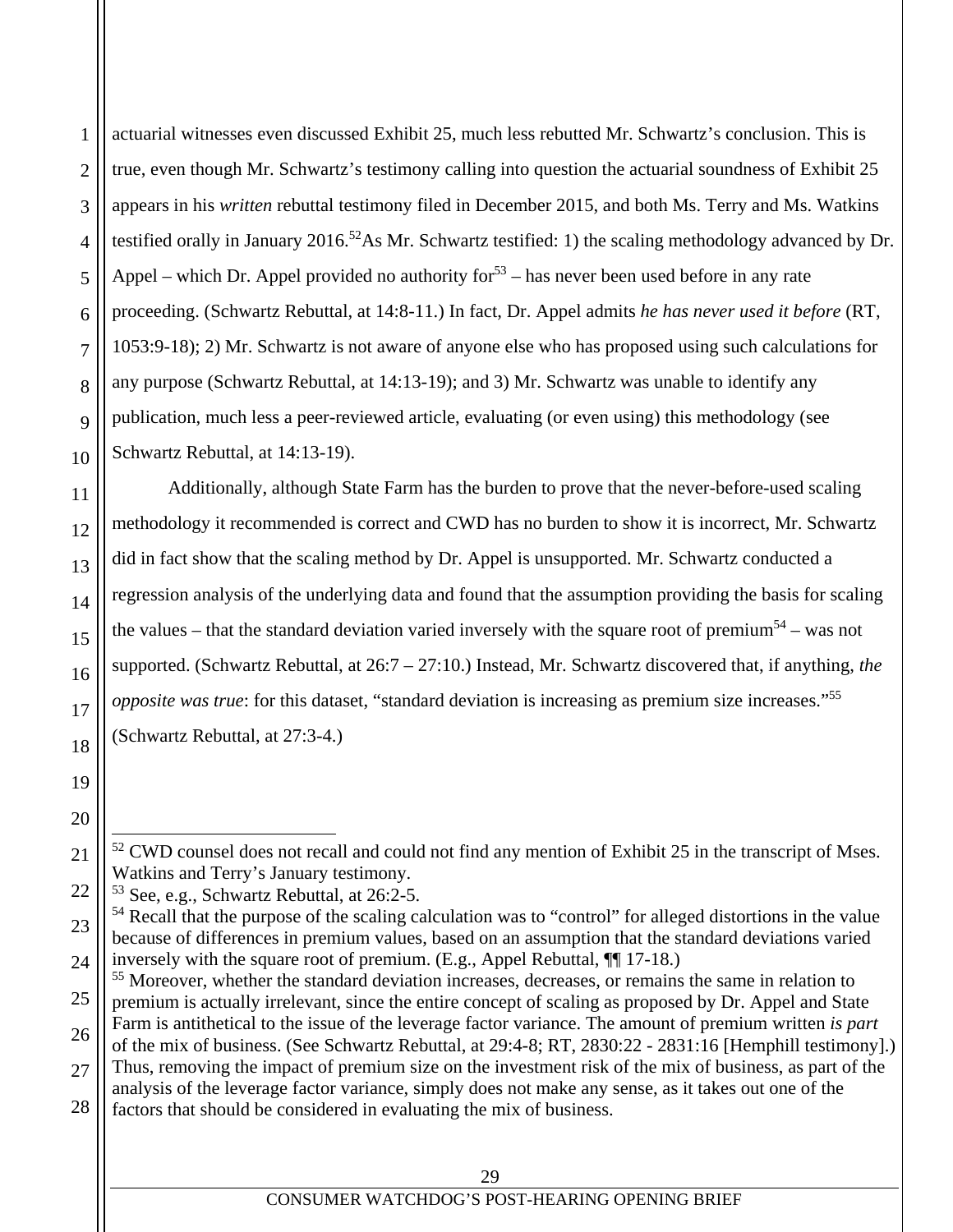actuarial witnesses even discussed Exhibit 25, much less rebutted Mr. Schwartz's conclusion. This is true, even though Mr. Schwartz's testimony calling into question the actuarial soundness of Exhibit 25 appears in his *written* rebuttal testimony filed in December 2015, and both Ms. Terry and Ms. Watkins testified orally in January 2016.[52] As Mr. Schwartz testified: 1) the scaling methodology advanced by Dr. Appel – which Dr. Appel provided no authority for[53] – has never been used before in any rate proceeding. (Schwartz Rebuttal, at 14:8-11.) In fact, Dr. Appel admits *he has never used it before* (RT, 1053:9-18); 2) Mr. Schwartz is not aware of anyone else who has proposed using such calculations for any purpose (Schwartz Rebuttal, at 14:13-19); and 3) Mr. Schwartz was unable to identify any publication, much less a peer-reviewed article, evaluating (or even using) this methodology (see Schwartz Rebuttal, at 14:13-19).

Additionally, although State Farm has the burden to prove that the never-before-used scaling methodology it recommended is correct and CWD has no burden to show it is incorrect, Mr. Schwartz did in fact show that the scaling method by Dr. Appel is unsupported. Mr. Schwartz conducted a regression analysis of the underlying data and found that the assumption providing the basis for scaling the values – that the standard deviation varied inversely with the square root of premium[54] – was not supported. (Schwartz Rebuttal, at 26:7 – 27:10.) Instead, Mr. Schwartz discovered that, if anything, *the opposite was true*: for this dataset, "standard deviation is increasing as premium size increases."[55] (Schwartz Rebuttal, at 27:3-4.)

---

[52] CWD counsel does not recall and could not find any mention of Exhibit 25 in the transcript of Mses. Watkins and Terry's January testimony.

[53] See, e.g., Schwartz Rebuttal, at 26:2-5.

[54] Recall that the purpose of the scaling calculation was to "control" for alleged distortions in the value because of differences in premium values, based on an assumption that the standard deviations varied inversely with the square root of premium. (E.g., Appel Rebuttal, ¶¶ 17-18.)

[55] Moreover, whether the standard deviation increases, decreases, or remains the same in relation to premium is actually irrelevant, since the entire concept of scaling as proposed by Dr. Appel and State Farm is antithetical to the issue of the leverage factor variance. The amount of premium written *is part* of the mix of business. (See Schwartz Rebuttal, at 29:4-8; RT, 2830:22 - 2831:16 [Hemphill testimony].) Thus, removing the impact of premium size on the investment risk of the mix of business, as part of the analysis of the leverage factor variance, simply does not make any sense, as it takes out one of the factors that should be considered in evaluating the mix of business.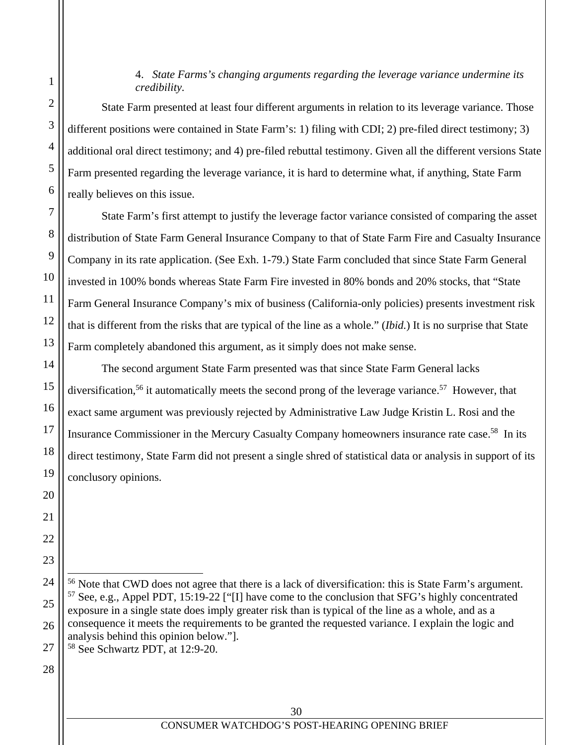4. *State Farms's changing arguments regarding the leverage variance undermine its credibility.*

State Farm presented at least four different arguments in relation to its leverage variance. Those different positions were contained in State Farm's: 1) filing with CDI; 2) pre-filed direct testimony; 3) additional oral direct testimony; and 4) pre-filed rebuttal testimony. Given all the different versions State Farm presented regarding the leverage variance, it is hard to determine what, if anything, State Farm really believes on this issue.

State Farm's first attempt to justify the leverage factor variance consisted of comparing the asset distribution of State Farm General Insurance Company to that of State Farm Fire and Casualty Insurance Company in its rate application. (See Exh. 1-79.) State Farm concluded that since State Farm General invested in 100% bonds whereas State Farm Fire invested in 80% bonds and 20% stocks, that "State Farm General Insurance Company's mix of business (California-only policies) presents investment risk that is different from the risks that are typical of the line as a whole." (*Ibid.*) It is no surprise that State Farm completely abandoned this argument, as it simply does not make sense.

The second argument State Farm presented was that since State Farm General lacks diversification,[56] it automatically meets the second prong of the leverage variance.[57] However, that exact same argument was previously rejected by Administrative Law Judge Kristin L. Rosi and the Insurance Commissioner in the Mercury Casualty Company homeowners insurance rate case.[58] In its direct testimony, State Farm did not present a single shred of statistical data or analysis in support of its conclusory opinions.

---

[56] Note that CWD does not agree that there is a lack of diversification: this is State Farm's argument.

[57] See, e.g., Appel PDT, 15:19-22 ["[I] have come to the conclusion that SFG's highly concentrated exposure in a single state does imply greater risk than is typical of the line as a whole, and as a consequence it meets the requirements to be granted the requested variance. I explain the logic and analysis behind this opinion below."].

[58] See Schwartz PDT, at 12:9-20.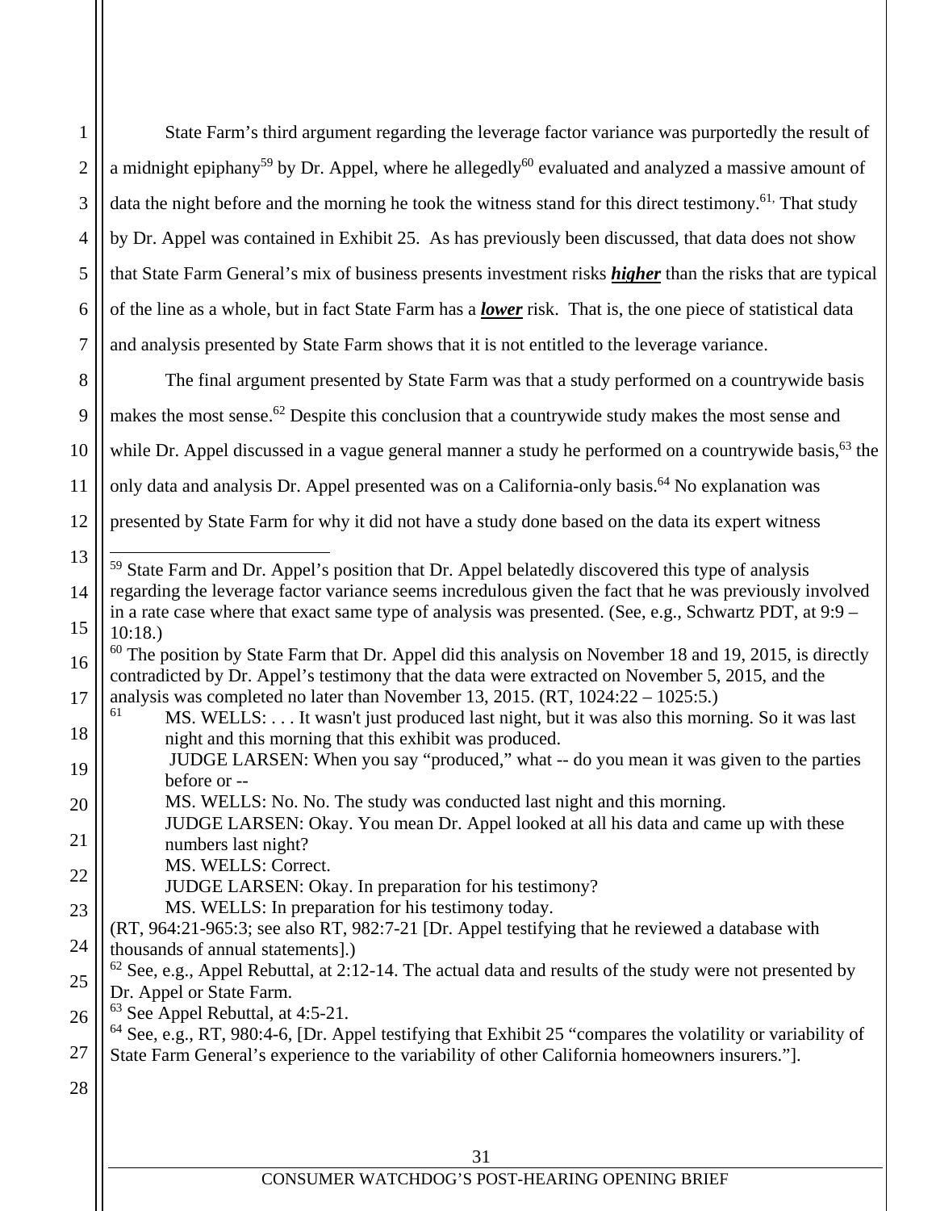State Farm's third argument regarding the leverage factor variance was purportedly the result of a midnight epiphany[59] by Dr. Appel, where he allegedly[60] evaluated and analyzed a massive amount of data the night before and the morning he took the witness stand for this direct testimony.[61,] That study by Dr. Appel was contained in Exhibit 25. As has previously been discussed, that data does not show that State Farm General's mix of business presents investment risks ***higher*** than the risks that are typical of the line as a whole, but in fact State Farm has a ***lower*** risk. That is, the one piece of statistical data and analysis presented by State Farm shows that it is not entitled to the leverage variance.

The final argument presented by State Farm was that a study performed on a countrywide basis makes the most sense.[62] Despite this conclusion that a countrywide study makes the most sense and while Dr. Appel discussed in a vague general manner a study he performed on a countrywide basis,[63] the only data and analysis Dr. Appel presented was on a California-only basis.[64] No explanation was presented by State Farm for why it did not have a study done based on the data its expert witness

---

[59] State Farm and Dr. Appel's position that Dr. Appel belatedly discovered this type of analysis regarding the leverage factor variance seems incredulous given the fact that he was previously involved in a rate case where that exact same type of analysis was presented. (See, e.g., Schwartz PDT, at 9:9 – 10:18.)

[60] The position by State Farm that Dr. Appel did this analysis on November 18 and 19, 2015, is directly contradicted by Dr. Appel's testimony that the data were extracted on November 5, 2015, and the analysis was completed no later than November 13, 2015. (RT, 1024:22 – 1025:5.)

[61] MS. WELLS: . . . It wasn't just produced last night, but it was also this morning. So it was last night and this morning that this exhibit was produced.

JUDGE LARSEN: When you say "produced," what -- do you mean it was given to the parties before or --

MS. WELLS: No. No. The study was conducted last night and this morning.

JUDGE LARSEN: Okay. You mean Dr. Appel looked at all his data and came up with these numbers last night?

MS. WELLS: Correct.

JUDGE LARSEN: Okay. In preparation for his testimony?

MS. WELLS: In preparation for his testimony today.

(RT, 964:21-965:3; see also RT, 982:7-21 [Dr. Appel testifying that he reviewed a database with thousands of annual statements].)

[62] See, e.g., Appel Rebuttal, at 2:12-14. The actual data and results of the study were not presented by Dr. Appel or State Farm.

[63] See Appel Rebuttal, at 4:5-21.

[64] See, e.g., RT, 980:4-6, [Dr. Appel testifying that Exhibit 25 "compares the volatility or variability of State Farm General's experience to the variability of other California homeowners insurers."].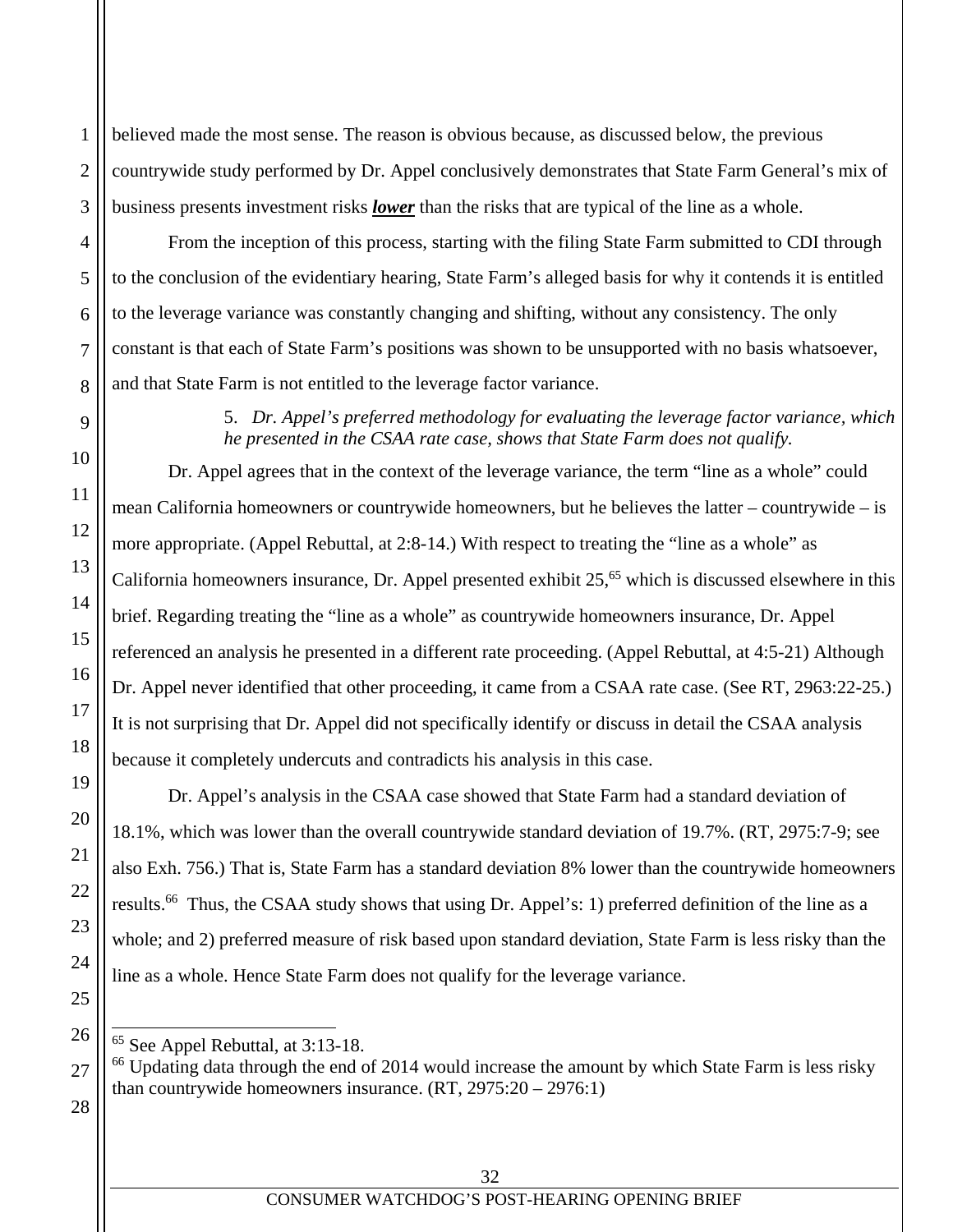believed made the most sense. The reason is obvious because, as discussed below, the previous countrywide study performed by Dr. Appel conclusively demonstrates that State Farm General's mix of business presents investment risks ***lower*** than the risks that are typical of the line as a whole.

From the inception of this process, starting with the filing State Farm submitted to CDI through to the conclusion of the evidentiary hearing, State Farm's alleged basis for why it contends it is entitled to the leverage variance was constantly changing and shifting, without any consistency. The only constant is that each of State Farm's positions was shown to be unsupported with no basis whatsoever, and that State Farm is not entitled to the leverage factor variance.

5. *Dr. Appel's preferred methodology for evaluating the leverage factor variance, which he presented in the CSAA rate case, shows that State Farm does not qualify.*

Dr. Appel agrees that in the context of the leverage variance, the term "line as a whole" could mean California homeowners or countrywide homeowners, but he believes the latter – countrywide – is more appropriate. (Appel Rebuttal, at 2:8-14.) With respect to treating the "line as a whole" as California homeowners insurance, Dr. Appel presented exhibit 25,[65] which is discussed elsewhere in this brief. Regarding treating the "line as a whole" as countrywide homeowners insurance, Dr. Appel referenced an analysis he presented in a different rate proceeding. (Appel Rebuttal, at 4:5-21) Although Dr. Appel never identified that other proceeding, it came from a CSAA rate case. (See RT, 2963:22-25.) It is not surprising that Dr. Appel did not specifically identify or discuss in detail the CSAA analysis because it completely undercuts and contradicts his analysis in this case.

Dr. Appel's analysis in the CSAA case showed that State Farm had a standard deviation of 18.1%, which was lower than the overall countrywide standard deviation of 19.7%. (RT, 2975:7-9; see also Exh. 756.) That is, State Farm has a standard deviation 8% lower than the countrywide homeowners results.[66] Thus, the CSAA study shows that using Dr. Appel's: 1) preferred definition of the line as a whole; and 2) preferred measure of risk based upon standard deviation, State Farm is less risky than the line as a whole. Hence State Farm does not qualify for the leverage variance.

---

[65] See Appel Rebuttal, at 3:13-18.

[66] Updating data through the end of 2014 would increase the amount by which State Farm is less risky than countrywide homeowners insurance. (RT, 2975:20 – 2976:1)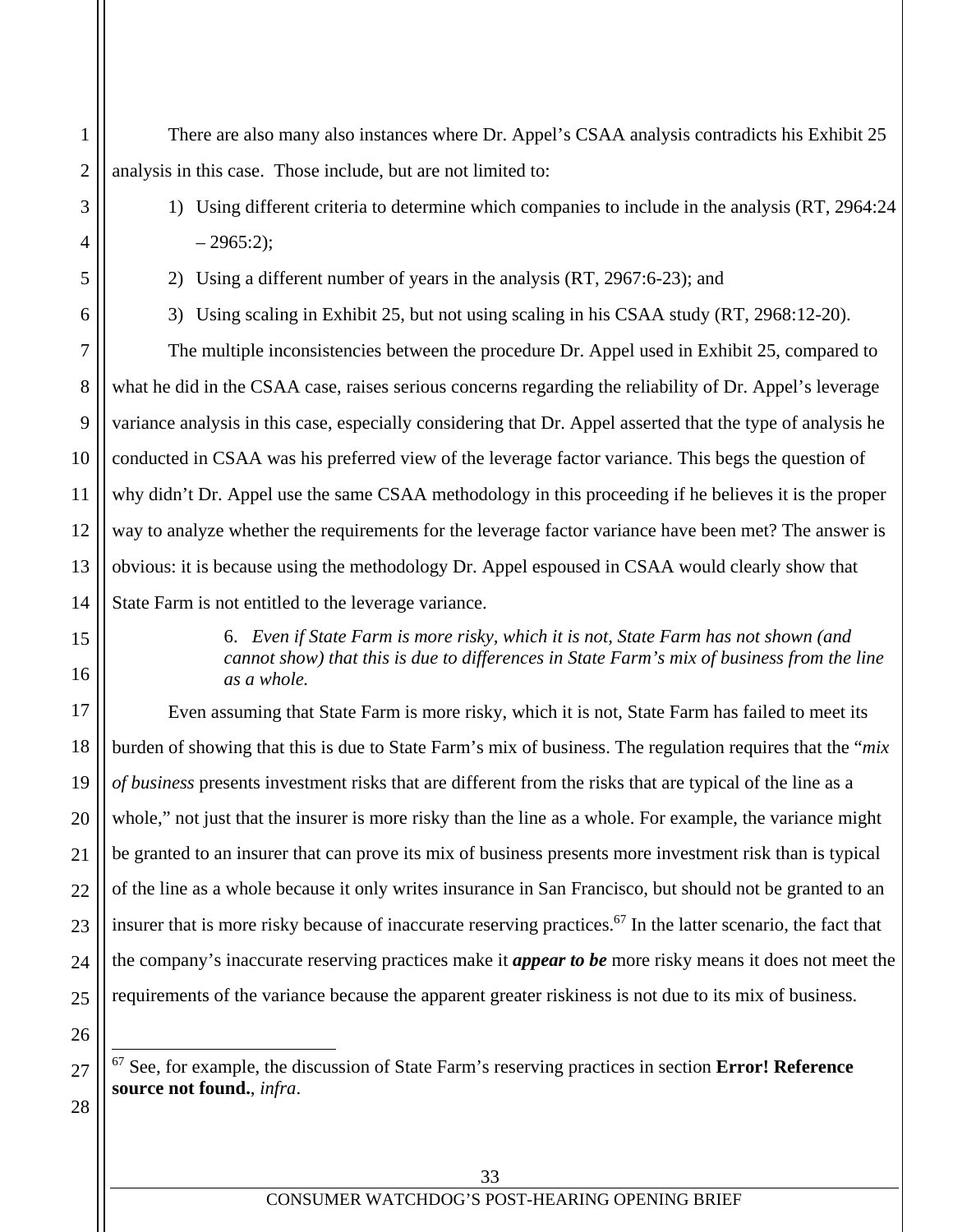There are also many also instances where Dr. Appel's CSAA analysis contradicts his Exhibit 25 analysis in this case. Those include, but are not limited to:

1) Using different criteria to determine which companies to include in the analysis (RT, 2964:24 – 2965:2);
2) Using a different number of years in the analysis (RT, 2967:6-23); and
3) Using scaling in Exhibit 25, but not using scaling in his CSAA study (RT, 2968:12-20).

The multiple inconsistencies between the procedure Dr. Appel used in Exhibit 25, compared to what he did in the CSAA case, raises serious concerns regarding the reliability of Dr. Appel's leverage variance analysis in this case, especially considering that Dr. Appel asserted that the type of analysis he conducted in CSAA was his preferred view of the leverage factor variance. This begs the question of why didn't Dr. Appel use the same CSAA methodology in this proceeding if he believes it is the proper way to analyze whether the requirements for the leverage factor variance have been met? The answer is obvious: it is because using the methodology Dr. Appel espoused in CSAA would clearly show that State Farm is not entitled to the leverage variance.

6. *Even if State Farm is more risky, which it is not, State Farm has not shown (and cannot show) that this is due to differences in State Farm's mix of business from the line as a whole.*

Even assuming that State Farm is more risky, which it is not, State Farm has failed to meet its burden of showing that this is due to State Farm's mix of business. The regulation requires that the "*mix of business* presents investment risks that are different from the risks that are typical of the line as a whole," not just that the insurer is more risky than the line as a whole. For example, the variance might be granted to an insurer that can prove its mix of business presents more investment risk than is typical of the line as a whole because it only writes insurance in San Francisco, but should not be granted to an insurer that is more risky because of inaccurate reserving practices.[67] In the latter scenario, the fact that the company's inaccurate reserving practices make it ***appear to be*** more risky means it does not meet the requirements of the variance because the apparent greater riskiness is not due to its mix of business.

---

[67] See, for example, the discussion of State Farm's reserving practices in section **Error! Reference source not found.**, *infra*.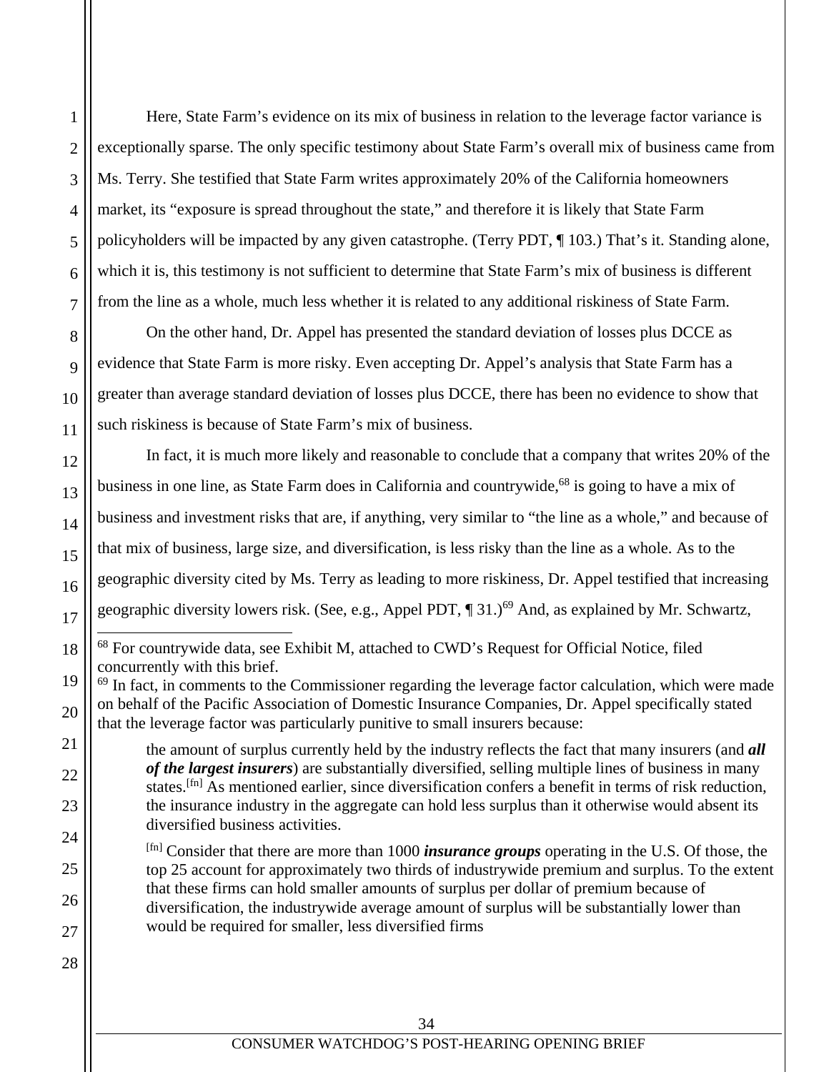Here, State Farm's evidence on its mix of business in relation to the leverage factor variance is exceptionally sparse. The only specific testimony about State Farm's overall mix of business came from Ms. Terry. She testified that State Farm writes approximately 20% of the California homeowners market, its "exposure is spread throughout the state," and therefore it is likely that State Farm policyholders will be impacted by any given catastrophe. (Terry PDT, ¶ 103.) That's it. Standing alone, which it is, this testimony is not sufficient to determine that State Farm's mix of business is different from the line as a whole, much less whether it is related to any additional riskiness of State Farm.

On the other hand, Dr. Appel has presented the standard deviation of losses plus DCCE as evidence that State Farm is more risky. Even accepting Dr. Appel's analysis that State Farm has a greater than average standard deviation of losses plus DCCE, there has been no evidence to show that such riskiness is because of State Farm's mix of business.

In fact, it is much more likely and reasonable to conclude that a company that writes 20% of the business in one line, as State Farm does in California and countrywide,[68] is going to have a mix of business and investment risks that are, if anything, very similar to "the line as a whole," and because of that mix of business, large size, and diversification, is less risky than the line as a whole. As to the geographic diversity cited by Ms. Terry as leading to more riskiness, Dr. Appel testified that increasing geographic diversity lowers risk. (See, e.g., Appel PDT, ¶ 31.)[69] And, as explained by Mr. Schwartz,

---

[68] For countrywide data, see Exhibit M, attached to CWD's Request for Official Notice, filed concurrently with this brief.

[69] In fact, in comments to the Commissioner regarding the leverage factor calculation, which were made on behalf of the Pacific Association of Domestic Insurance Companies, Dr. Appel specifically stated that the leverage factor was particularly punitive to small insurers because:

> the amount of surplus currently held by the industry reflects the fact that many insurers (and ***all of the largest insurers***) are substantially diversified, selling multiple lines of business in many states.[fn] As mentioned earlier, since diversification confers a benefit in terms of risk reduction, the insurance industry in the aggregate can hold less surplus than it otherwise would absent its diversified business activities.
>
> [fn] Consider that there are more than 1000 ***insurance groups*** operating in the U.S. Of those, the top 25 account for approximately two thirds of industrywide premium and surplus. To the extent that these firms can hold smaller amounts of surplus per dollar of premium because of diversification, the industrywide average amount of surplus will be substantially lower than would be required for smaller, less diversified firms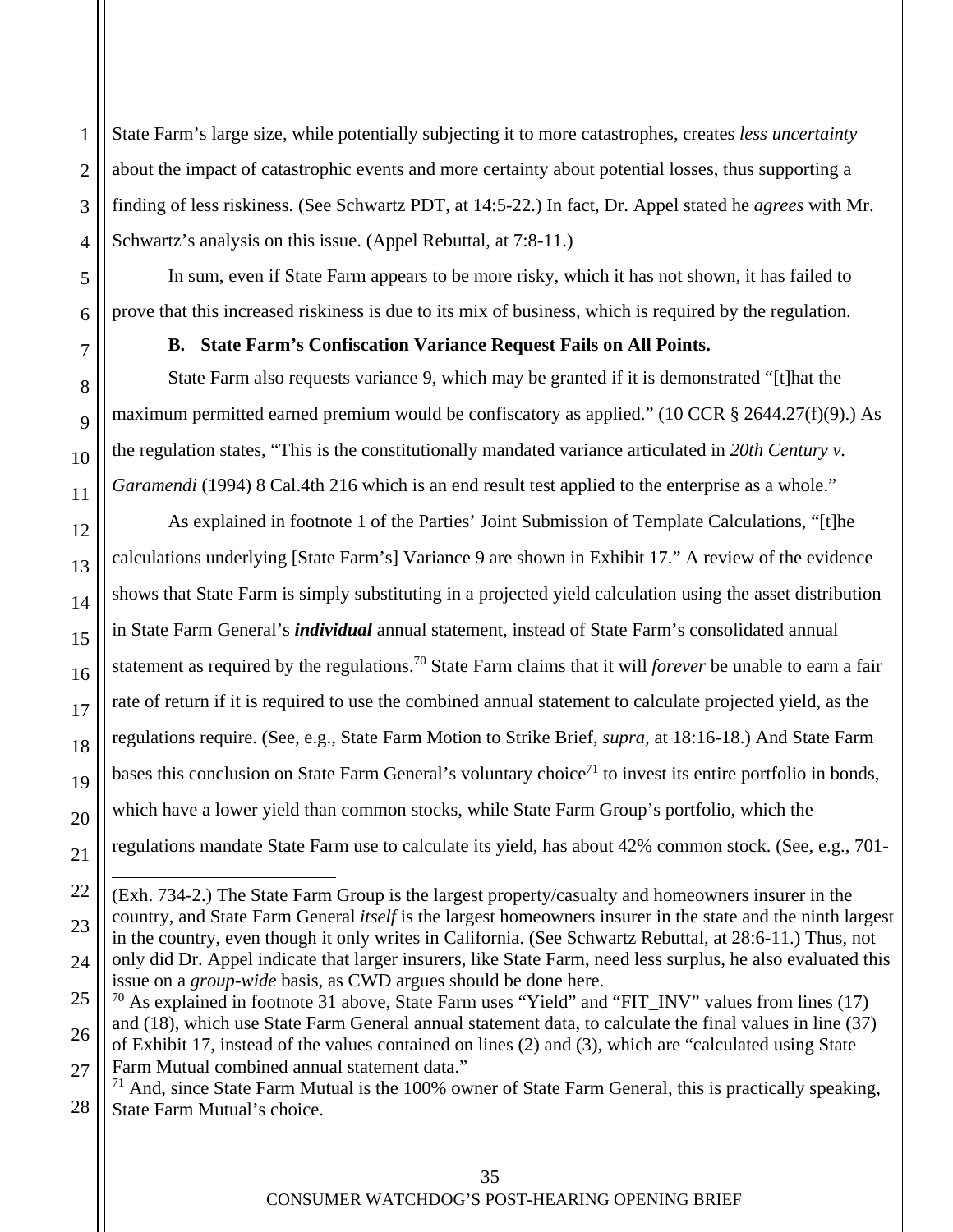State Farm's large size, while potentially subjecting it to more catastrophes, creates *less uncertainty* about the impact of catastrophic events and more certainty about potential losses, thus supporting a finding of less riskiness. (See Schwartz PDT, at 14:5-22.) In fact, Dr. Appel stated he *agrees* with Mr. Schwartz's analysis on this issue. (Appel Rebuttal, at 7:8-11.)

In sum, even if State Farm appears to be more risky, which it has not shown, it has failed to prove that this increased riskiness is due to its mix of business, which is required by the regulation.

### B. State Farm's Confiscation Variance Request Fails on All Points.

State Farm also requests variance 9, which may be granted if it is demonstrated "[t]hat the maximum permitted earned premium would be confiscatory as applied." (10 CCR § 2644.27(f)(9).) As the regulation states, "This is the constitutionally mandated variance articulated in *20th Century v. Garamendi* (1994) 8 Cal.4th 216 which is an end result test applied to the enterprise as a whole."

As explained in footnote 1 of the Parties' Joint Submission of Template Calculations, "[t]he calculations underlying [State Farm's] Variance 9 are shown in Exhibit 17." A review of the evidence shows that State Farm is simply substituting in a projected yield calculation using the asset distribution in State Farm General's ***individual*** annual statement, instead of State Farm's consolidated annual statement as required by the regulations.[70] State Farm claims that it will *forever* be unable to earn a fair rate of return if it is required to use the combined annual statement to calculate projected yield, as the regulations require. (See, e.g., State Farm Motion to Strike Brief, *supra*, at 18:16-18.) And State Farm bases this conclusion on State Farm General's voluntary choice[71] to invest its entire portfolio in bonds, which have a lower yield than common stocks, while State Farm Group's portfolio, which the regulations mandate State Farm use to calculate its yield, has about 42% common stock. (See, e.g., 701-

---

(Exh. 734-2.) The State Farm Group is the largest property/casualty and homeowners insurer in the country, and State Farm General *itself* is the largest homeowners insurer in the state and the ninth largest in the country, even though it only writes in California. (See Schwartz Rebuttal, at 28:6-11.) Thus, not only did Dr. Appel indicate that larger insurers, like State Farm, need less surplus, he also evaluated this issue on a *group-wide* basis, as CWD argues should be done here.

[70] As explained in footnote 31 above, State Farm uses "Yield" and "FIT_INV" values from lines (17) and (18), which use State Farm General annual statement data, to calculate the final values in line (37) of Exhibit 17, instead of the values contained on lines (2) and (3), which are "calculated using State Farm Mutual combined annual statement data."

[71] And, since State Farm Mutual is the 100% owner of State Farm General, this is practically speaking, State Farm Mutual's choice.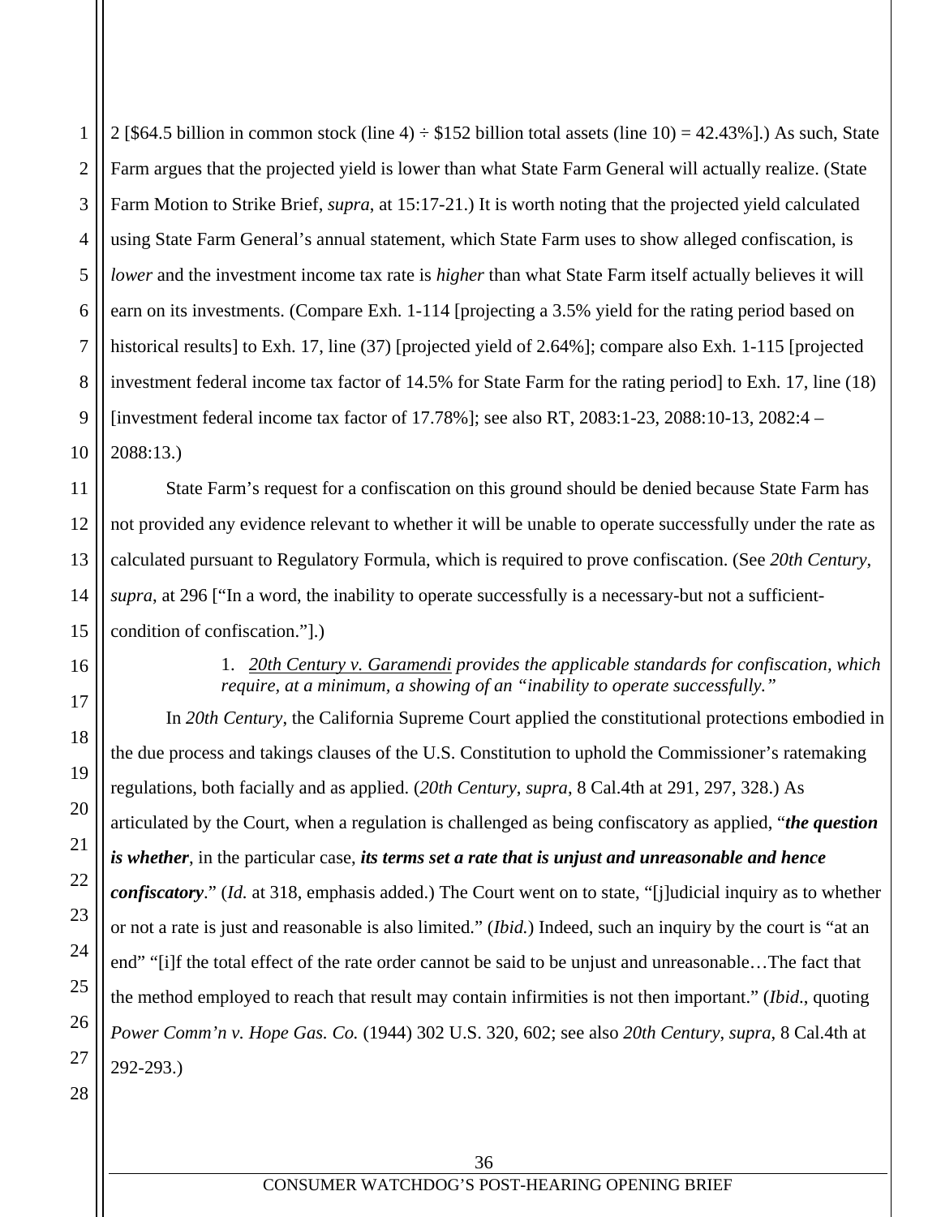2 [$64.5 billion in common stock (line 4) ÷ $152 billion total assets (line 10) = 42.43%].) As such, State Farm argues that the projected yield is lower than what State Farm General will actually realize. (State Farm Motion to Strike Brief, *supra*, at 15:17-21.) It is worth noting that the projected yield calculated using State Farm General's annual statement, which State Farm uses to show alleged confiscation, is *lower* and the investment income tax rate is *higher* than what State Farm itself actually believes it will earn on its investments. (Compare Exh. 1-114 [projecting a 3.5% yield for the rating period based on historical results] to Exh. 17, line (37) [projected yield of 2.64%]; compare also Exh. 1-115 [projected investment federal income tax factor of 14.5% for State Farm for the rating period] to Exh. 17, line (18) [investment federal income tax factor of 17.78%]; see also RT, 2083:1-23, 2088:10-13, 2082:4 – 2088:13.)

State Farm's request for a confiscation on this ground should be denied because State Farm has not provided any evidence relevant to whether it will be unable to operate successfully under the rate as calculated pursuant to Regulatory Formula, which is required to prove confiscation. (See *20th Century*, *supra*, at 296 ["In a word, the inability to operate successfully is a necessary-but not a sufficient-condition of confiscation."].)

1. *20th Century v. Garamendi provides the applicable standards for confiscation, which require, at a minimum, a showing of an "inability to operate successfully."*

In *20th Century*, the California Supreme Court applied the constitutional protections embodied in the due process and takings clauses of the U.S. Constitution to uphold the Commissioner's ratemaking regulations, both facially and as applied. (*20th Century*, *supra*, 8 Cal.4th at 291, 297, 328.) As articulated by the Court, when a regulation is challenged as being confiscatory as applied, "***the question is whether***, in the particular case, ***its terms set a rate that is unjust and unreasonable and hence confiscatory***." (*Id.* at 318, emphasis added.) The Court went on to state, "[j]udicial inquiry as to whether or not a rate is just and reasonable is also limited." (*Ibid.*) Indeed, such an inquiry by the court is "at an end" "[i]f the total effect of the rate order cannot be said to be unjust and unreasonable…The fact that the method employed to reach that result may contain infirmities is not then important." (*Ibid.*, quoting *Power Comm'n v. Hope Gas. Co.* (1944) 302 U.S. 320, 602; see also *20th Century*, *supra*, 8 Cal.4th at 292-293.)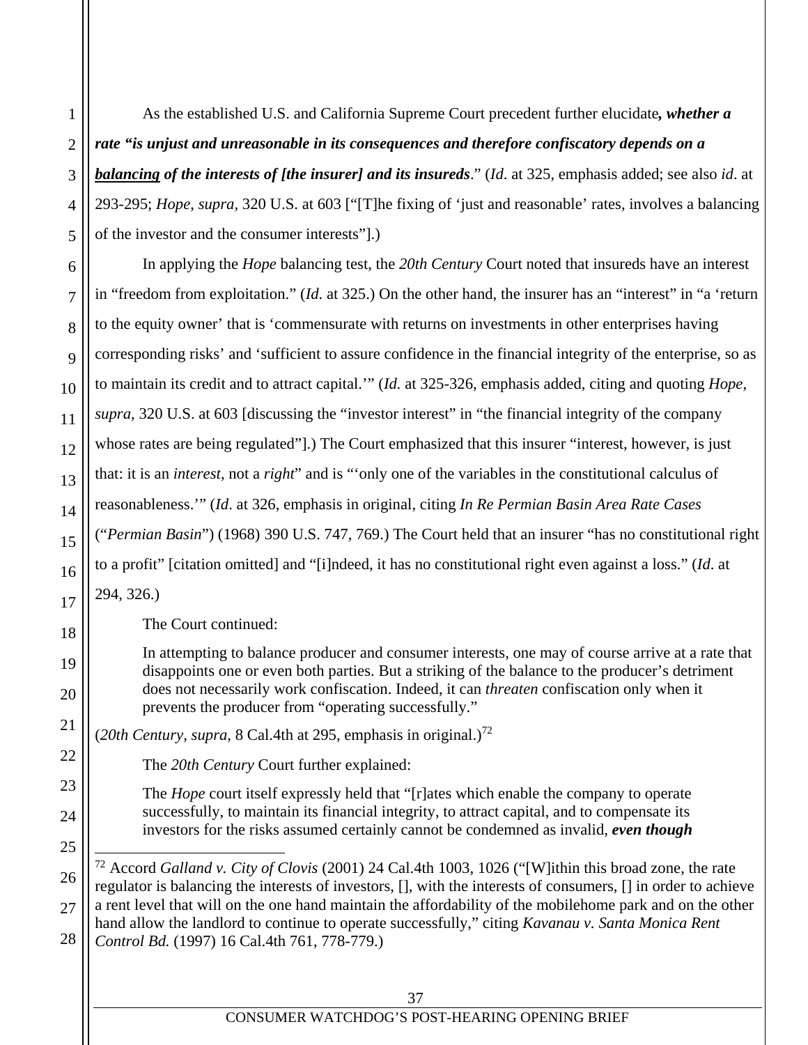As the established U.S. and California Supreme Court precedent further elucidate***, whether a rate "is unjust and unreasonable in its consequences and therefore confiscatory depends on a <u>balancing</u> of the interests of [the insurer] and its insureds***." (*Id*. at 325, emphasis added; see also *id*. at 293-295; *Hope*, *supra*, 320 U.S. at 603 ["[T]he fixing of 'just and reasonable' rates, involves a balancing of the investor and the consumer interests"].)

In applying the *Hope* balancing test, the *20th Century* Court noted that insureds have an interest in "freedom from exploitation." (*Id*. at 325.) On the other hand, the insurer has an "interest" in "a 'return to the equity owner' that is 'commensurate with returns on investments in other enterprises having corresponding risks' and 'sufficient to assure confidence in the financial integrity of the enterprise, so as to maintain its credit and to attract capital.'" (*Id.* at 325-326, emphasis added, citing and quoting *Hope*, *supra*, 320 U.S. at 603 [discussing the "investor interest" in "the financial integrity of the company whose rates are being regulated"].) The Court emphasized that this insurer "interest, however, is just that: it is an *interest*, not a *right*" and is "'only one of the variables in the constitutional calculus of reasonableness.'" (*Id*. at 326, emphasis in original, citing *In Re Permian Basin Area Rate Cases* ("*Permian Basin*") (1968) 390 U.S. 747, 769.) The Court held that an insurer "has no constitutional right to a profit" [citation omitted] and "[i]ndeed, it has no constitutional right even against a loss." (*Id*. at 294, 326.)

The Court continued:

> In attempting to balance producer and consumer interests, one may of course arrive at a rate that disappoints one or even both parties. But a striking of the balance to the producer's detriment does not necessarily work confiscation. Indeed, it can *threaten* confiscation only when it prevents the producer from "operating successfully."

(*20th Century*, *supra*, 8 Cal.4th at 295, emphasis in original.)[72]

The *20th Century* Court further explained:

> The *Hope* court itself expressly held that "[r]ates which enable the company to operate successfully, to maintain its financial integrity, to attract capital, and to compensate its investors for the risks assumed certainly cannot be condemned as invalid, ***even though***

---

[72] Accord *Galland v. City of Clovis* (2001) 24 Cal.4th 1003, 1026 ("[W]ithin this broad zone, the rate regulator is balancing the interests of investors, [], with the interests of consumers, [] in order to achieve a rent level that will on the one hand maintain the affordability of the mobilehome park and on the other hand allow the landlord to continue to operate successfully," citing *Kavanau v. Santa Monica Rent Control Bd.* (1997) 16 Cal.4th 761, 778-779.)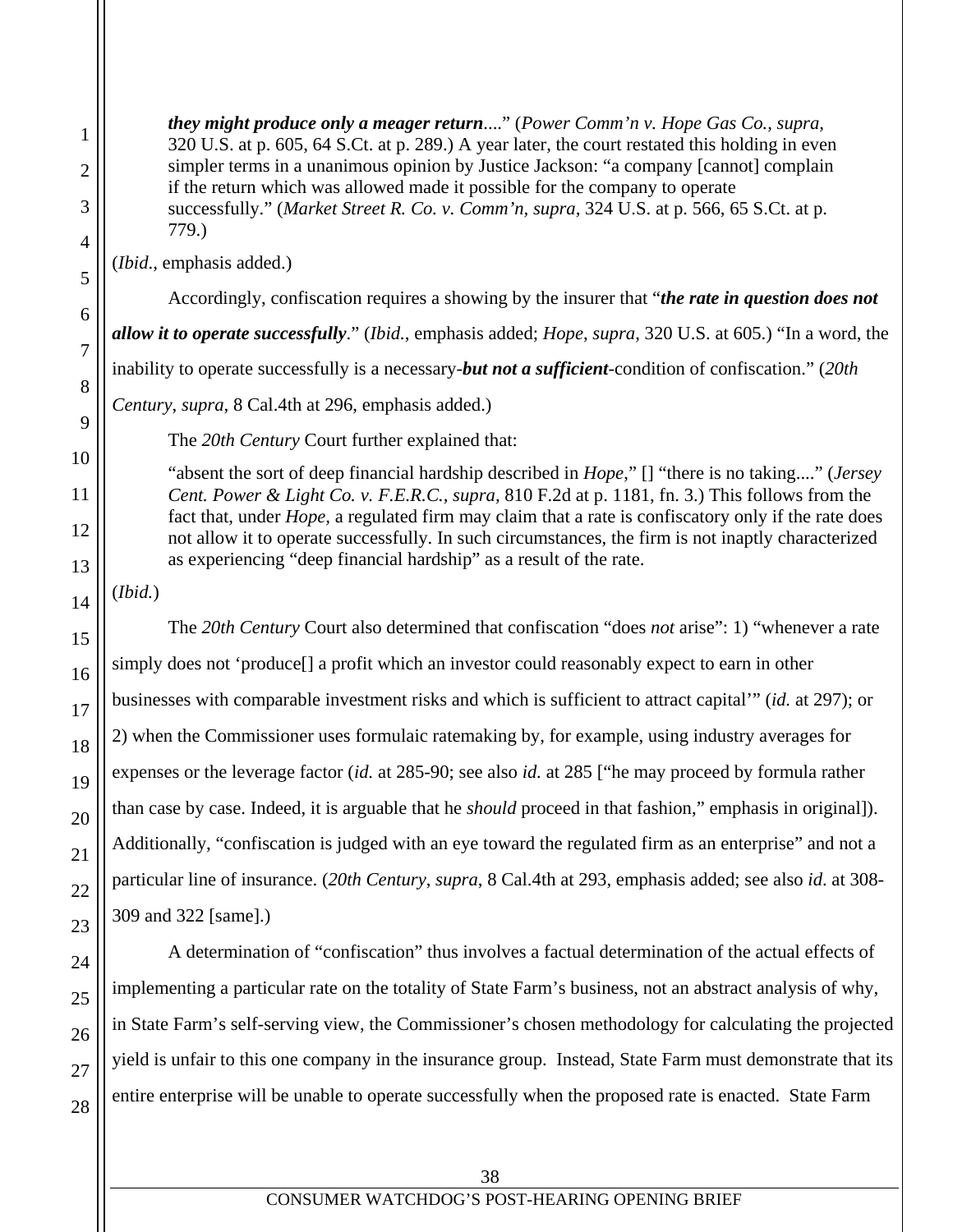> ***they might produce only a meager return*....**" (*Power Comm'n v. Hope Gas Co., supra,* 320 U.S. at p. 605, 64 S.Ct. at p. 289.) A year later, the court restated this holding in even simpler terms in a unanimous opinion by Justice Jackson: "a company [cannot] complain if the return which was allowed made it possible for the company to operate successfully." (*Market Street R. Co. v. Comm'n*, *supra*, 324 U.S. at p. 566, 65 S.Ct. at p. 779.)

(*Ibid*., emphasis added.)

Accordingly, confiscation requires a showing by the insurer that "***the rate in question does not allow it to operate successfully***." (*Ibid.*, emphasis added; *Hope*, *supra*, 320 U.S. at 605.) "In a word, the inability to operate successfully is a necessary-***but not a sufficient***-condition of confiscation." (*20th Century*, *supra*, 8 Cal.4th at 296, emphasis added.)

The *20th Century* Court further explained that:

> "absent the sort of deep financial hardship described in *Hope*," [] "there is no taking...." (*Jersey Cent. Power & Light Co. v. F.E.R.C.*, *supra*, 810 F.2d at p. 1181, fn. 3.) This follows from the fact that, under *Hope,* a regulated firm may claim that a rate is confiscatory only if the rate does not allow it to operate successfully. In such circumstances, the firm is not inaptly characterized as experiencing "deep financial hardship" as a result of the rate.

(*Ibid.*)

The *20th Century* Court also determined that confiscation "does *not* arise": 1) "whenever a rate simply does not 'produce[] a profit which an investor could reasonably expect to earn in other businesses with comparable investment risks and which is sufficient to attract capital'" (*id.* at 297); or 2) when the Commissioner uses formulaic ratemaking by, for example, using industry averages for expenses or the leverage factor (*id.* at 285-90; see also *id.* at 285 ["he may proceed by formula rather than case by case. Indeed, it is arguable that he *should* proceed in that fashion," emphasis in original]). Additionally, "confiscation is judged with an eye toward the regulated firm as an enterprise" and not a particular line of insurance. (*20th Century*, *supra*, 8 Cal.4th at 293, emphasis added; see also *id*. at 308-309 and 322 [same].)

A determination of "confiscation" thus involves a factual determination of the actual effects of implementing a particular rate on the totality of State Farm's business, not an abstract analysis of why, in State Farm's self-serving view, the Commissioner's chosen methodology for calculating the projected yield is unfair to this one company in the insurance group. Instead, State Farm must demonstrate that its entire enterprise will be unable to operate successfully when the proposed rate is enacted. State Farm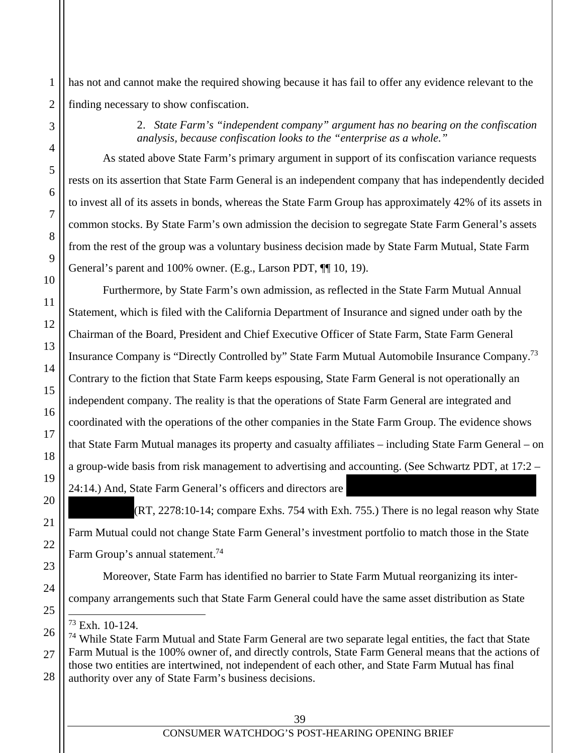has not and cannot make the required showing because it has fail to offer any evidence relevant to the finding necessary to show confiscation.

2. *State Farm's "independent company" argument has no bearing on the confiscation analysis, because confiscation looks to the "enterprise as a whole."*

As stated above State Farm's primary argument in support of its confiscation variance requests rests on its assertion that State Farm General is an independent company that has independently decided to invest all of its assets in bonds, whereas the State Farm Group has approximately 42% of its assets in common stocks. By State Farm's own admission the decision to segregate State Farm General's assets from the rest of the group was a voluntary business decision made by State Farm Mutual, State Farm General's parent and 100% owner. (E.g., Larson PDT, ¶¶ 10, 19).

Furthermore, by State Farm's own admission, as reflected in the State Farm Mutual Annual Statement, which is filed with the California Department of Insurance and signed under oath by the Chairman of the Board, President and Chief Executive Officer of State Farm, State Farm General Insurance Company is "Directly Controlled by" State Farm Mutual Automobile Insurance Company.[73] Contrary to the fiction that State Farm keeps espousing, State Farm General is not operationally an independent company. The reality is that the operations of State Farm General are integrated and coordinated with the operations of the other companies in the State Farm Group. The evidence shows that State Farm Mutual manages its property and casualty affiliates – including State Farm General – on a group-wide basis from risk management to advertising and accounting. (See Schwartz PDT, at 17:2 – 24:14.) And, State Farm General's officers and directors are [REDACTED] (RT, 2278:10-14; compare Exhs. 754 with Exh. 755.) There is no legal reason why State Farm Mutual could not change State Farm General's investment portfolio to match those in the State Farm Group's annual statement.[74]

Moreover, State Farm has identified no barrier to State Farm Mutual reorganizing its inter-company arrangements such that State Farm General could have the same asset distribution as State

---

[73] Exh. 10-124.

[74] While State Farm Mutual and State Farm General are two separate legal entities, the fact that State Farm Mutual is the 100% owner of, and directly controls, State Farm General means that the actions of those two entities are intertwined, not independent of each other, and State Farm Mutual has final authority over any of State Farm's business decisions.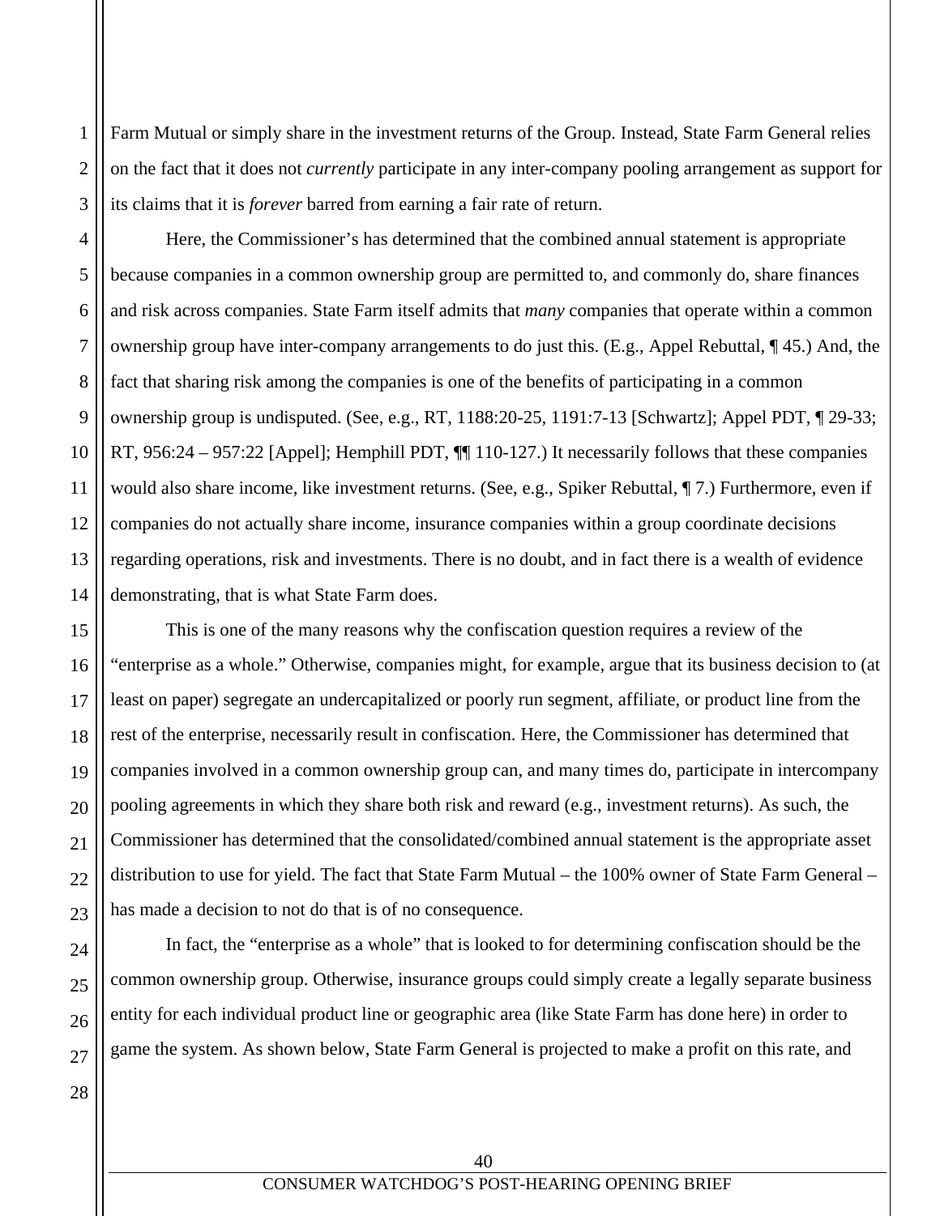Farm Mutual or simply share in the investment returns of the Group. Instead, State Farm General relies on the fact that it does not *currently* participate in any inter-company pooling arrangement as support for its claims that it is *forever* barred from earning a fair rate of return.

Here, the Commissioner's has determined that the combined annual statement is appropriate because companies in a common ownership group are permitted to, and commonly do, share finances and risk across companies. State Farm itself admits that *many* companies that operate within a common ownership group have inter-company arrangements to do just this. (E.g., Appel Rebuttal, ¶ 45.) And, the fact that sharing risk among the companies is one of the benefits of participating in a common ownership group is undisputed. (See, e.g., RT, 1188:20-25, 1191:7-13 [Schwartz]; Appel PDT, ¶ 29-33; RT, 956:24 – 957:22 [Appel]; Hemphill PDT, ¶¶ 110-127.) It necessarily follows that these companies would also share income, like investment returns. (See, e.g., Spiker Rebuttal, ¶ 7.) Furthermore, even if companies do not actually share income, insurance companies within a group coordinate decisions regarding operations, risk and investments. There is no doubt, and in fact there is a wealth of evidence demonstrating, that is what State Farm does.

This is one of the many reasons why the confiscation question requires a review of the "enterprise as a whole." Otherwise, companies might, for example, argue that its business decision to (at least on paper) segregate an undercapitalized or poorly run segment, affiliate, or product line from the rest of the enterprise, necessarily result in confiscation. Here, the Commissioner has determined that companies involved in a common ownership group can, and many times do, participate in intercompany pooling agreements in which they share both risk and reward (e.g., investment returns). As such, the Commissioner has determined that the consolidated/combined annual statement is the appropriate asset distribution to use for yield. The fact that State Farm Mutual – the 100% owner of State Farm General – has made a decision to not do that is of no consequence.

In fact, the "enterprise as a whole" that is looked to for determining confiscation should be the common ownership group. Otherwise, insurance groups could simply create a legally separate business entity for each individual product line or geographic area (like State Farm has done here) in order to game the system. As shown below, State Farm General is projected to make a profit on this rate, and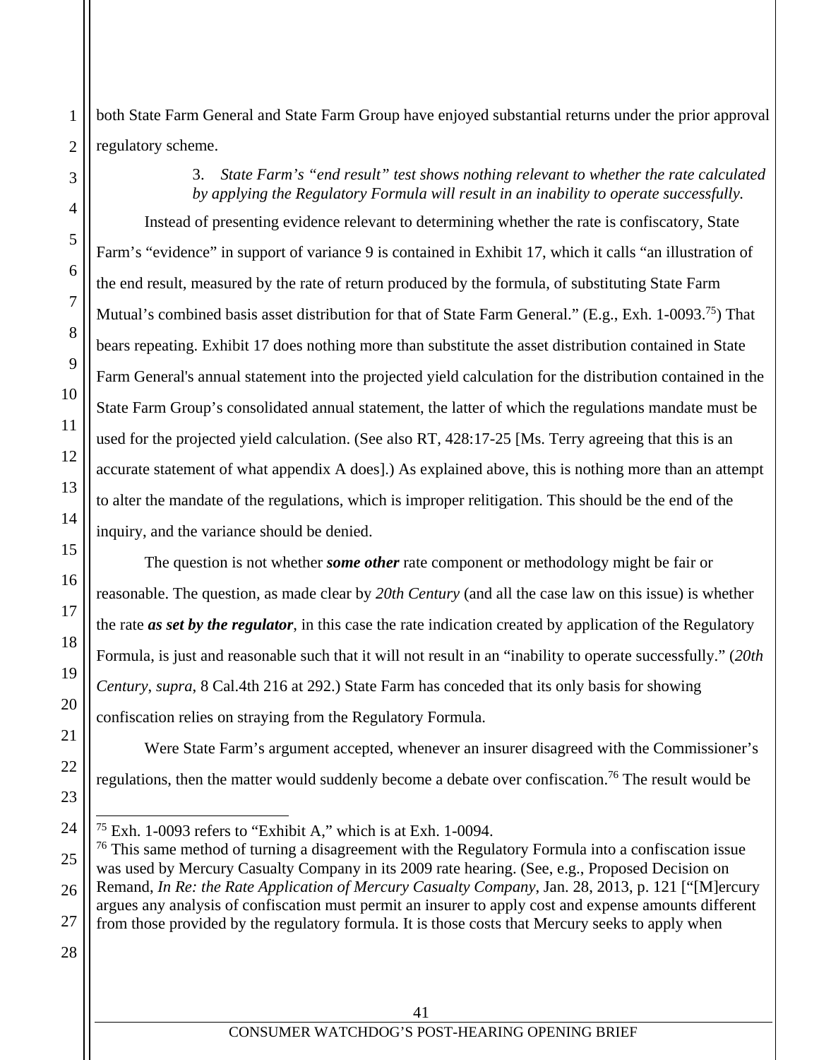both State Farm General and State Farm Group have enjoyed substantial returns under the prior approval regulatory scheme.

3. *State Farm's "end result" test shows nothing relevant to whether the rate calculated by applying the Regulatory Formula will result in an inability to operate successfully.*

Instead of presenting evidence relevant to determining whether the rate is confiscatory, State Farm's "evidence" in support of variance 9 is contained in Exhibit 17, which it calls "an illustration of the end result, measured by the rate of return produced by the formula, of substituting State Farm Mutual's combined basis asset distribution for that of State Farm General." (E.g., Exh. 1-0093.[75]) That bears repeating. Exhibit 17 does nothing more than substitute the asset distribution contained in State Farm General's annual statement into the projected yield calculation for the distribution contained in the State Farm Group's consolidated annual statement, the latter of which the regulations mandate must be used for the projected yield calculation. (See also RT, 428:17-25 [Ms. Terry agreeing that this is an accurate statement of what appendix A does].) As explained above, this is nothing more than an attempt to alter the mandate of the regulations, which is improper relitigation. This should be the end of the inquiry, and the variance should be denied.

The question is not whether ***some other*** rate component or methodology might be fair or reasonable. The question, as made clear by *20th Century* (and all the case law on this issue) is whether the rate ***as set by the regulator***, in this case the rate indication created by application of the Regulatory Formula, is just and reasonable such that it will not result in an "inability to operate successfully." (*20th Century*, *supra*, 8 Cal.4th 216 at 292.) State Farm has conceded that its only basis for showing confiscation relies on straying from the Regulatory Formula.

Were State Farm's argument accepted, whenever an insurer disagreed with the Commissioner's regulations, then the matter would suddenly become a debate over confiscation.[76] The result would be

---

[75] Exh. 1-0093 refers to "Exhibit A," which is at Exh. 1-0094.

[76] This same method of turning a disagreement with the Regulatory Formula into a confiscation issue was used by Mercury Casualty Company in its 2009 rate hearing. (See, e.g., Proposed Decision on Remand, *In Re: the Rate Application of Mercury Casualty Company*, Jan. 28, 2013, p. 121 ["[M]ercury argues any analysis of confiscation must permit an insurer to apply cost and expense amounts different from those provided by the regulatory formula. It is those costs that Mercury seeks to apply when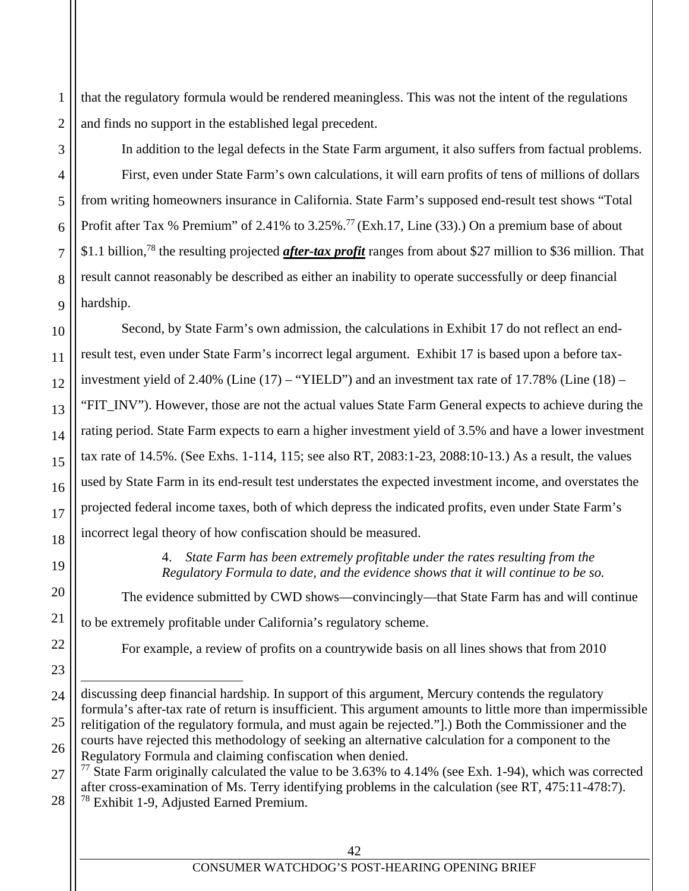that the regulatory formula would be rendered meaningless. This was not the intent of the regulations and finds no support in the established legal precedent.

In addition to the legal defects in the State Farm argument, it also suffers from factual problems.

First, even under State Farm's own calculations, it will earn profits of tens of millions of dollars from writing homeowners insurance in California. State Farm's supposed end-result test shows "Total Profit after Tax % Premium" of 2.41% to 3.25%.[77] (Exh.17, Line (33).) On a premium base of about $1.1 billion,[78] the resulting projected ***after-tax profit*** ranges from about $27 million to $36 million. That result cannot reasonably be described as either an inability to operate successfully or deep financial hardship.

Second, by State Farm's own admission, the calculations in Exhibit 17 do not reflect an end-result test, even under State Farm's incorrect legal argument. Exhibit 17 is based upon a before tax-investment yield of 2.40% (Line (17) – "YIELD") and an investment tax rate of 17.78% (Line (18) – "FIT_INV"). However, those are not the actual values State Farm General expects to achieve during the rating period. State Farm expects to earn a higher investment yield of 3.5% and have a lower investment tax rate of 14.5%. (See Exhs. 1-114, 115; see also RT, 2083:1-23, 2088:10-13.) As a result, the values used by State Farm in its end-result test understates the expected investment income, and overstates the projected federal income taxes, both of which depress the indicated profits, even under State Farm's incorrect legal theory of how confiscation should be measured.

4. *State Farm has been extremely profitable under the rates resulting from the Regulatory Formula to date, and the evidence shows that it will continue to be so.*

The evidence submitted by CWD shows—convincingly—that State Farm has and will continue to be extremely profitable under California's regulatory scheme.

For example, a review of profits on a countrywide basis on all lines shows that from 2010

---

discussing deep financial hardship. In support of this argument, Mercury contends the regulatory formula's after-tax rate of return is insufficient. This argument amounts to little more than impermissible relitigation of the regulatory formula, and must again be rejected."].) Both the Commissioner and the courts have rejected this methodology of seeking an alternative calculation for a component to the Regulatory Formula and claiming confiscation when denied.

[77] State Farm originally calculated the value to be 3.63% to 4.14% (see Exh. 1-94), which was corrected after cross-examination of Ms. Terry identifying problems in the calculation (see RT, 475:11-478:7).

[78] Exhibit 1-9, Adjusted Earned Premium.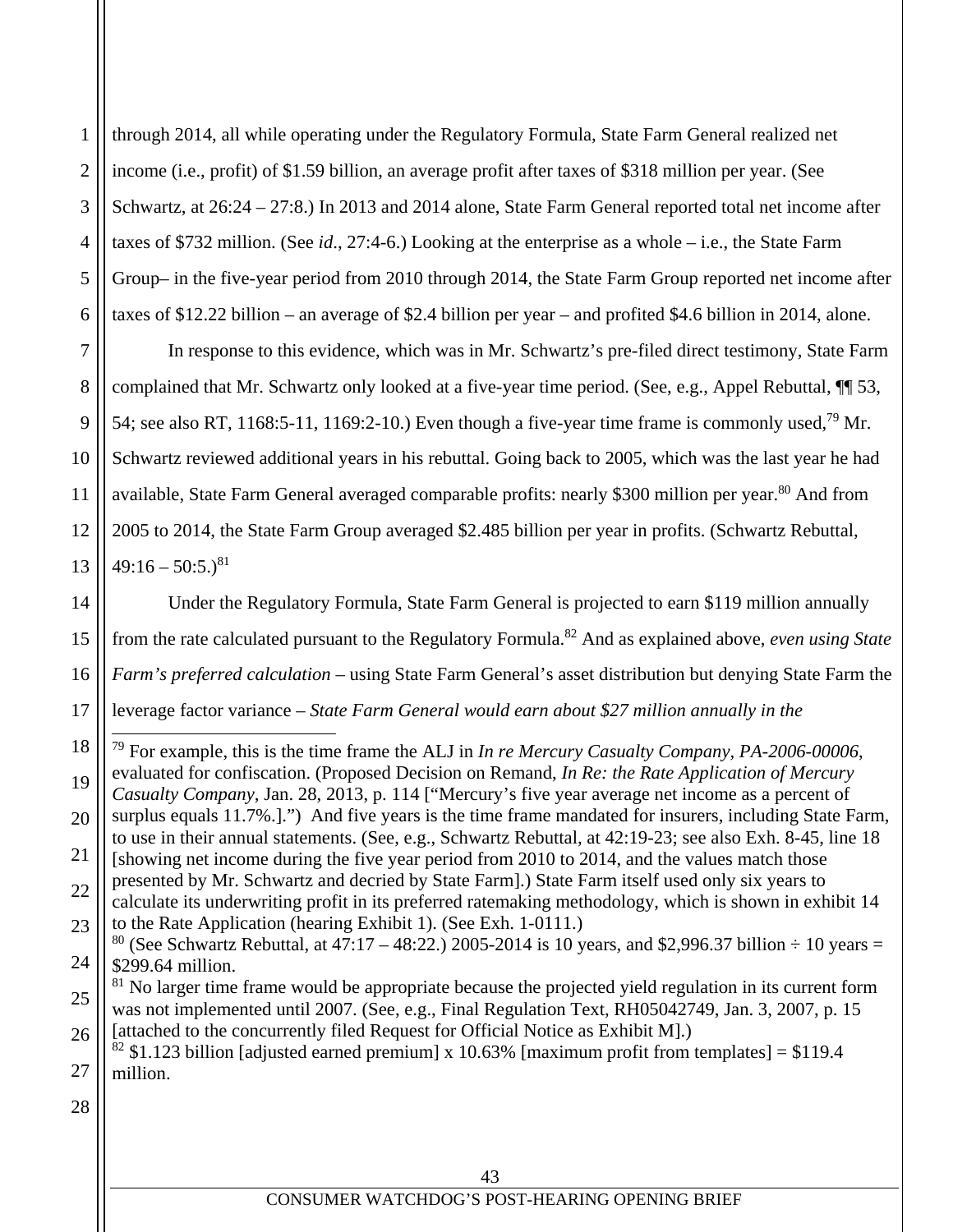through 2014, all while operating under the Regulatory Formula, State Farm General realized net income (i.e., profit) of $1.59 billion, an average profit after taxes of $318 million per year. (See Schwartz, at 26:24 – 27:8.) In 2013 and 2014 alone, State Farm General reported total net income after taxes of $732 million. (See *id*., 27:4-6.) Looking at the enterprise as a whole – i.e., the State Farm Group– in the five-year period from 2010 through 2014, the State Farm Group reported net income after taxes of $12.22 billion – an average of $2.4 billion per year – and profited $4.6 billion in 2014, alone.

In response to this evidence, which was in Mr. Schwartz's pre-filed direct testimony, State Farm complained that Mr. Schwartz only looked at a five-year time period. (See, e.g., Appel Rebuttal, ¶¶ 53, 54; see also RT, 1168:5-11, 1169:2-10.) Even though a five-year time frame is commonly used,[79] Mr. Schwartz reviewed additional years in his rebuttal. Going back to 2005, which was the last year he had available, State Farm General averaged comparable profits: nearly $300 million per year.[80] And from 2005 to 2014, the State Farm Group averaged $2.485 billion per year in profits. (Schwartz Rebuttal, 49:16 – 50:5.)[81]

Under the Regulatory Formula, State Farm General is projected to earn $119 million annually from the rate calculated pursuant to the Regulatory Formula.[82] And as explained above, *even using State Farm's preferred calculation* – using State Farm General's asset distribution but denying State Farm the leverage factor variance – *State Farm General would earn about $27 million annually in the*

---

[79] For example, this is the time frame the ALJ in *In re Mercury Casualty Company, PA-2006-00006*, evaluated for confiscation. (Proposed Decision on Remand, *In Re: the Rate Application of Mercury Casualty Company*, Jan. 28, 2013, p. 114 ["Mercury's five year average net income as a percent of surplus equals 11.7%.].") And five years is the time frame mandated for insurers, including State Farm, to use in their annual statements. (See, e.g., Schwartz Rebuttal, at 42:19-23; see also Exh. 8-45, line 18 [showing net income during the five year period from 2010 to 2014, and the values match those presented by Mr. Schwartz and decried by State Farm].) State Farm itself used only six years to calculate its underwriting profit in its preferred ratemaking methodology, which is shown in exhibit 14 to the Rate Application (hearing Exhibit 1). (See Exh. 1-0111.)

[80] (See Schwartz Rebuttal, at 47:17 – 48:22.) 2005-2014 is 10 years, and $2,996.37 billion ÷ 10 years = $299.64 million.

[81] No larger time frame would be appropriate because the projected yield regulation in its current form was not implemented until 2007. (See, e.g., Final Regulation Text, RH05042749, Jan. 3, 2007, p. 15 [attached to the concurrently filed Request for Official Notice as Exhibit M].)

[82] $1.123 billion [adjusted earned premium] x 10.63% [maximum profit from templates] = $119.4 million.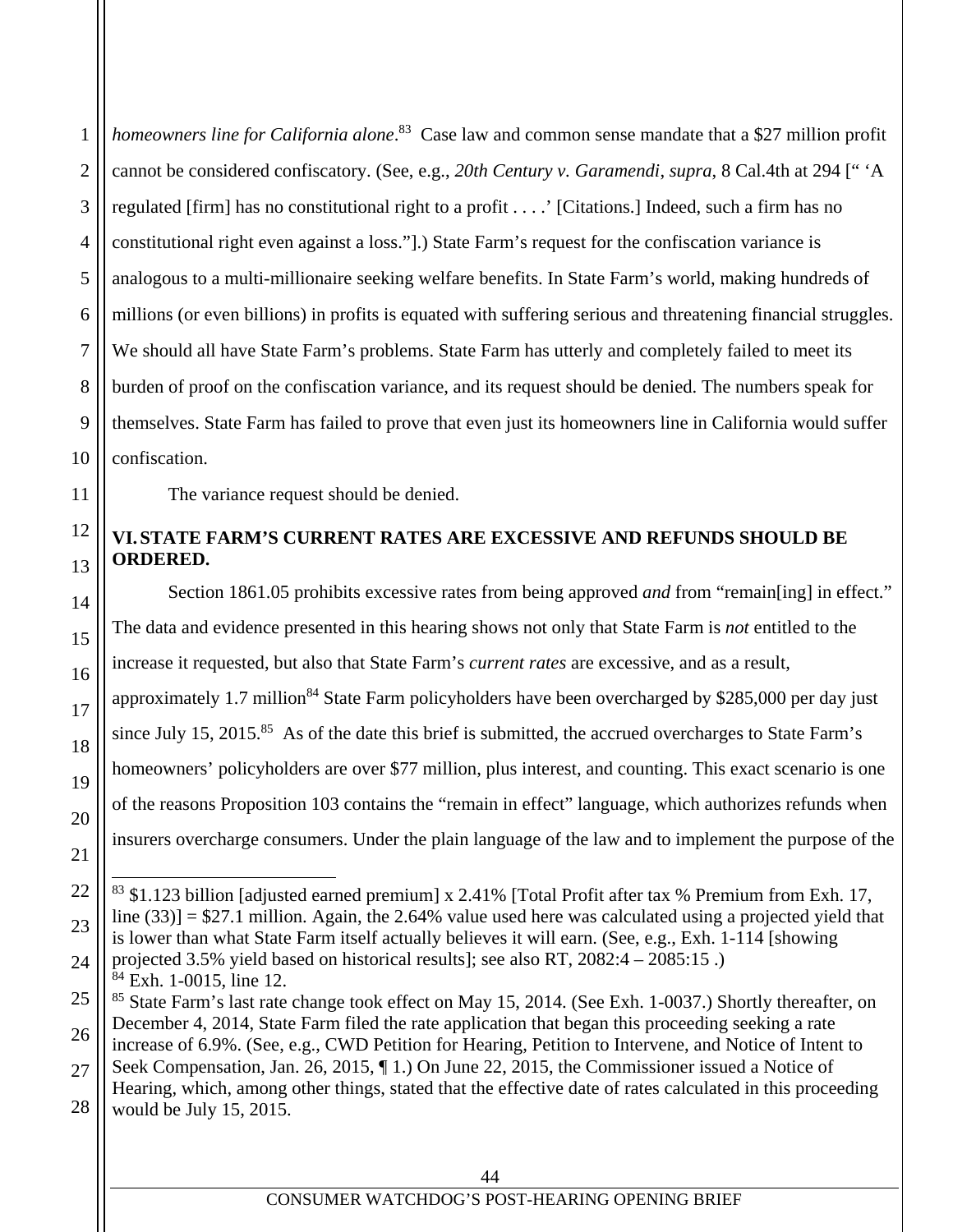*homeowners line for California alone*.[83] Case law and common sense mandate that a $27 million profit cannot be considered confiscatory. (See, e.g., *20th Century v. Garamendi*, *supra*, 8 Cal.4th at 294 [" 'A regulated [firm] has no constitutional right to a profit . . . .' [Citations.] Indeed, such a firm has no constitutional right even against a loss."].) State Farm's request for the confiscation variance is analogous to a multi-millionaire seeking welfare benefits. In State Farm's world, making hundreds of millions (or even billions) in profits is equated with suffering serious and threatening financial struggles. We should all have State Farm's problems. State Farm has utterly and completely failed to meet its burden of proof on the confiscation variance, and its request should be denied. The numbers speak for themselves. State Farm has failed to prove that even just its homeowners line in California would suffer confiscation.

The variance request should be denied.

## VI. STATE FARM'S CURRENT RATES ARE EXCESSIVE AND REFUNDS SHOULD BE ORDERED.

Section 1861.05 prohibits excessive rates from being approved *and* from "remain[ing] in effect." The data and evidence presented in this hearing shows not only that State Farm is *not* entitled to the increase it requested, but also that State Farm's *current rates* are excessive, and as a result, approximately 1.7 million[84] State Farm policyholders have been overcharged by $285,000 per day just since July 15, 2015.[85] As of the date this brief is submitted, the accrued overcharges to State Farm's homeowners' policyholders are over $77 million, plus interest, and counting. This exact scenario is one of the reasons Proposition 103 contains the "remain in effect" language, which authorizes refunds when insurers overcharge consumers. Under the plain language of the law and to implement the purpose of the

---

[83] $1.123 billion [adjusted earned premium] x 2.41% [Total Profit after tax % Premium from Exh. 17, line (33)] = $27.1 million. Again, the 2.64% value used here was calculated using a projected yield that is lower than what State Farm itself actually believes it will earn. (See, e.g., Exh. 1-114 [showing projected 3.5% yield based on historical results]; see also RT, 2082:4 – 2085:15 .)

[84] Exh. 1-0015, line 12.

[85] State Farm's last rate change took effect on May 15, 2014. (See Exh. 1-0037.) Shortly thereafter, on December 4, 2014, State Farm filed the rate application that began this proceeding seeking a rate increase of 6.9%. (See, e.g., CWD Petition for Hearing, Petition to Intervene, and Notice of Intent to Seek Compensation, Jan. 26, 2015, ¶ 1.) On June 22, 2015, the Commissioner issued a Notice of Hearing, which, among other things, stated that the effective date of rates calculated in this proceeding would be July 15, 2015.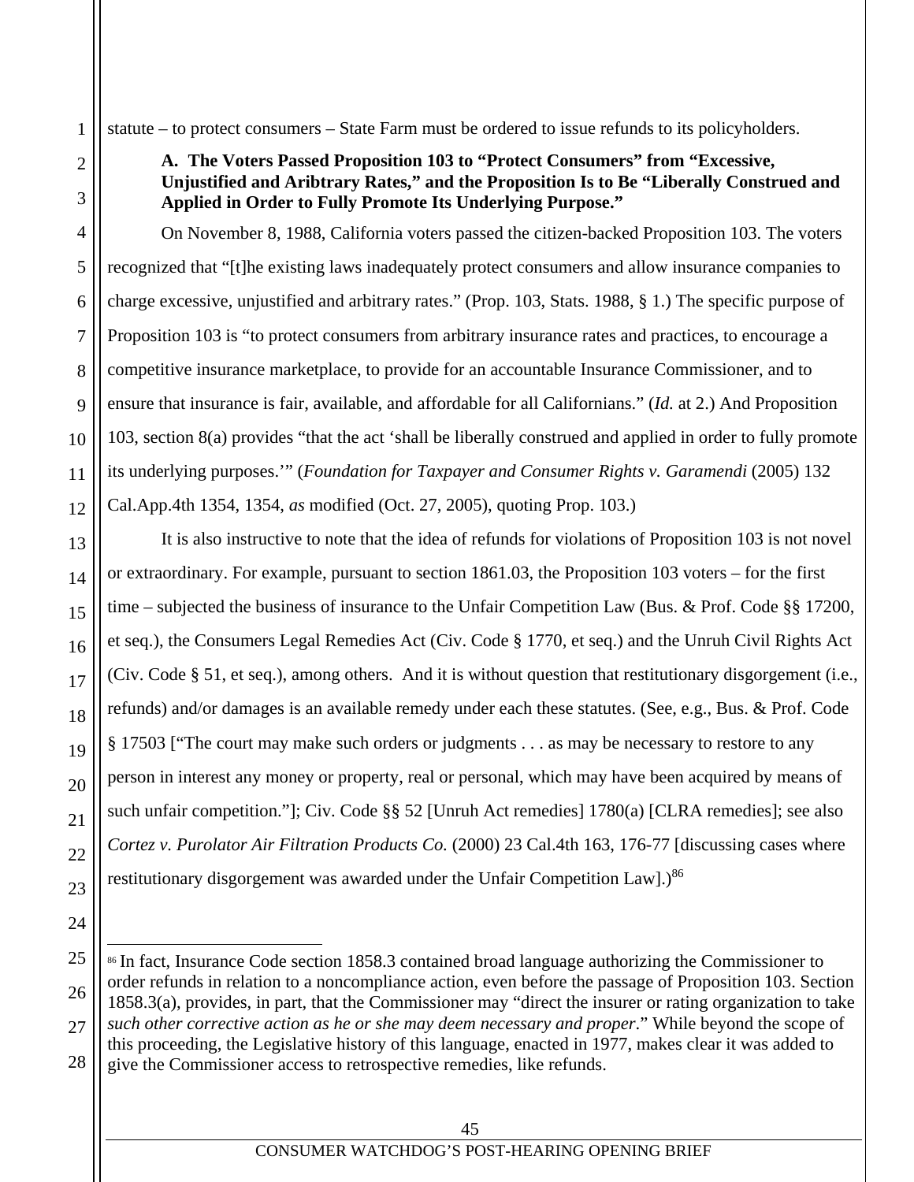statute – to protect consumers – State Farm must be ordered to issue refunds to its policyholders.

**A. The Voters Passed Proposition 103 to "Protect Consumers" from "Excessive, Unjustified and Aribtrary Rates," and the Proposition Is to Be "Liberally Construed and Applied in Order to Fully Promote Its Underlying Purpose."**

On November 8, 1988, California voters passed the citizen-backed Proposition 103. The voters recognized that "[t]he existing laws inadequately protect consumers and allow insurance companies to charge excessive, unjustified and arbitrary rates." (Prop. 103, Stats. 1988, § 1.) The specific purpose of Proposition 103 is "to protect consumers from arbitrary insurance rates and practices, to encourage a competitive insurance marketplace, to provide for an accountable Insurance Commissioner, and to ensure that insurance is fair, available, and affordable for all Californians." (*Id.* at 2.) And Proposition 103, section 8(a) provides "that the act 'shall be liberally construed and applied in order to fully promote its underlying purposes.'" (*Foundation for Taxpayer and Consumer Rights v. Garamendi* (2005) 132 Cal.App.4th 1354, 1354, *as* modified (Oct. 27, 2005), quoting Prop. 103.)

It is also instructive to note that the idea of refunds for violations of Proposition 103 is not novel or extraordinary. For example, pursuant to section 1861.03, the Proposition 103 voters – for the first time – subjected the business of insurance to the Unfair Competition Law (Bus. & Prof. Code §§ 17200, et seq.), the Consumers Legal Remedies Act (Civ. Code § 1770, et seq.) and the Unruh Civil Rights Act (Civ. Code § 51, et seq.), among others. And it is without question that restitutionary disgorgement (i.e., refunds) and/or damages is an available remedy under each these statutes. (See, e.g., Bus. & Prof. Code § 17503 ["The court may make such orders or judgments . . . as may be necessary to restore to any person in interest any money or property, real or personal, which may have been acquired by means of such unfair competition."]; Civ. Code §§ 52 [Unruh Act remedies] 1780(a) [CLRA remedies]; see also *Cortez v. Purolator Air Filtration Products Co.* (2000) 23 Cal.4th 163, 176-77 [discussing cases where restitutionary disgorgement was awarded under the Unfair Competition Law].)[86]

---

[86] In fact, Insurance Code section 1858.3 contained broad language authorizing the Commissioner to order refunds in relation to a noncompliance action, even before the passage of Proposition 103. Section 1858.3(a), provides, in part, that the Commissioner may "direct the insurer or rating organization to take *such other corrective action as he or she may deem necessary and proper*." While beyond the scope of this proceeding, the Legislative history of this language, enacted in 1977, makes clear it was added to give the Commissioner access to retrospective remedies, like refunds.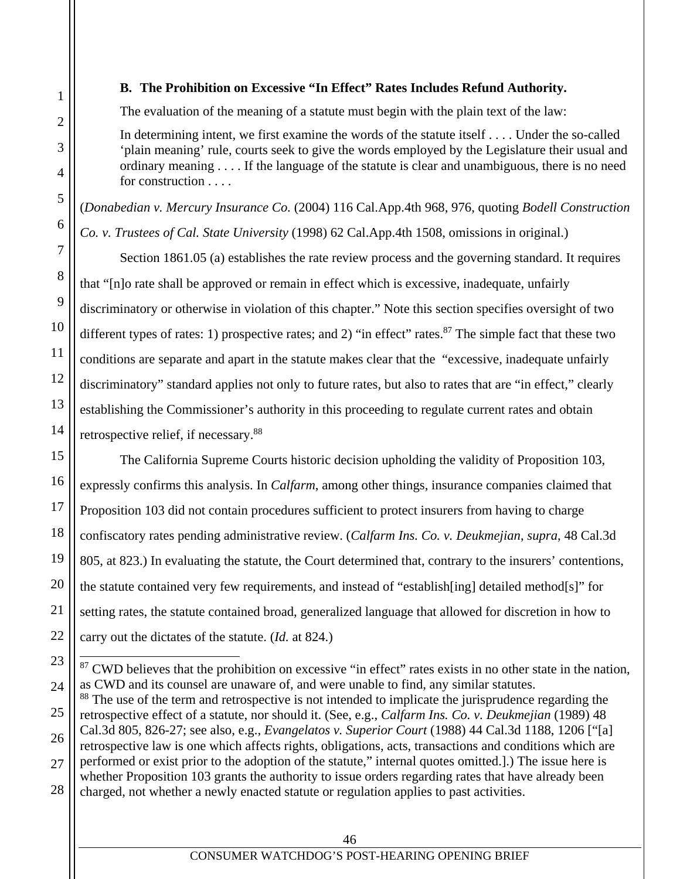### B. The Prohibition on Excessive "In Effect" Rates Includes Refund Authority.

The evaluation of the meaning of a statute must begin with the plain text of the law:

> In determining intent, we first examine the words of the statute itself . . . . Under the so-called 'plain meaning' rule, courts seek to give the words employed by the Legislature their usual and ordinary meaning . . . . If the language of the statute is clear and unambiguous, there is no need for construction . . . .

(*Donabedian v. Mercury Insurance Co.* (2004) 116 Cal.App.4th 968, 976, quoting *Bodell Construction Co. v. Trustees of Cal. State University* (1998) 62 Cal.App.4th 1508, omissions in original.)

Section 1861.05 (a) establishes the rate review process and the governing standard. It requires that "[n]o rate shall be approved or remain in effect which is excessive, inadequate, unfairly discriminatory or otherwise in violation of this chapter." Note this section specifies oversight of two different types of rates: 1) prospective rates; and 2) "in effect" rates.[87] The simple fact that these two conditions are separate and apart in the statute makes clear that the "excessive, inadequate unfairly discriminatory" standard applies not only to future rates, but also to rates that are "in effect," clearly establishing the Commissioner's authority in this proceeding to regulate current rates and obtain retrospective relief, if necessary.[88]

The California Supreme Courts historic decision upholding the validity of Proposition 103, expressly confirms this analysis. In *Calfarm*, among other things, insurance companies claimed that Proposition 103 did not contain procedures sufficient to protect insurers from having to charge confiscatory rates pending administrative review. (*Calfarm Ins. Co. v. Deukmejian*, *supra*, 48 Cal.3d 805, at 823.) In evaluating the statute, the Court determined that, contrary to the insurers' contentions, the statute contained very few requirements, and instead of "establish[ing] detailed method[s]" for setting rates, the statute contained broad, generalized language that allowed for discretion in how to carry out the dictates of the statute. (*Id.* at 824.)

---

[87] CWD believes that the prohibition on excessive "in effect" rates exists in no other state in the nation, as CWD and its counsel are unaware of, and were unable to find, any similar statutes.

[88] The use of the term and retrospective is not intended to implicate the jurisprudence regarding the retrospective effect of a statute, nor should it. (See, e.g., *Calfarm Ins. Co. v. Deukmejian* (1989) 48 Cal.3d 805, 826-27; see also, e.g., *Evangelatos v. Superior Court* (1988) 44 Cal.3d 1188, 1206 ["[a] retrospective law is one which affects rights, obligations, acts, transactions and conditions which are performed or exist prior to the adoption of the statute," internal quotes omitted.].) The issue here is whether Proposition 103 grants the authority to issue orders regarding rates that have already been charged, not whether a newly enacted statute or regulation applies to past activities.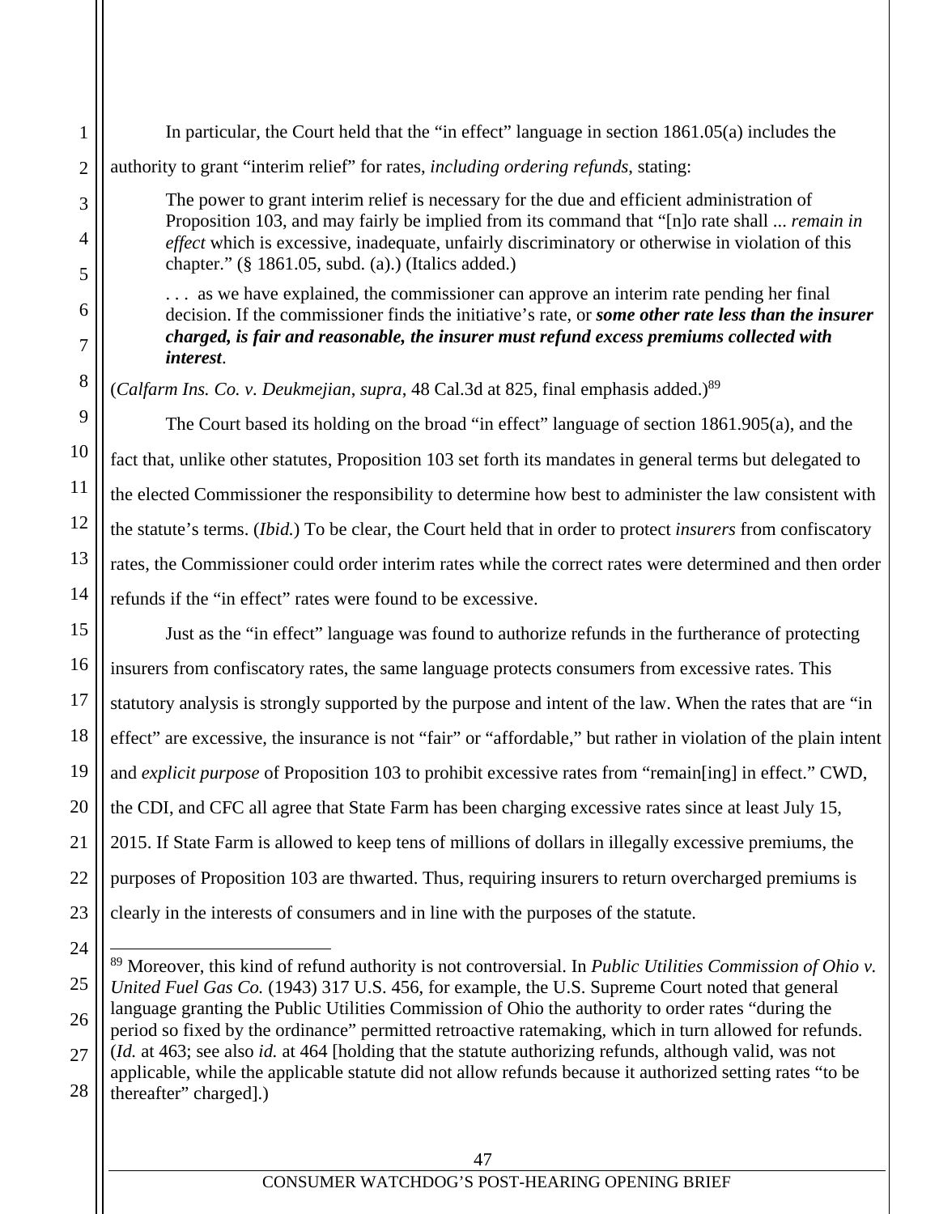In particular, the Court held that the "in effect" language in section 1861.05(a) includes the authority to grant "interim relief" for rates, *including ordering refunds*, stating:

> The power to grant interim relief is necessary for the due and efficient administration of Proposition 103, and may fairly be implied from its command that "[n]o rate shall ... *remain in effect* which is excessive, inadequate, unfairly discriminatory or otherwise in violation of this chapter." (§ 1861.05, subd. (a).) (Italics added.)
>
> . . . as we have explained, the commissioner can approve an interim rate pending her final decision. If the commissioner finds the initiative's rate, or ***some other rate less than the insurer charged, is fair and reasonable, the insurer must refund excess premiums collected with interest***.

(*Calfarm Ins. Co. v. Deukmejian*, *supra*, 48 Cal.3d at 825, final emphasis added.)[89]

The Court based its holding on the broad "in effect" language of section 1861.905(a), and the fact that, unlike other statutes, Proposition 103 set forth its mandates in general terms but delegated to the elected Commissioner the responsibility to determine how best to administer the law consistent with the statute's terms. (*Ibid.*) To be clear, the Court held that in order to protect *insurers* from confiscatory rates, the Commissioner could order interim rates while the correct rates were determined and then order refunds if the "in effect" rates were found to be excessive.

Just as the "in effect" language was found to authorize refunds in the furtherance of protecting insurers from confiscatory rates, the same language protects consumers from excessive rates. This statutory analysis is strongly supported by the purpose and intent of the law. When the rates that are "in effect" are excessive, the insurance is not "fair" or "affordable," but rather in violation of the plain intent and *explicit purpose* of Proposition 103 to prohibit excessive rates from "remain[ing] in effect." CWD, the CDI, and CFC all agree that State Farm has been charging excessive rates since at least July 15, 2015. If State Farm is allowed to keep tens of millions of dollars in illegally excessive premiums, the purposes of Proposition 103 are thwarted. Thus, requiring insurers to return overcharged premiums is clearly in the interests of consumers and in line with the purposes of the statute.

---

[89] Moreover, this kind of refund authority is not controversial. In *Public Utilities Commission of Ohio v. United Fuel Gas Co.* (1943) 317 U.S. 456, for example, the U.S. Supreme Court noted that general language granting the Public Utilities Commission of Ohio the authority to order rates "during the period so fixed by the ordinance" permitted retroactive ratemaking, which in turn allowed for refunds. (*Id.* at 463; see also *id.* at 464 [holding that the statute authorizing refunds, although valid, was not applicable, while the applicable statute did not allow refunds because it authorized setting rates "to be thereafter" charged].)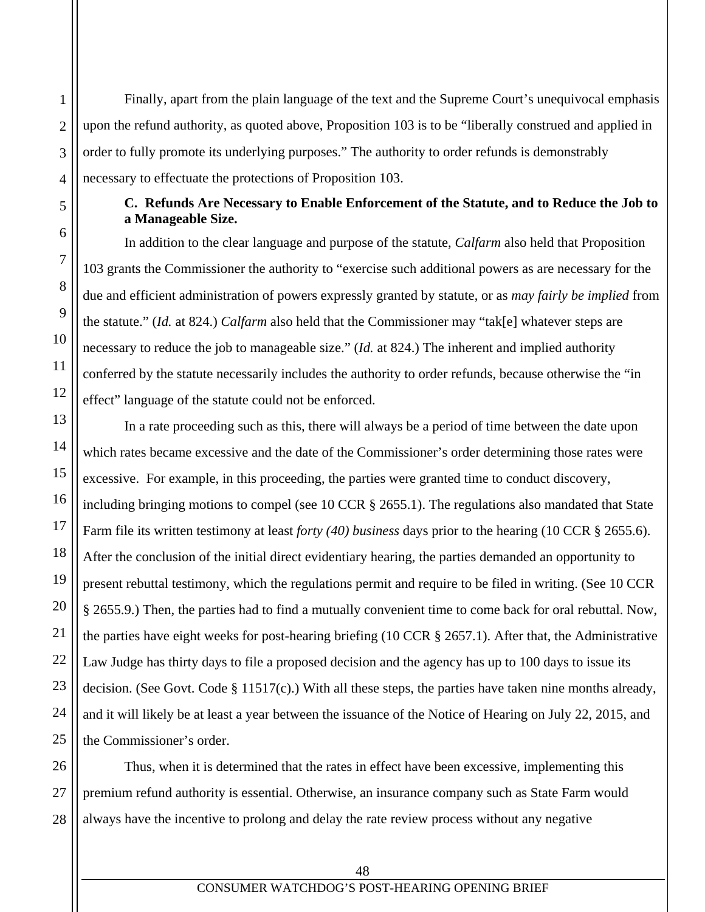Finally, apart from the plain language of the text and the Supreme Court's unequivocal emphasis upon the refund authority, as quoted above, Proposition 103 is to be "liberally construed and applied in order to fully promote its underlying purposes." The authority to order refunds is demonstrably necessary to effectuate the protections of Proposition 103.

**C. Refunds Are Necessary to Enable Enforcement of the Statute, and to Reduce the Job to a Manageable Size.**

In addition to the clear language and purpose of the statute, *Calfarm* also held that Proposition 103 grants the Commissioner the authority to "exercise such additional powers as are necessary for the due and efficient administration of powers expressly granted by statute, or as *may fairly be implied* from the statute." (*Id.* at 824.) *Calfarm* also held that the Commissioner may "tak[e] whatever steps are necessary to reduce the job to manageable size." (*Id.* at 824.) The inherent and implied authority conferred by the statute necessarily includes the authority to order refunds, because otherwise the "in effect" language of the statute could not be enforced.

In a rate proceeding such as this, there will always be a period of time between the date upon which rates became excessive and the date of the Commissioner's order determining those rates were excessive. For example, in this proceeding, the parties were granted time to conduct discovery, including bringing motions to compel (see 10 CCR § 2655.1). The regulations also mandated that State Farm file its written testimony at least *forty (40) business* days prior to the hearing (10 CCR § 2655.6). After the conclusion of the initial direct evidentiary hearing, the parties demanded an opportunity to present rebuttal testimony, which the regulations permit and require to be filed in writing. (See 10 CCR § 2655.9.) Then, the parties had to find a mutually convenient time to come back for oral rebuttal. Now, the parties have eight weeks for post-hearing briefing (10 CCR § 2657.1). After that, the Administrative Law Judge has thirty days to file a proposed decision and the agency has up to 100 days to issue its decision. (See Govt. Code § 11517(c).) With all these steps, the parties have taken nine months already, and it will likely be at least a year between the issuance of the Notice of Hearing on July 22, 2015, and the Commissioner's order.

Thus, when it is determined that the rates in effect have been excessive, implementing this premium refund authority is essential. Otherwise, an insurance company such as State Farm would always have the incentive to prolong and delay the rate review process without any negative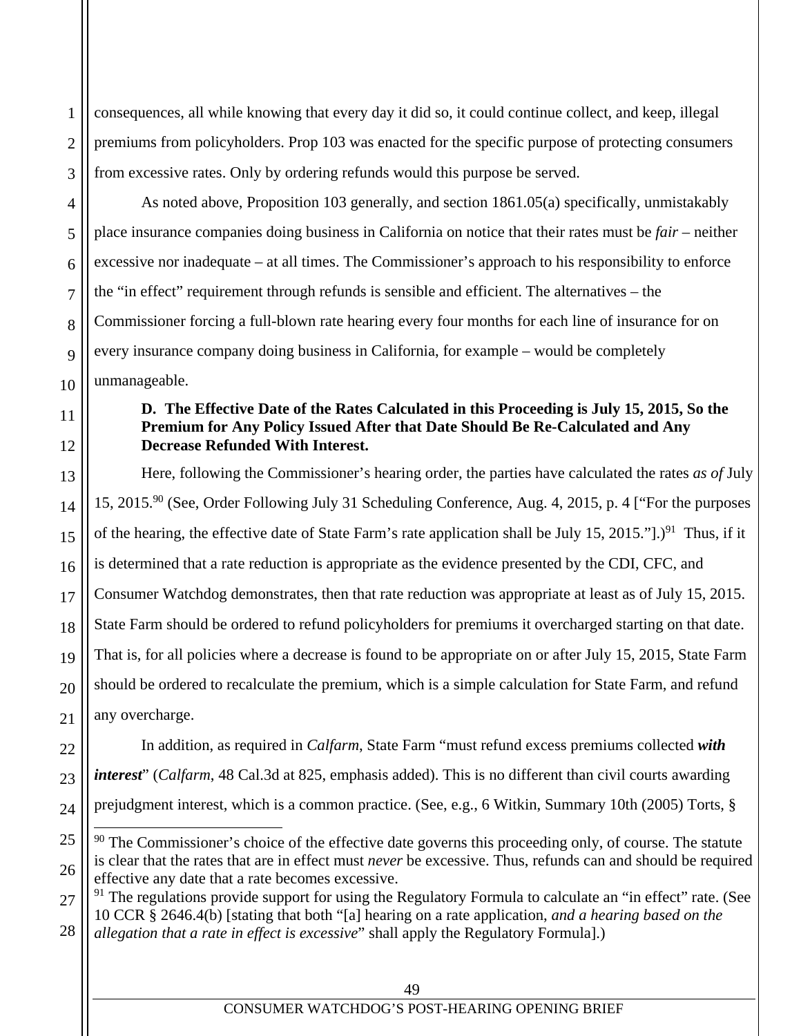consequences, all while knowing that every day it did so, it could continue collect, and keep, illegal premiums from policyholders. Prop 103 was enacted for the specific purpose of protecting consumers from excessive rates. Only by ordering refunds would this purpose be served.

As noted above, Proposition 103 generally, and section 1861.05(a) specifically, unmistakably place insurance companies doing business in California on notice that their rates must be *fair* – neither excessive nor inadequate – at all times. The Commissioner's approach to his responsibility to enforce the "in effect" requirement through refunds is sensible and efficient. The alternatives – the Commissioner forcing a full-blown rate hearing every four months for each line of insurance for on every insurance company doing business in California, for example – would be completely unmanageable.

### D. The Effective Date of the Rates Calculated in this Proceeding is July 15, 2015, So the Premium for Any Policy Issued After that Date Should Be Re-Calculated and Any Decrease Refunded With Interest.

Here, following the Commissioner's hearing order, the parties have calculated the rates *as of* July 15, 2015.[90] (See, Order Following July 31 Scheduling Conference, Aug. 4, 2015, p. 4 ["For the purposes of the hearing, the effective date of State Farm's rate application shall be July 15, 2015."].)[91] Thus, if it is determined that a rate reduction is appropriate as the evidence presented by the CDI, CFC, and Consumer Watchdog demonstrates, then that rate reduction was appropriate at least as of July 15, 2015. State Farm should be ordered to refund policyholders for premiums it overcharged starting on that date. That is, for all policies where a decrease is found to be appropriate on or after July 15, 2015, State Farm should be ordered to recalculate the premium, which is a simple calculation for State Farm, and refund any overcharge.

In addition, as required in *Calfarm*, State Farm "must refund excess premiums collected ***with interest***" (*Calfarm*, 48 Cal.3d at 825, emphasis added). This is no different than civil courts awarding prejudgment interest, which is a common practice. (See, e.g., 6 Witkin, Summary 10th (2005) Torts, §

---

[90] The Commissioner's choice of the effective date governs this proceeding only, of course. The statute is clear that the rates that are in effect must *never* be excessive. Thus, refunds can and should be required effective any date that a rate becomes excessive.

[91] The regulations provide support for using the Regulatory Formula to calculate an "in effect" rate. (See 10 CCR § 2646.4(b) [stating that both "[a] hearing on a rate application, *and a hearing based on the allegation that a rate in effect is excessive*" shall apply the Regulatory Formula].)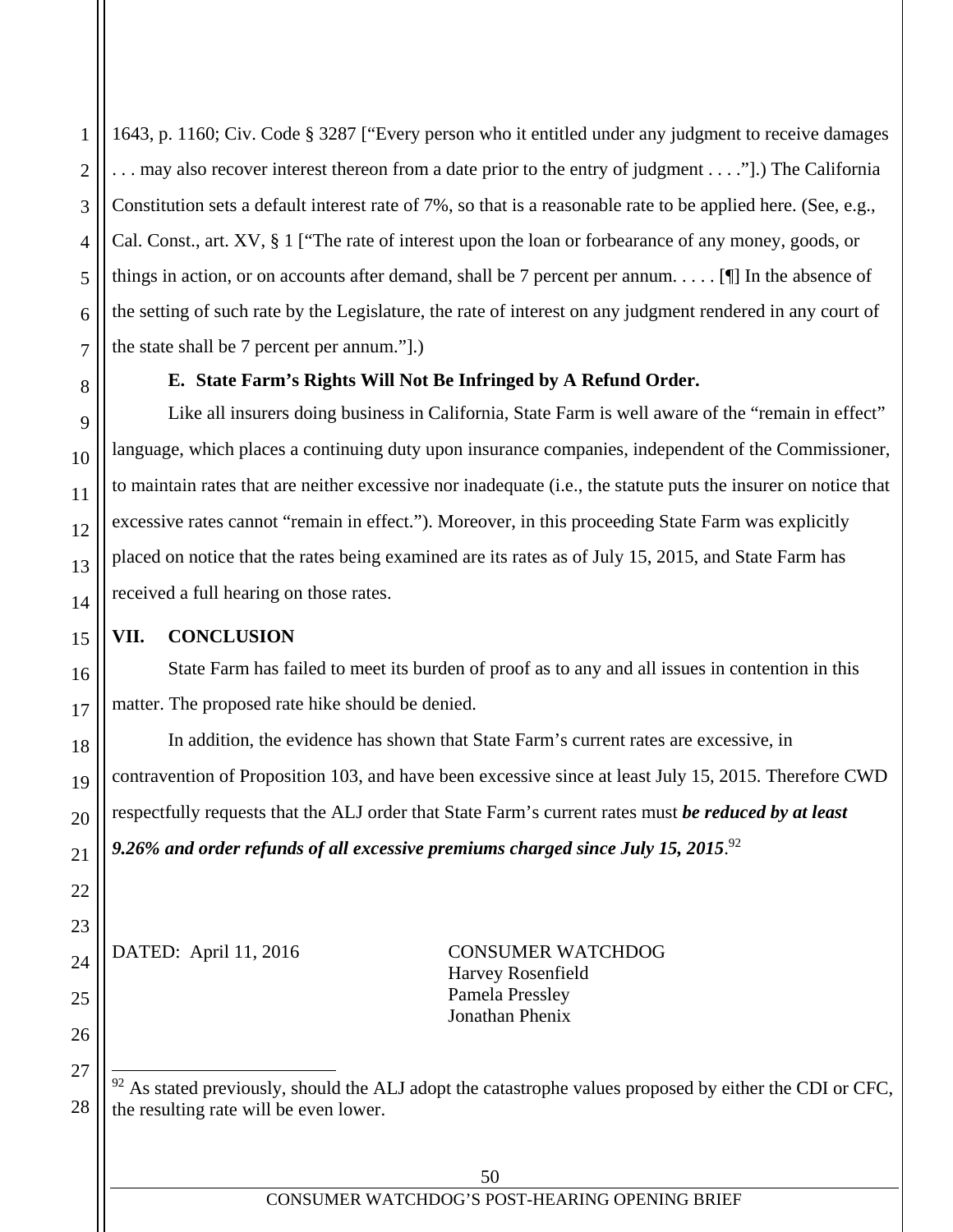1643, p. 1160; Civ. Code § 3287 ["Every person who it entitled under any judgment to receive damages . . . may also recover interest thereon from a date prior to the entry of judgment . . . ."].) The California Constitution sets a default interest rate of 7%, so that is a reasonable rate to be applied here. (See, e.g., Cal. Const., art. XV, § 1 ["The rate of interest upon the loan or forbearance of any money, goods, or things in action, or on accounts after demand, shall be 7 percent per annum. . . . . [¶] In the absence of the setting of such rate by the Legislature, the rate of interest on any judgment rendered in any court of the state shall be 7 percent per annum."].)

**E. State Farm's Rights Will Not Be Infringed by A Refund Order.**

Like all insurers doing business in California, State Farm is well aware of the "remain in effect" language, which places a continuing duty upon insurance companies, independent of the Commissioner, to maintain rates that are neither excessive nor inadequate (i.e., the statute puts the insurer on notice that excessive rates cannot "remain in effect."). Moreover, in this proceeding State Farm was explicitly placed on notice that the rates being examined are its rates as of July 15, 2015, and State Farm has received a full hearing on those rates.

## VII. CONCLUSION

State Farm has failed to meet its burden of proof as to any and all issues in contention in this matter. The proposed rate hike should be denied.

In addition, the evidence has shown that State Farm's current rates are excessive, in contravention of Proposition 103, and have been excessive since at least July 15, 2015. Therefore CWD respectfully requests that the ALJ order that State Farm's current rates must ***be reduced by at least 9.26% and order refunds of all excessive premiums charged since July 15, 2015***.[92]

DATED: April 11, 2016

CONSUMER WATCHDOG
Harvey Rosenfield
Pamela Pressley
Jonathan Phenix

---

[92] As stated previously, should the ALJ adopt the catastrophe values proposed by either the CDI or CFC, the resulting rate will be even lower.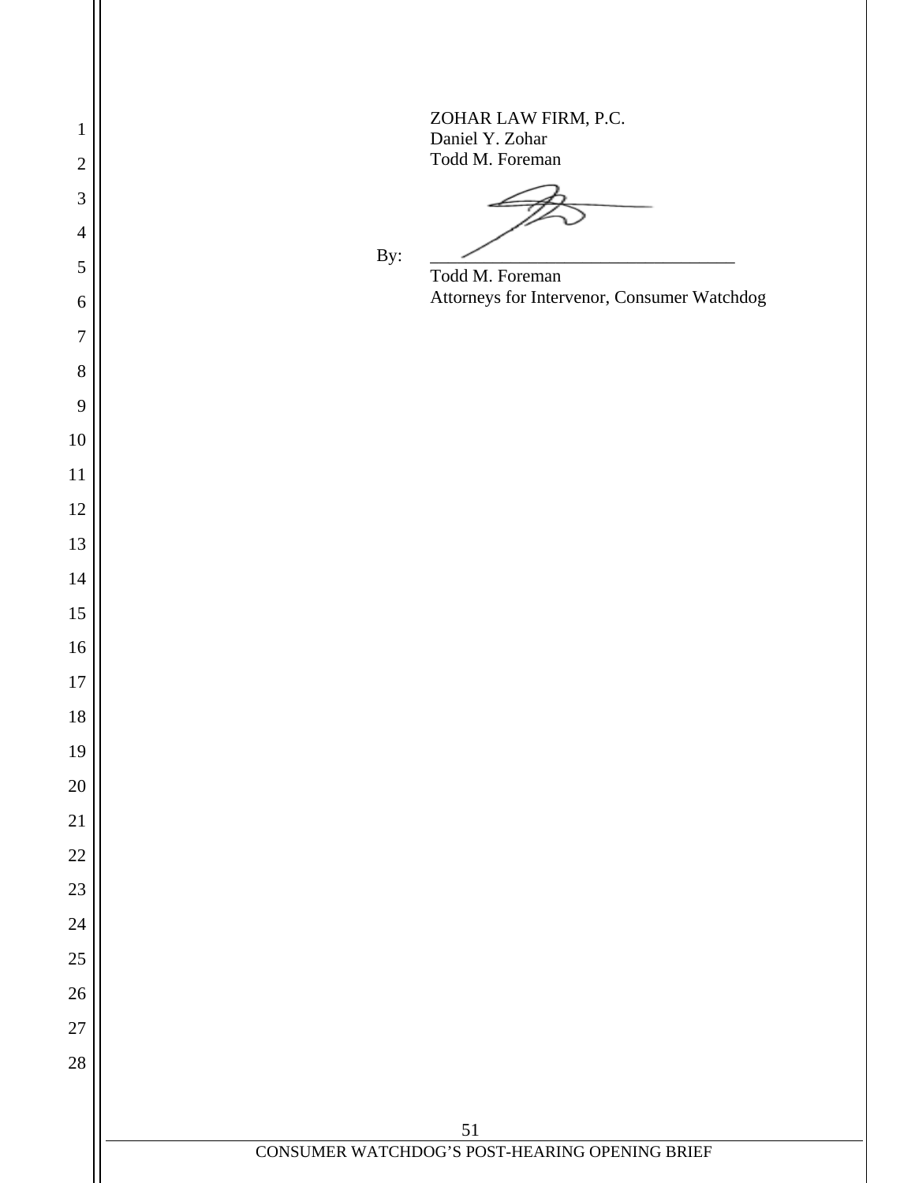ZOHAR LAW FIRM, P.C.
Daniel Y. Zohar
Todd M. Foreman

By: ______________________________
Todd M. Foreman
Attorneys for Intervenor, Consumer Watchdog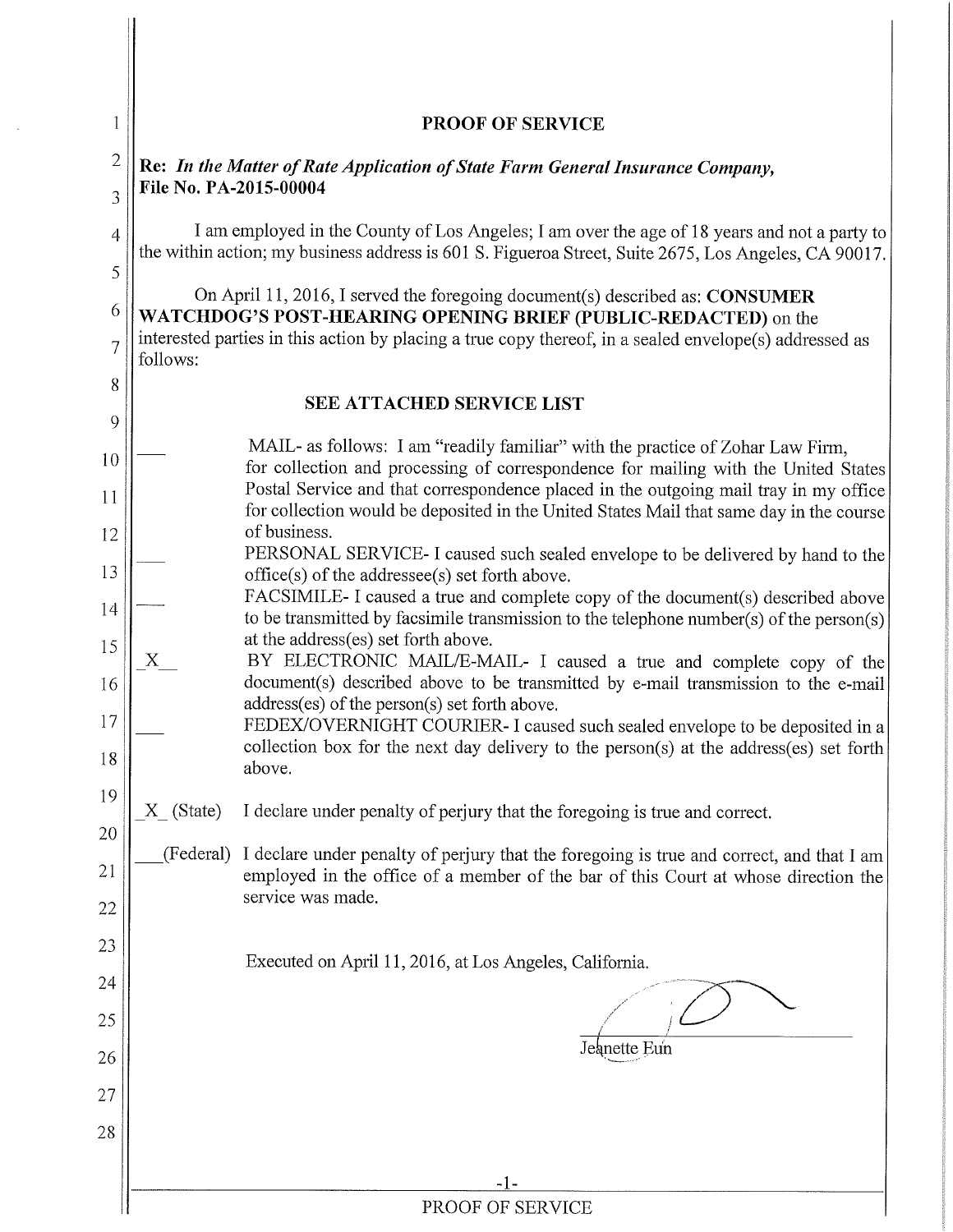# PROOF OF SERVICE

**Re:** ***In the Matter of Rate Application of State Farm General Insurance Company,*** **File No. PA-2015-00004**

I am employed in the County of Los Angeles; I am over the age of 18 years and not a party to the within action; my business address is 601 S. Figueroa Street, Suite 2675, Los Angeles, CA 90017.

On April 11, 2016, I served the foregoing document(s) described as: **CONSUMER WATCHDOG'S POST-HEARING OPENING BRIEF (PUBLIC-REDACTED)** on the interested parties in this action by placing a true copy thereof, in a sealed envelope(s) addressed as follows:

**SEE ATTACHED SERVICE LIST**

___ MAIL- as follows: I am "readily familiar" with the practice of Zohar Law Firm, for collection and processing of correspondence for mailing with the United States Postal Service and that correspondence placed in the outgoing mail tray in my office for collection would be deposited in the United States Mail that same day in the course of business.

___ PERSONAL SERVICE- I caused such sealed envelope to be delivered by hand to the office(s) of the addressee(s) set forth above.

___ FACSIMILE- I caused a true and complete copy of the document(s) described above to be transmitted by facsimile transmission to the telephone number(s) of the person(s) at the address(es) set forth above.

_X__ BY ELECTRONIC MAIL/E-MAIL- I caused a true and complete copy of the document(s) described above to be transmitted by e-mail transmission to the e-mail address(es) of the person(s) set forth above.

___ FEDEX/OVERNIGHT COURIER- I caused such sealed envelope to be deposited in a collection box for the next day delivery to the person(s) at the address(es) set forth above.

_X_ (State) I declare under penalty of perjury that the foregoing is true and correct.

___(Federal) I declare under penalty of perjury that the foregoing is true and correct, and that I am employed in the office of a member of the bar of this Court at whose direction the service was made.

Executed on April 11, 2016, at Los Angeles, California.

Jeanette Eun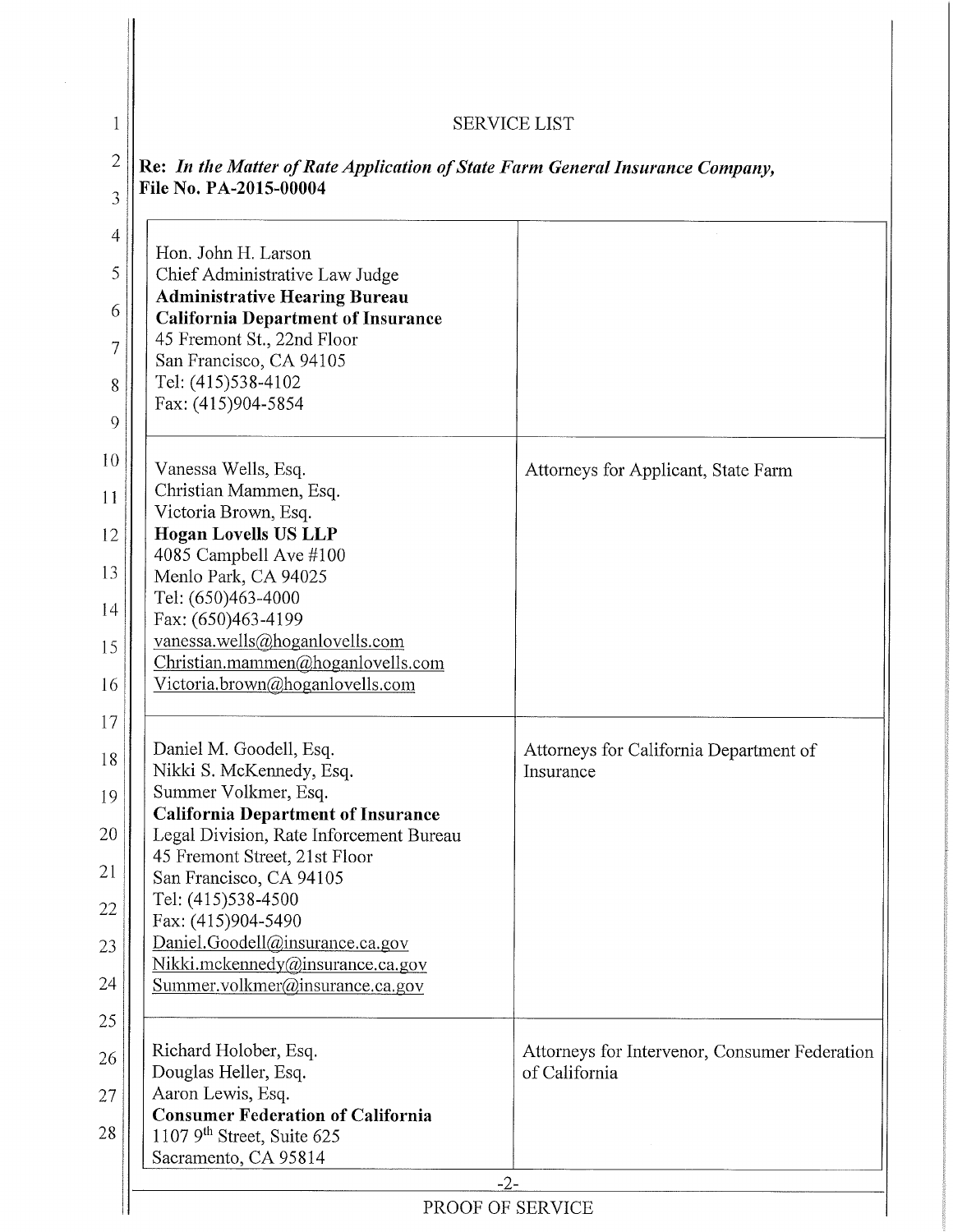SERVICE LIST

**Re:** ***In the Matter of Rate Application of State Farm General Insurance Company,*** **File No. PA-2015-00004**

| | |
|---|---|
| Hon. John H. Larson<br>Chief Administrative Law Judge<br>**Administrative Hearing Bureau**<br>**California Department of Insurance**<br>45 Fremont St., 22nd Floor<br>San Francisco, CA 94105<br>Tel: (415)538-4102<br>Fax: (415)904-5854 | |
| Vanessa Wells, Esq.<br>Christian Mammen, Esq.<br>Victoria Brown, Esq.<br>**Hogan Lovells US LLP**<br>4085 Campbell Ave #100<br>Menlo Park, CA 94025<br>Tel: (650)463-4000<br>Fax: (650)463-4199<br>vanessa.wells@hoganlovells.com<br>Christian.mammen@hoganlovells.com<br>Victoria.brown@hoganlovells.com | Attorneys for Applicant, State Farm |
| Daniel M. Goodell, Esq.<br>Nikki S. McKennedy, Esq.<br>Summer Volkmer, Esq.<br>**California Department of Insurance**<br>Legal Division, Rate Inforcement Bureau<br>45 Fremont Street, 21st Floor<br>San Francisco, CA 94105<br>Tel: (415)538-4500<br>Fax: (415)904-5490<br>Daniel.Goodell@insurance.ca.gov<br>Nikki.mckennedy@insurance.ca.gov<br>Summer.volkmer@insurance.ca.gov | Attorneys for California Department of Insurance |
| Richard Holober, Esq.<br>Douglas Heller, Esq.<br>Aaron Lewis, Esq.<br>**Consumer Federation of California**<br>1107 9th Street, Suite 625<br>Sacramento, CA 95814 | Attorneys for Intervenor, Consumer Federation of California |

PROOF OF SERVICE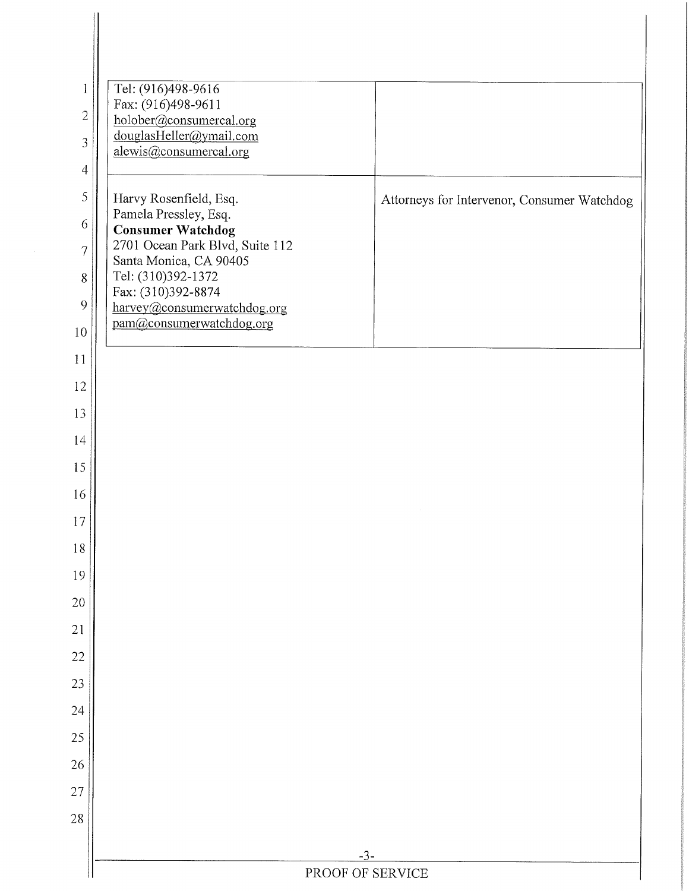| | |
|---|---|
| Tel: (916)498-9616<br>Fax: (916)498-9611<br>holober@consumercal.org<br>douglasHeller@ymail.com<br>alewis@consumercal.org | |
| Harvy Rosenfield, Esq.<br>Pamela Pressley, Esq.<br>**Consumer Watchdog**<br>2701 Ocean Park Blvd, Suite 112<br>Santa Monica, CA 90405<br>Tel: (310)392-1372<br>Fax: (310)392-8874<br>harvey@consumerwatchdog.org<br>pam@consumerwatchdog.org | Attorneys for Intervenor, Consumer Watchdog |

PROOF OF SERVICE